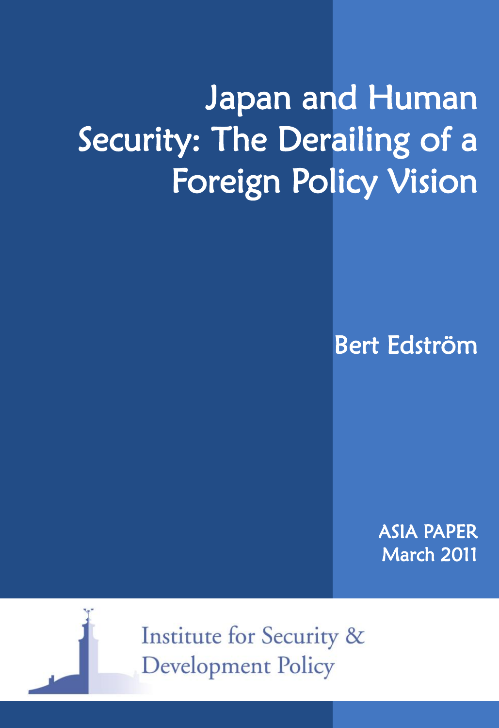# Japan and Human Security: The Derailing of a Foreign Policy Vision

Bert Edström

ASIA PAPER
March 2011

Institute for Security & Development Policy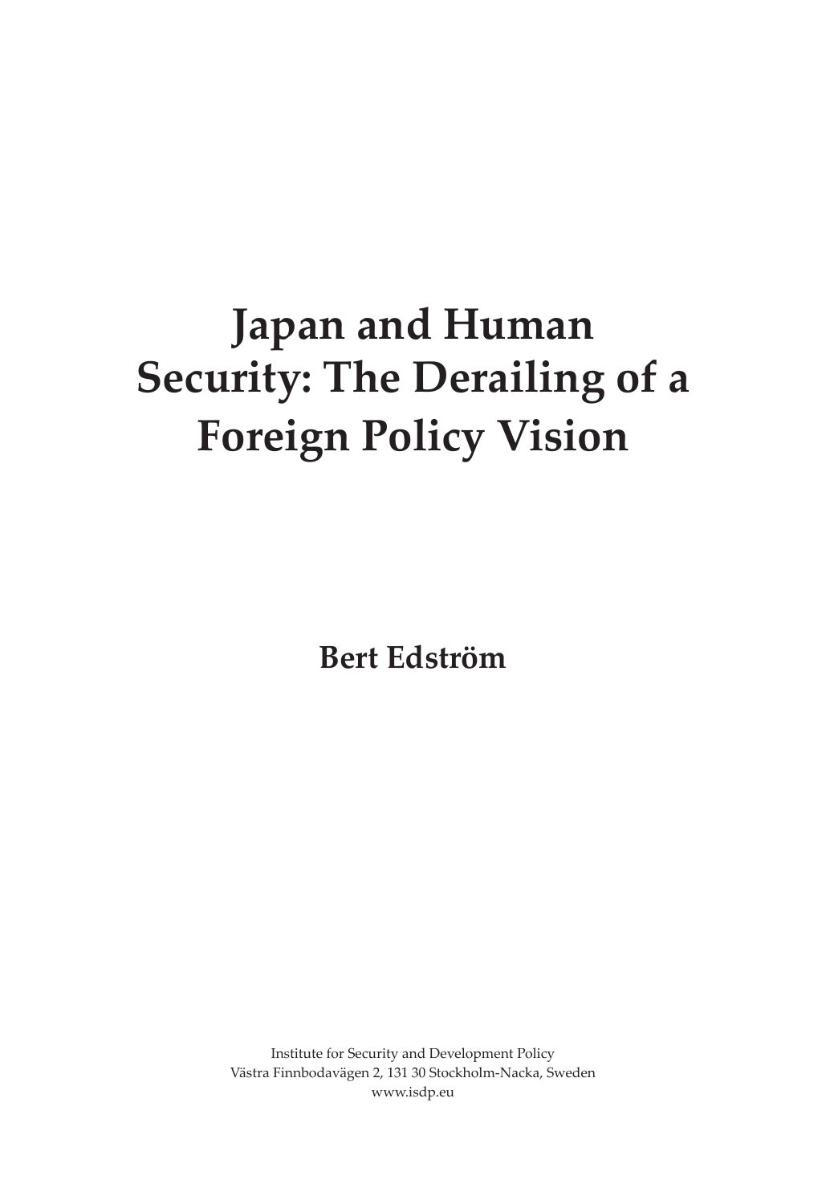# Japan and Human Security: The Derailing of a Foreign Policy Vision

**Bert Edström**

Institute for Security and Development Policy
Västra Finnbodavägen 2, 131 30 Stockholm-Nacka, Sweden
www.isdp.eu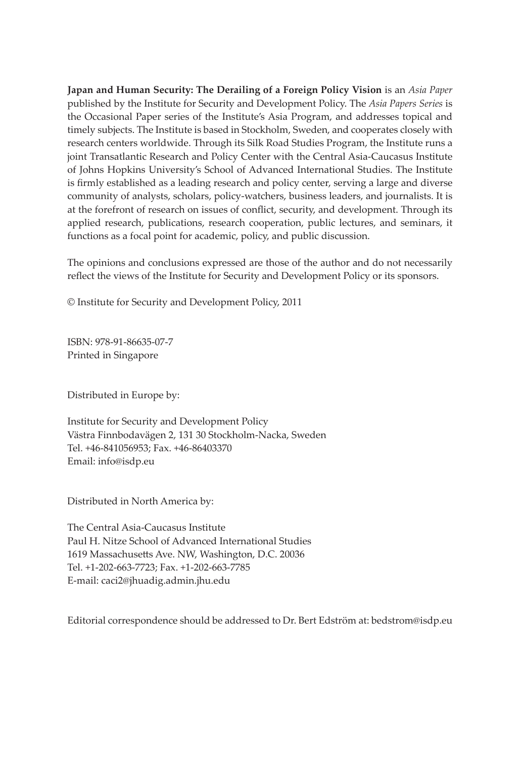**Japan and Human Security: The Derailing of a Foreign Policy Vision** is an *Asia Paper* published by the Institute for Security and Development Policy. The *Asia Papers Series* is the Occasional Paper series of the Institute's Asia Program, and addresses topical and timely subjects. The Institute is based in Stockholm, Sweden, and cooperates closely with research centers worldwide. Through its Silk Road Studies Program, the Institute runs a joint Transatlantic Research and Policy Center with the Central Asia-Caucasus Institute of Johns Hopkins University's School of Advanced International Studies. The Institute is firmly established as a leading research and policy center, serving a large and diverse community of analysts, scholars, policy-watchers, business leaders, and journalists. It is at the forefront of research on issues of conflict, security, and development. Through its applied research, publications, research cooperation, public lectures, and seminars, it functions as a focal point for academic, policy, and public discussion.

The opinions and conclusions expressed are those of the author and do not necessarily reflect the views of the Institute for Security and Development Policy or its sponsors.

© Institute for Security and Development Policy, 2011

ISBN: 978-91-86635-07-7
Printed in Singapore

Distributed in Europe by:

Institute for Security and Development Policy
Västra Finnbodavägen 2, 131 30 Stockholm-Nacka, Sweden
Tel. +46-841056953; Fax. +46-86403370
Email: info@isdp.eu

Distributed in North America by:

The Central Asia-Caucasus Institute
Paul H. Nitze School of Advanced International Studies
1619 Massachusetts Ave. NW, Washington, D.C. 20036
Tel. +1-202-663-7723; Fax. +1-202-663-7785
E-mail: caci2@jhuadig.admin.jhu.edu

Editorial correspondence should be addressed to Dr. Bert Edström at: bedstrom@isdp.eu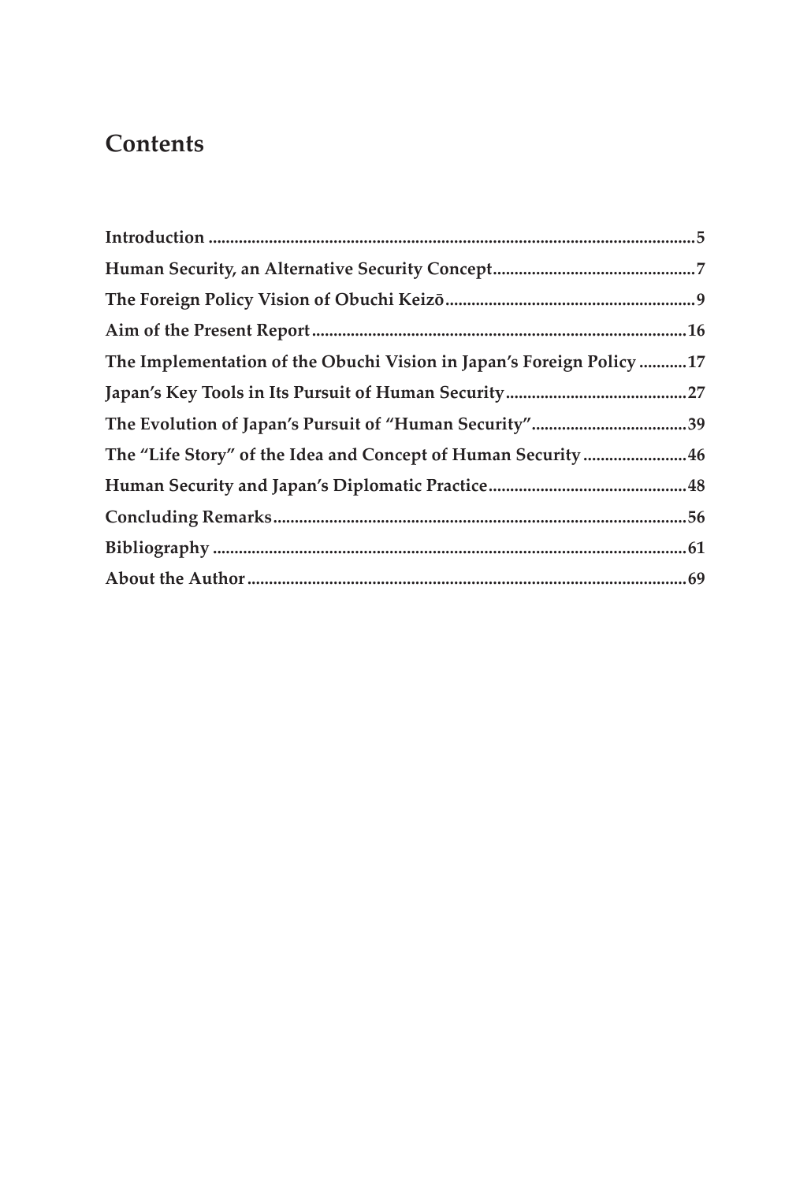# Contents

**Introduction** ........................................................................................................ **5**

**Human Security, an Alternative Security Concept** .......................................... **7**

**The Foreign Policy Vision of Obuchi Keizō** ..................................................... **9**

**Aim of the Present Report** .................................................................................. **16**

**The Implementation of the Obuchi Vision in Japan's Foreign Policy** ........... **17**

**Japan's Key Tools in Its Pursuit of Human Security** ...................................... **27**

**The Evolution of Japan's Pursuit of "Human Security"** .................................. **39**

**The "Life Story" of the Idea and Concept of Human Security** ....................... **46**

**Human Security and Japan's Diplomatic Practice** .......................................... **48**

**Concluding Remarks** ............................................................................................ **56**

**Bibliography** ......................................................................................................... **61**

**About the Author** ................................................................................................. **69**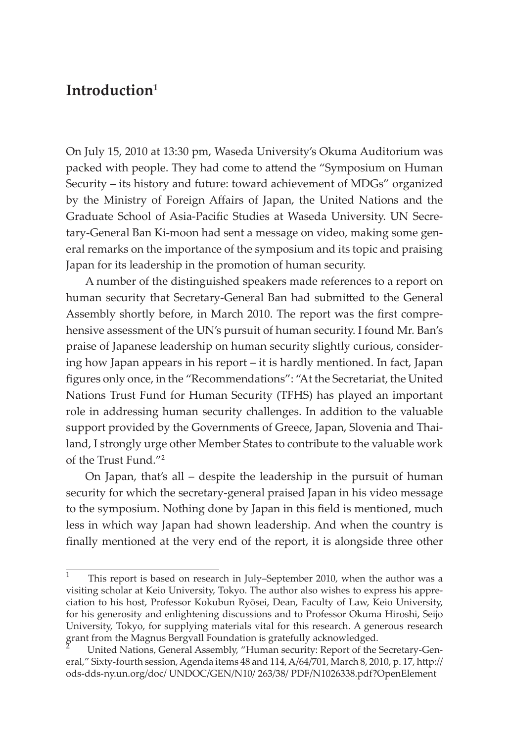# Introduction[1]

On July 15, 2010 at 13:30 pm, Waseda University's Okuma Auditorium was packed with people. They had come to attend the "Symposium on Human Security – its history and future: toward achievement of MDGs" organized by the Ministry of Foreign Affairs of Japan, the United Nations and the Graduate School of Asia-Pacific Studies at Waseda University. UN Secretary-General Ban Ki-moon had sent a message on video, making some general remarks on the importance of the symposium and its topic and praising Japan for its leadership in the promotion of human security.

A number of the distinguished speakers made references to a report on human security that Secretary-General Ban had submitted to the General Assembly shortly before, in March 2010. The report was the first comprehensive assessment of the UN's pursuit of human security. I found Mr. Ban's praise of Japanese leadership on human security slightly curious, considering how Japan appears in his report – it is hardly mentioned. In fact, Japan figures only once, in the "Recommendations": "At the Secretariat, the United Nations Trust Fund for Human Security (TFHS) has played an important role in addressing human security challenges. In addition to the valuable support provided by the Governments of Greece, Japan, Slovenia and Thailand, I strongly urge other Member States to contribute to the valuable work of the Trust Fund."[2]

On Japan, that's all – despite the leadership in the pursuit of human security for which the secretary-general praised Japan in his video message to the symposium. Nothing done by Japan in this field is mentioned, much less in which way Japan had shown leadership. And when the country is finally mentioned at the very end of the report, it is alongside three other

---

[1] This report is based on research in July–September 2010, when the author was a visiting scholar at Keio University, Tokyo. The author also wishes to express his appreciation to his host, Professor Kokubun Ryōsei, Dean, Faculty of Law, Keio University, for his generosity and enlightening discussions and to Professor Ōkuma Hiroshi, Seijo University, Tokyo, for supplying materials vital for this research. A generous research grant from the Magnus Bergvall Foundation is gratefully acknowledged.

[2] United Nations, General Assembly, "Human security: Report of the Secretary-General," Sixty-fourth session, Agenda items 48 and 114, A/64/701, March 8, 2010, p. 17, http://ods-dds-ny.un.org/doc/ UNDOC/GEN/N10/ 263/38/ PDF/N1026338.pdf?OpenElement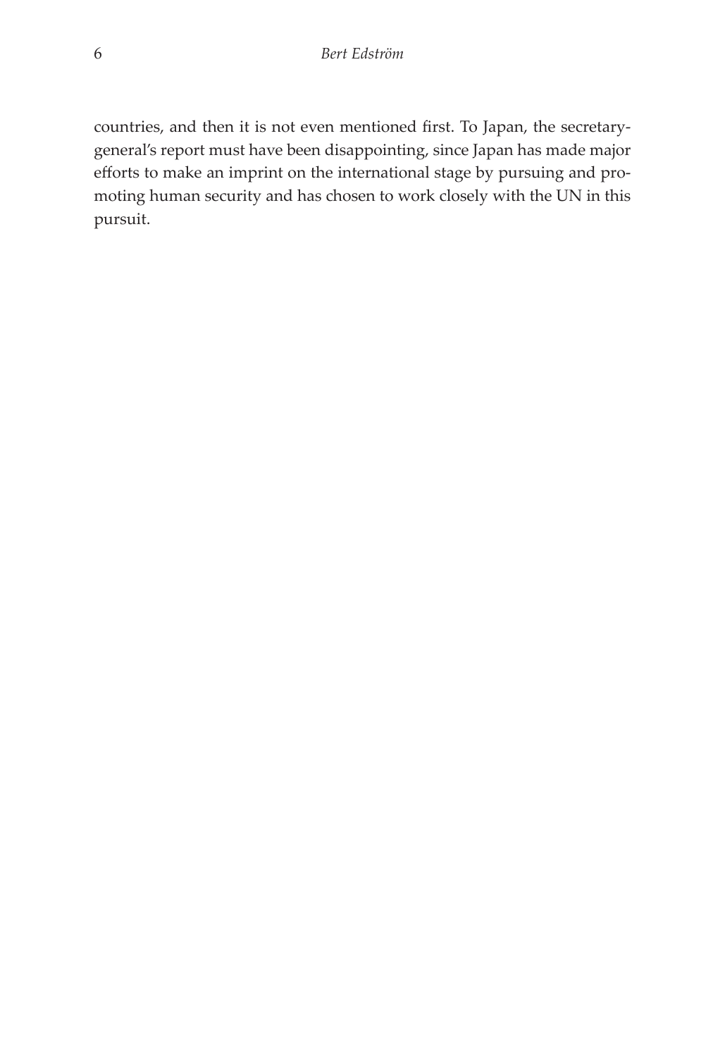countries, and then it is not even mentioned first. To Japan, the secretary-general's report must have been disappointing, since Japan has made major efforts to make an imprint on the international stage by pursuing and promoting human security and has chosen to work closely with the UN in this pursuit.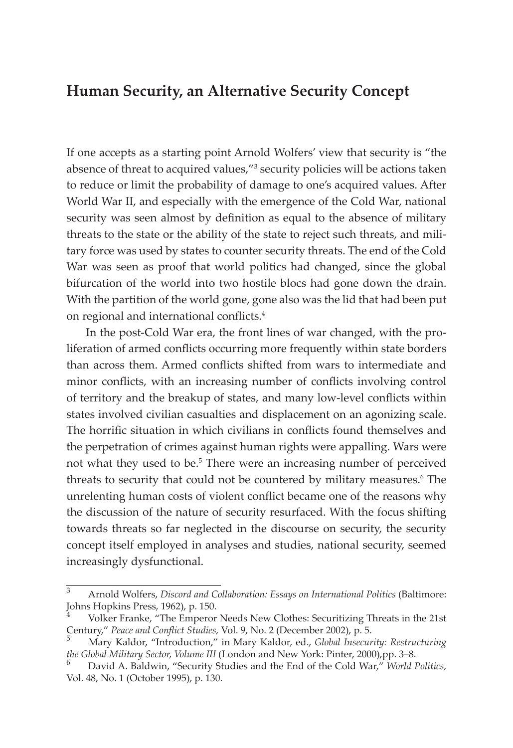## Human Security, an Alternative Security Concept

If one accepts as a starting point Arnold Wolfers' view that security is "the absence of threat to acquired values,"[3] security policies will be actions taken to reduce or limit the probability of damage to one's acquired values. After World War II, and especially with the emergence of the Cold War, national security was seen almost by definition as equal to the absence of military threats to the state or the ability of the state to reject such threats, and military force was used by states to counter security threats. The end of the Cold War was seen as proof that world politics had changed, since the global bifurcation of the world into two hostile blocs had gone down the drain. With the partition of the world gone, gone also was the lid that had been put on regional and international conflicts.[4]

In the post-Cold War era, the front lines of war changed, with the proliferation of armed conflicts occurring more frequently within state borders than across them. Armed conflicts shifted from wars to intermediate and minor conflicts, with an increasing number of conflicts involving control of territory and the breakup of states, and many low-level conflicts within states involved civilian casualties and displacement on an agonizing scale. The horrific situation in which civilians in conflicts found themselves and the perpetration of crimes against human rights were appalling. Wars were not what they used to be.[5] There were an increasing number of perceived threats to security that could not be countered by military measures.[6] The unrelenting human costs of violent conflict became one of the reasons why the discussion of the nature of security resurfaced. With the focus shifting towards threats so far neglected in the discourse on security, the security concept itself employed in analyses and studies, national security, seemed increasingly dysfunctional.

---

[3] Arnold Wolfers, *Discord and Collaboration: Essays on International Politics* (Baltimore: Johns Hopkins Press, 1962), p. 150.

[4] Volker Franke, "The Emperor Needs New Clothes: Securitizing Threats in the 21st Century," *Peace and Conflict Studies,* Vol. 9, No. 2 (December 2002), p. 5.

[5] Mary Kaldor, "Introduction," in Mary Kaldor, ed., *Global Insecurity: Restructuring the Global Military Sector, Volume III* (London and New York: Pinter, 2000),pp. 3–8.

[6] David A. Baldwin, "Security Studies and the End of the Cold War," *World Politics,* Vol. 48, No. 1 (October 1995), p. 130.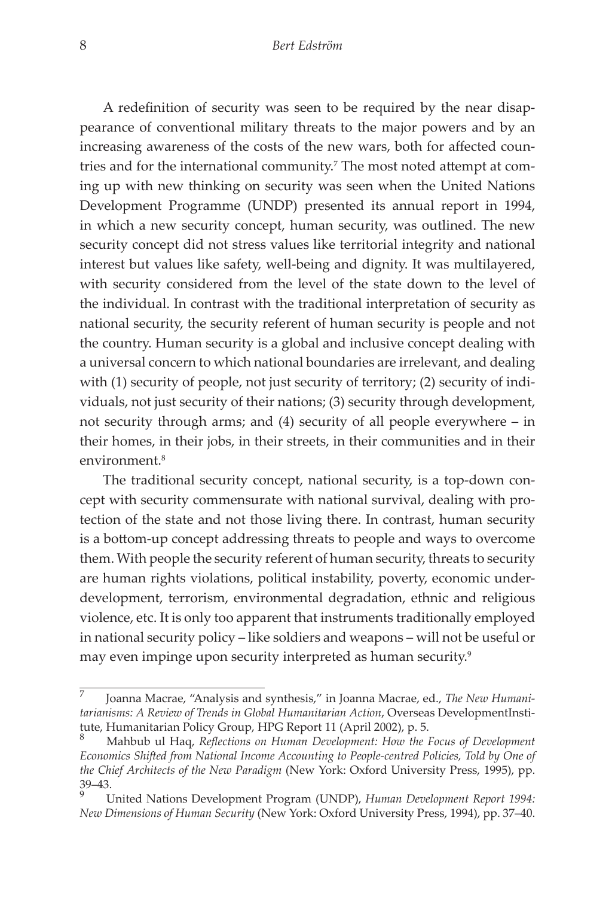A redefinition of security was seen to be required by the near disappearance of conventional military threats to the major powers and by an increasing awareness of the costs of the new wars, both for affected countries and for the international community.[7] The most noted attempt at coming up with new thinking on security was seen when the United Nations Development Programme (UNDP) presented its annual report in 1994, in which a new security concept, human security, was outlined. The new security concept did not stress values like territorial integrity and national interest but values like safety, well-being and dignity. It was multilayered, with security considered from the level of the state down to the level of the individual. In contrast with the traditional interpretation of security as national security, the security referent of human security is people and not the country. Human security is a global and inclusive concept dealing with a universal concern to which national boundaries are irrelevant, and dealing with (1) security of people, not just security of territory; (2) security of individuals, not just security of their nations; (3) security through development, not security through arms; and (4) security of all people everywhere – in their homes, in their jobs, in their streets, in their communities and in their environment.[8]

The traditional security concept, national security, is a top-down concept with security commensurate with national survival, dealing with protection of the state and not those living there. In contrast, human security is a bottom-up concept addressing threats to people and ways to overcome them. With people the security referent of human security, threats to security are human rights violations, political instability, poverty, economic underdevelopment, terrorism, environmental degradation, ethnic and religious violence, etc. It is only too apparent that instruments traditionally employed in national security policy – like soldiers and weapons – will not be useful or may even impinge upon security interpreted as human security.[9]

---

[7] Joanna Macrae, "Analysis and synthesis," in Joanna Macrae, ed., *The New Humanitarianisms: A Review of Trends in Global Humanitarian Action*, Overseas DevelopmentInstitute, Humanitarian Policy Group, HPG Report 11 (April 2002), p. 5.

[8] Mahbub ul Haq, *Reflections on Human Development: How the Focus of Development Economics Shifted from National Income Accounting to People-centred Policies, Told by One of the Chief Architects of the New Paradigm* (New York: Oxford University Press, 1995), pp. 39–43.

[9] United Nations Development Program (UNDP), *Human Development Report 1994: New Dimensions of Human Security* (New York: Oxford University Press, 1994), pp. 37–40.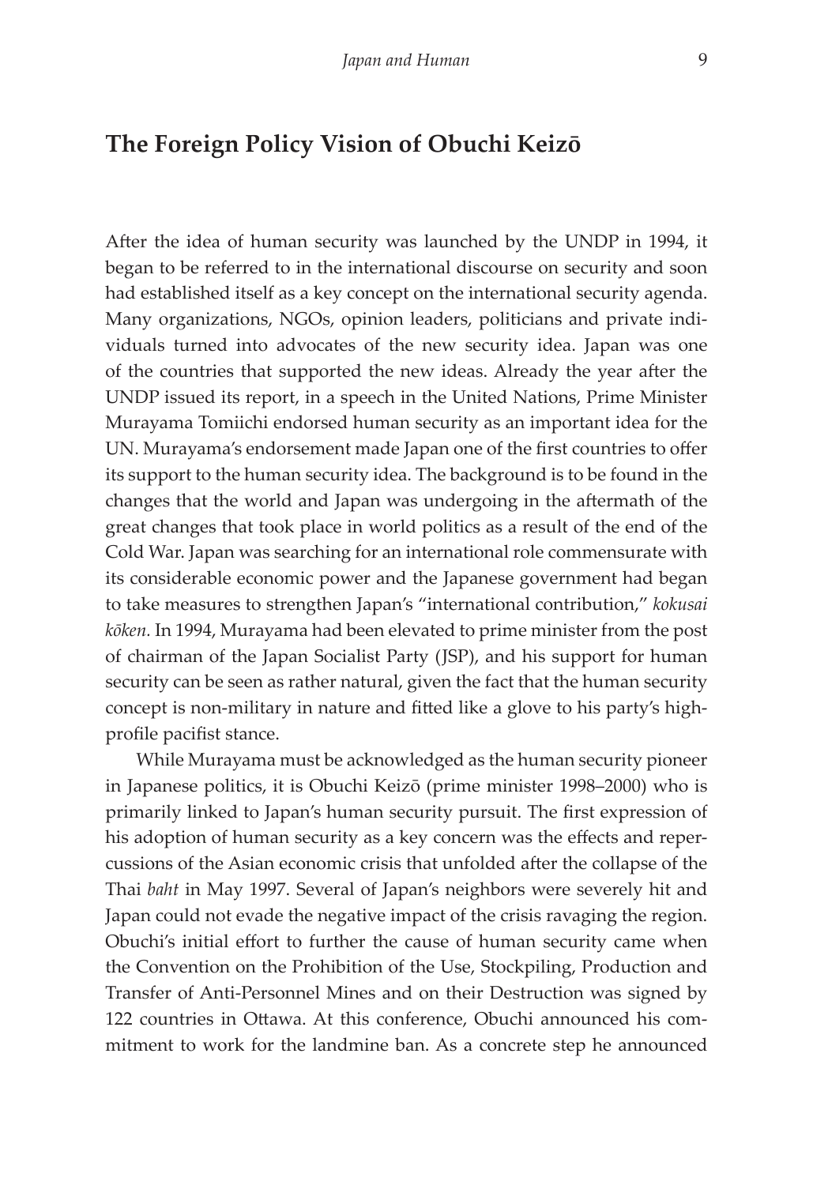## The Foreign Policy Vision of Obuchi Keizō

After the idea of human security was launched by the UNDP in 1994, it began to be referred to in the international discourse on security and soon had established itself as a key concept on the international security agenda. Many organizations, NGOs, opinion leaders, politicians and private individuals turned into advocates of the new security idea. Japan was one of the countries that supported the new ideas. Already the year after the UNDP issued its report, in a speech in the United Nations, Prime Minister Murayama Tomiichi endorsed human security as an important idea for the UN. Murayama's endorsement made Japan one of the first countries to offer its support to the human security idea. The background is to be found in the changes that the world and Japan was undergoing in the aftermath of the great changes that took place in world politics as a result of the end of the Cold War. Japan was searching for an international role commensurate with its considerable economic power and the Japanese government had began to take measures to strengthen Japan's "international contribution," *kokusai kōken.* In 1994, Murayama had been elevated to prime minister from the post of chairman of the Japan Socialist Party (JSP), and his support for human security can be seen as rather natural, given the fact that the human security concept is non-military in nature and fitted like a glove to his party's high-profile pacifist stance.

While Murayama must be acknowledged as the human security pioneer in Japanese politics, it is Obuchi Keizō (prime minister 1998–2000) who is primarily linked to Japan's human security pursuit. The first expression of his adoption of human security as a key concern was the effects and repercussions of the Asian economic crisis that unfolded after the collapse of the Thai *baht* in May 1997. Several of Japan's neighbors were severely hit and Japan could not evade the negative impact of the crisis ravaging the region. Obuchi's initial effort to further the cause of human security came when the Convention on the Prohibition of the Use, Stockpiling, Production and Transfer of Anti-Personnel Mines and on their Destruction was signed by 122 countries in Ottawa. At this conference, Obuchi announced his commitment to work for the landmine ban. As a concrete step he announced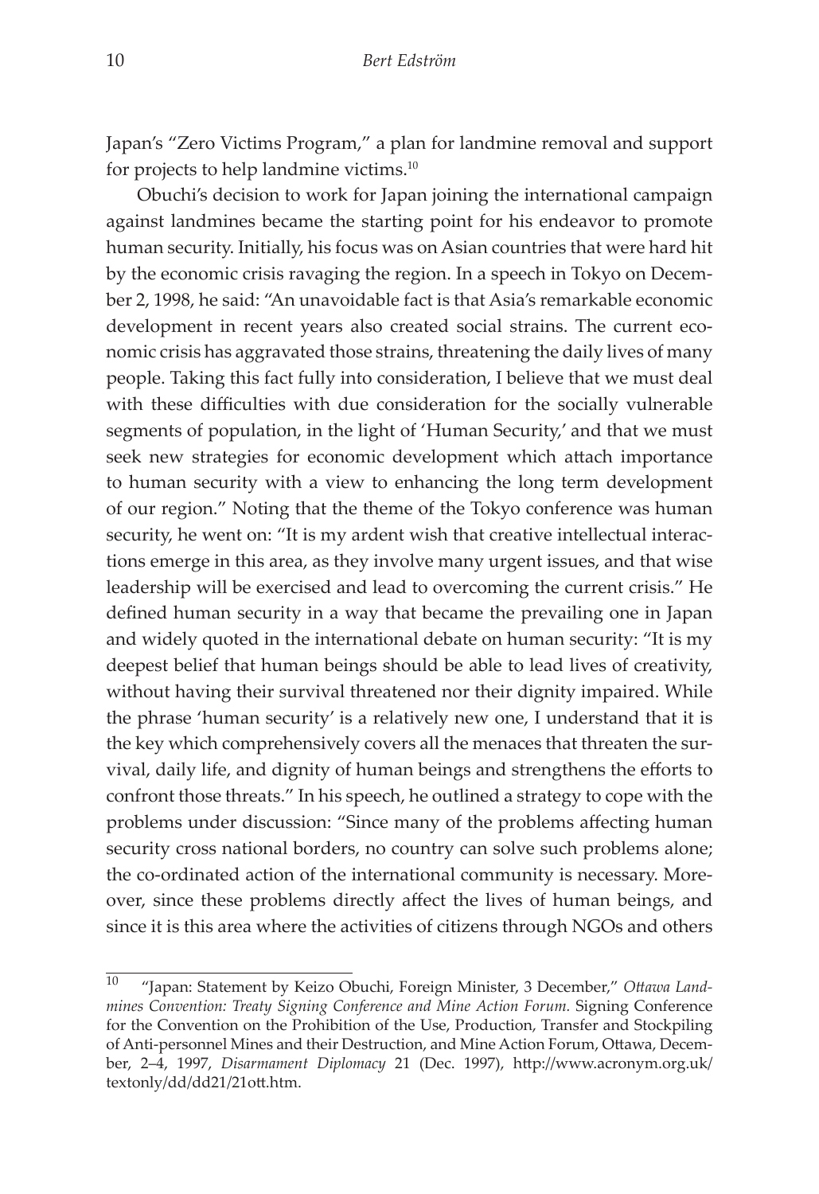Japan's "Zero Victims Program," a plan for landmine removal and support for projects to help landmine victims.[10]

Obuchi's decision to work for Japan joining the international campaign against landmines became the starting point for his endeavor to promote human security. Initially, his focus was on Asian countries that were hard hit by the economic crisis ravaging the region. In a speech in Tokyo on December 2, 1998, he said: "An unavoidable fact is that Asia's remarkable economic development in recent years also created social strains. The current economic crisis has aggravated those strains, threatening the daily lives of many people. Taking this fact fully into consideration, I believe that we must deal with these difficulties with due consideration for the socially vulnerable segments of population, in the light of 'Human Security,' and that we must seek new strategies for economic development which attach importance to human security with a view to enhancing the long term development of our region." Noting that the theme of the Tokyo conference was human security, he went on: "It is my ardent wish that creative intellectual interactions emerge in this area, as they involve many urgent issues, and that wise leadership will be exercised and lead to overcoming the current crisis." He defined human security in a way that became the prevailing one in Japan and widely quoted in the international debate on human security: "It is my deepest belief that human beings should be able to lead lives of creativity, without having their survival threatened nor their dignity impaired. While the phrase 'human security' is a relatively new one, I understand that it is the key which comprehensively covers all the menaces that threaten the survival, daily life, and dignity of human beings and strengthens the efforts to confront those threats." In his speech, he outlined a strategy to cope with the problems under discussion: "Since many of the problems affecting human security cross national borders, no country can solve such problems alone; the co-ordinated action of the international community is necessary. Moreover, since these problems directly affect the lives of human beings, and since it is this area where the activities of citizens through NGOs and others

---

[10] "Japan: Statement by Keizo Obuchi, Foreign Minister, 3 December," *Ottawa Landmines Convention: Treaty Signing Conference and Mine Action Forum.* Signing Conference for the Convention on the Prohibition of the Use, Production, Transfer and Stockpiling of Anti-personnel Mines and their Destruction, and Mine Action Forum, Ottawa, December, 2–4, 1997, *Disarmament Diplomacy* 21 (Dec. 1997), http://www.acronym.org.uk/textonly/dd/dd21/21ott.htm.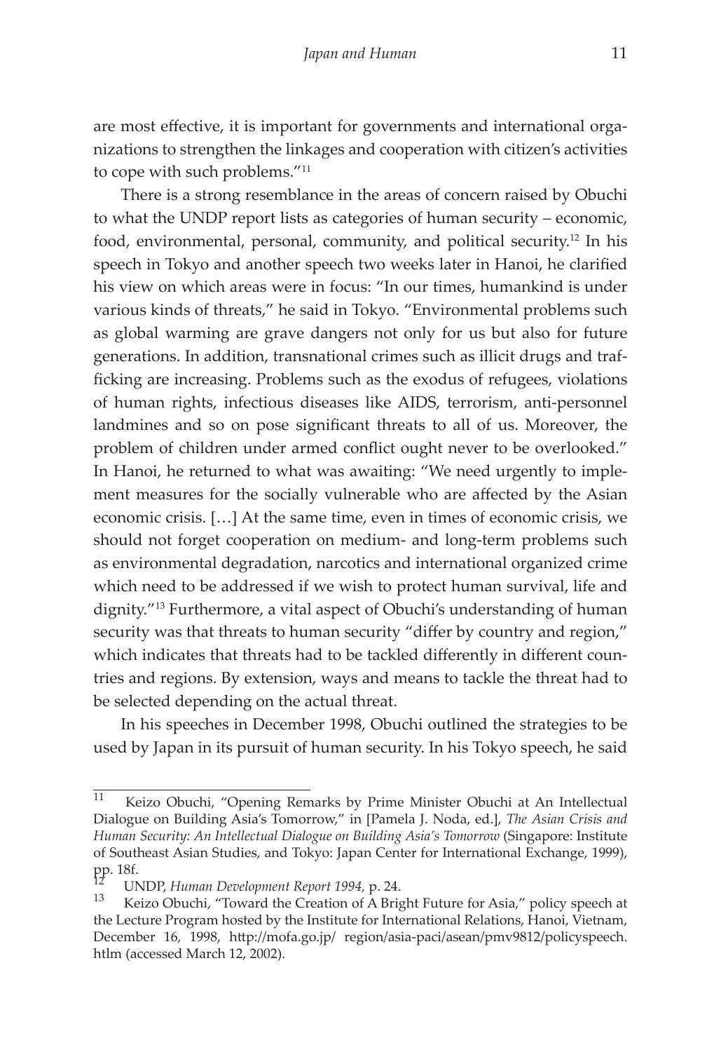are most effective, it is important for governments and international organizations to strengthen the linkages and cooperation with citizen's activities to cope with such problems."[11]

There is a strong resemblance in the areas of concern raised by Obuchi to what the UNDP report lists as categories of human security – economic, food, environmental, personal, community, and political security.[12] In his speech in Tokyo and another speech two weeks later in Hanoi, he clarified his view on which areas were in focus: "In our times, humankind is under various kinds of threats," he said in Tokyo. "Environmental problems such as global warming are grave dangers not only for us but also for future generations. In addition, transnational crimes such as illicit drugs and trafficking are increasing. Problems such as the exodus of refugees, violations of human rights, infectious diseases like AIDS, terrorism, anti-personnel landmines and so on pose significant threats to all of us. Moreover, the problem of children under armed conflict ought never to be overlooked." In Hanoi, he returned to what was awaiting: "We need urgently to implement measures for the socially vulnerable who are affected by the Asian economic crisis. […] At the same time, even in times of economic crisis, we should not forget cooperation on medium- and long-term problems such as environmental degradation, narcotics and international organized crime which need to be addressed if we wish to protect human survival, life and dignity."[13] Furthermore, a vital aspect of Obuchi's understanding of human security was that threats to human security "differ by country and region," which indicates that threats had to be tackled differently in different countries and regions. By extension, ways and means to tackle the threat had to be selected depending on the actual threat.

In his speeches in December 1998, Obuchi outlined the strategies to be used by Japan in its pursuit of human security. In his Tokyo speech, he said

---

[11] Keizo Obuchi, "Opening Remarks by Prime Minister Obuchi at An Intellectual Dialogue on Building Asia's Tomorrow," in [Pamela J. Noda, ed.], *The Asian Crisis and Human Security: An Intellectual Dialogue on Building Asia's Tomorrow* (Singapore: Institute of Southeast Asian Studies, and Tokyo: Japan Center for International Exchange, 1999), pp. 18f.

[12] UNDP, *Human Development Report 1994*, p. 24.

[13] Keizo Obuchi, "Toward the Creation of A Bright Future for Asia," policy speech at the Lecture Program hosted by the Institute for International Relations, Hanoi, Vietnam, December 16, 1998, http://mofa.go.jp/ region/asia-paci/asean/pmv9812/policyspeech.htlm (accessed March 12, 2002).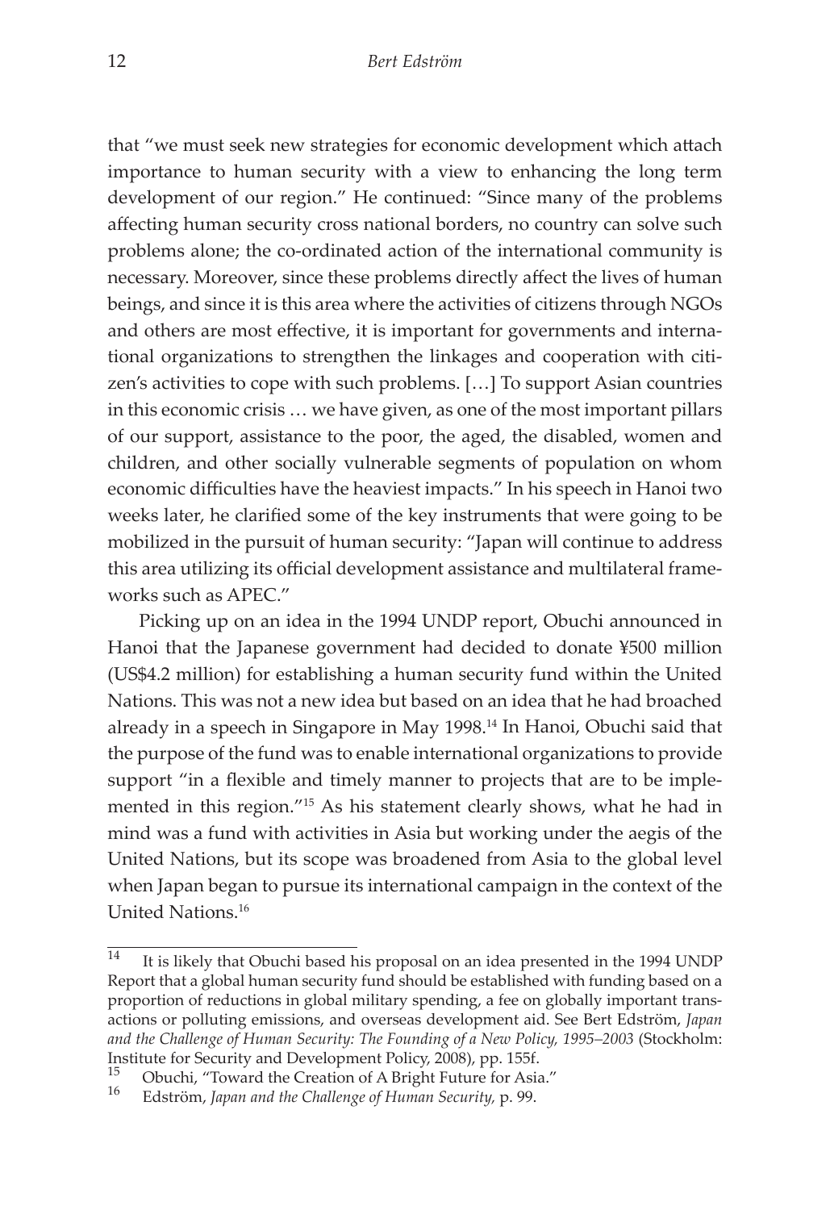that "we must seek new strategies for economic development which attach importance to human security with a view to enhancing the long term development of our region." He continued: "Since many of the problems affecting human security cross national borders, no country can solve such problems alone; the co-ordinated action of the international community is necessary. Moreover, since these problems directly affect the lives of human beings, and since it is this area where the activities of citizens through NGOs and others are most effective, it is important for governments and international organizations to strengthen the linkages and cooperation with citizen's activities to cope with such problems. […] To support Asian countries in this economic crisis … we have given, as one of the most important pillars of our support, assistance to the poor, the aged, the disabled, women and children, and other socially vulnerable segments of population on whom economic difficulties have the heaviest impacts." In his speech in Hanoi two weeks later, he clarified some of the key instruments that were going to be mobilized in the pursuit of human security: "Japan will continue to address this area utilizing its official development assistance and multilateral frameworks such as APEC."

Picking up on an idea in the 1994 UNDP report, Obuchi announced in Hanoi that the Japanese government had decided to donate ¥500 million (US$4.2 million) for establishing a human security fund within the United Nations. This was not a new idea but based on an idea that he had broached already in a speech in Singapore in May 1998.[14] In Hanoi, Obuchi said that the purpose of the fund was to enable international organizations to provide support "in a flexible and timely manner to projects that are to be implemented in this region."[15] As his statement clearly shows, what he had in mind was a fund with activities in Asia but working under the aegis of the United Nations, but its scope was broadened from Asia to the global level when Japan began to pursue its international campaign in the context of the United Nations.[16]

---

[14] It is likely that Obuchi based his proposal on an idea presented in the 1994 UNDP Report that a global human security fund should be established with funding based on a proportion of reductions in global military spending, a fee on globally important transactions or polluting emissions, and overseas development aid. See Bert Edström, *Japan and the Challenge of Human Security: The Founding of a New Policy, 1995–2003* (Stockholm: Institute for Security and Development Policy, 2008), pp. 155f.

[15] Obuchi, "Toward the Creation of A Bright Future for Asia."

[16] Edström, *Japan and the Challenge of Human Security,* p. 99.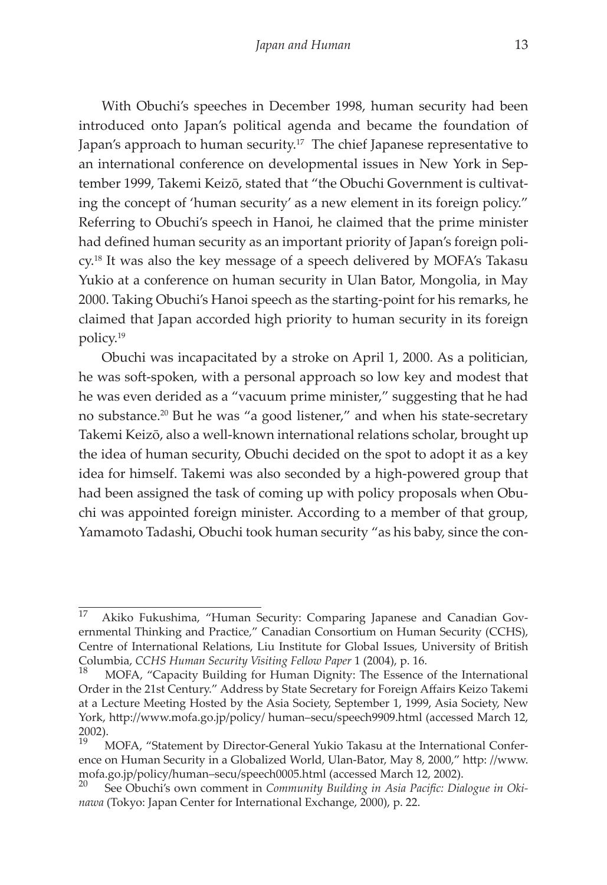With Obuchi's speeches in December 1998, human security had been introduced onto Japan's political agenda and became the foundation of Japan's approach to human security.[17] The chief Japanese representative to an international conference on developmental issues in New York in September 1999, Takemi Keizō, stated that "the Obuchi Government is cultivating the concept of 'human security' as a new element in its foreign policy." Referring to Obuchi's speech in Hanoi, he claimed that the prime minister had defined human security as an important priority of Japan's foreign policy.[18] It was also the key message of a speech delivered by MOFA's Takasu Yukio at a conference on human security in Ulan Bator, Mongolia, in May 2000. Taking Obuchi's Hanoi speech as the starting-point for his remarks, he claimed that Japan accorded high priority to human security in its foreign policy.[19]

Obuchi was incapacitated by a stroke on April 1, 2000. As a politician, he was soft-spoken, with a personal approach so low key and modest that he was even derided as a "vacuum prime minister," suggesting that he had no substance.[20] But he was "a good listener," and when his state-secretary Takemi Keizō, also a well-known international relations scholar, brought up the idea of human security, Obuchi decided on the spot to adopt it as a key idea for himself. Takemi was also seconded by a high-powered group that had been assigned the task of coming up with policy proposals when Obuchi was appointed foreign minister. According to a member of that group, Yamamoto Tadashi, Obuchi took human security "as his baby, since the con-

---

[17] Akiko Fukushima, "Human Security: Comparing Japanese and Canadian Governmental Thinking and Practice," Canadian Consortium on Human Security (CCHS), Centre of International Relations, Liu Institute for Global Issues, University of British Columbia, *CCHS Human Security Visiting Fellow Paper* 1 (2004), p. 16.

[18] MOFA, "Capacity Building for Human Dignity: The Essence of the International Order in the 21st Century." Address by State Secretary for Foreign Affairs Keizo Takemi at a Lecture Meeting Hosted by the Asia Society, September 1, 1999, Asia Society, New York, http://www.mofa.go.jp/policy/ human–secu/speech9909.html (accessed March 12, 2002).

[19] MOFA, "Statement by Director-General Yukio Takasu at the International Conference on Human Security in a Globalized World, Ulan-Bator, May 8, 2000," http: //www.mofa.go.jp/policy/human–secu/speech0005.html (accessed March 12, 2002).

[20] See Obuchi's own comment in *Community Building in Asia Pacific: Dialogue in Okinawa* (Tokyo: Japan Center for International Exchange, 2000), p. 22.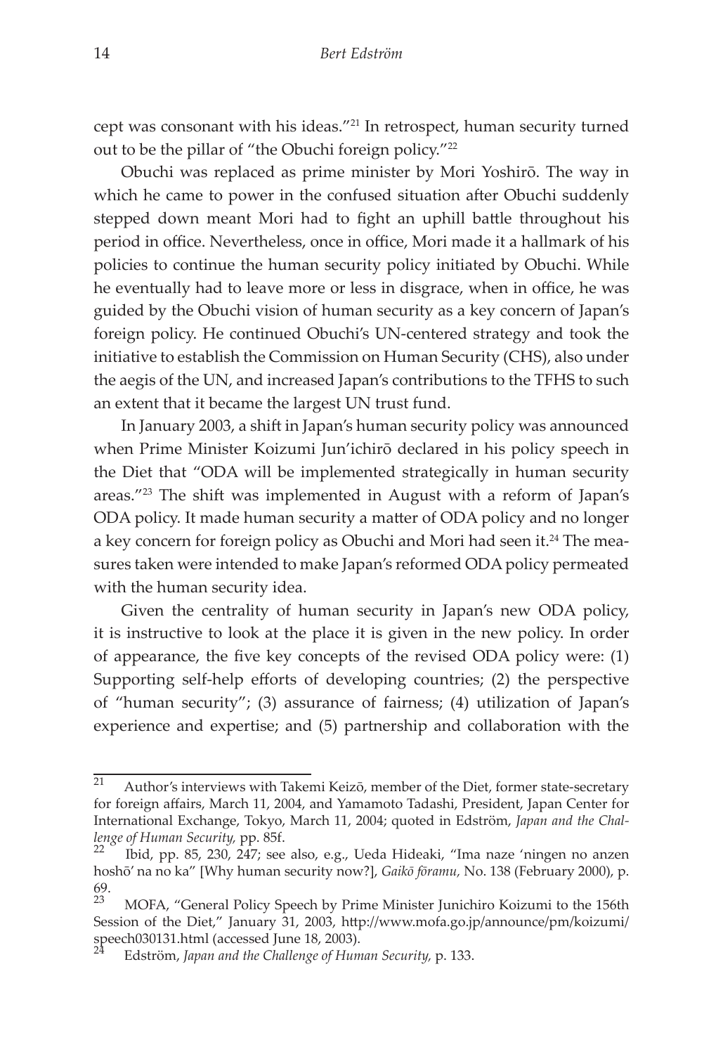cept was consonant with his ideas."[21] In retrospect, human security turned out to be the pillar of "the Obuchi foreign policy."[22]

Obuchi was replaced as prime minister by Mori Yoshirō. The way in which he came to power in the confused situation after Obuchi suddenly stepped down meant Mori had to fight an uphill battle throughout his period in office. Nevertheless, once in office, Mori made it a hallmark of his policies to continue the human security policy initiated by Obuchi. While he eventually had to leave more or less in disgrace, when in office, he was guided by the Obuchi vision of human security as a key concern of Japan's foreign policy. He continued Obuchi's UN-centered strategy and took the initiative to establish the Commission on Human Security (CHS), also under the aegis of the UN, and increased Japan's contributions to the TFHS to such an extent that it became the largest UN trust fund.

In January 2003, a shift in Japan's human security policy was announced when Prime Minister Koizumi Jun'ichirō declared in his policy speech in the Diet that "ODA will be implemented strategically in human security areas."[23] The shift was implemented in August with a reform of Japan's ODA policy. It made human security a matter of ODA policy and no longer a key concern for foreign policy as Obuchi and Mori had seen it.[24] The measures taken were intended to make Japan's reformed ODA policy permeated with the human security idea.

Given the centrality of human security in Japan's new ODA policy, it is instructive to look at the place it is given in the new policy. In order of appearance, the five key concepts of the revised ODA policy were: (1) Supporting self-help efforts of developing countries; (2) the perspective of "human security"; (3) assurance of fairness; (4) utilization of Japan's experience and expertise; and (5) partnership and collaboration with the

---

[21] Author's interviews with Takemi Keizō, member of the Diet, former state-secretary for foreign affairs, March 11, 2004, and Yamamoto Tadashi, President, Japan Center for International Exchange, Tokyo, March 11, 2004; quoted in Edström, *Japan and the Challenge of Human Security,* pp. 85f.

[22] Ibid, pp. 85, 230, 247; see also, e.g., Ueda Hideaki, "Ima naze 'ningen no anzen hoshō' na no ka" [Why human security now?], *Gaikō fōramu,* No. 138 (February 2000), p. 69.

[23] MOFA, "General Policy Speech by Prime Minister Junichiro Koizumi to the 156th Session of the Diet," January 31, 2003, http://www.mofa.go.jp/announce/pm/koizumi/speech030131.html (accessed June 18, 2003).

[24] Edström, *Japan and the Challenge of Human Security,* p. 133.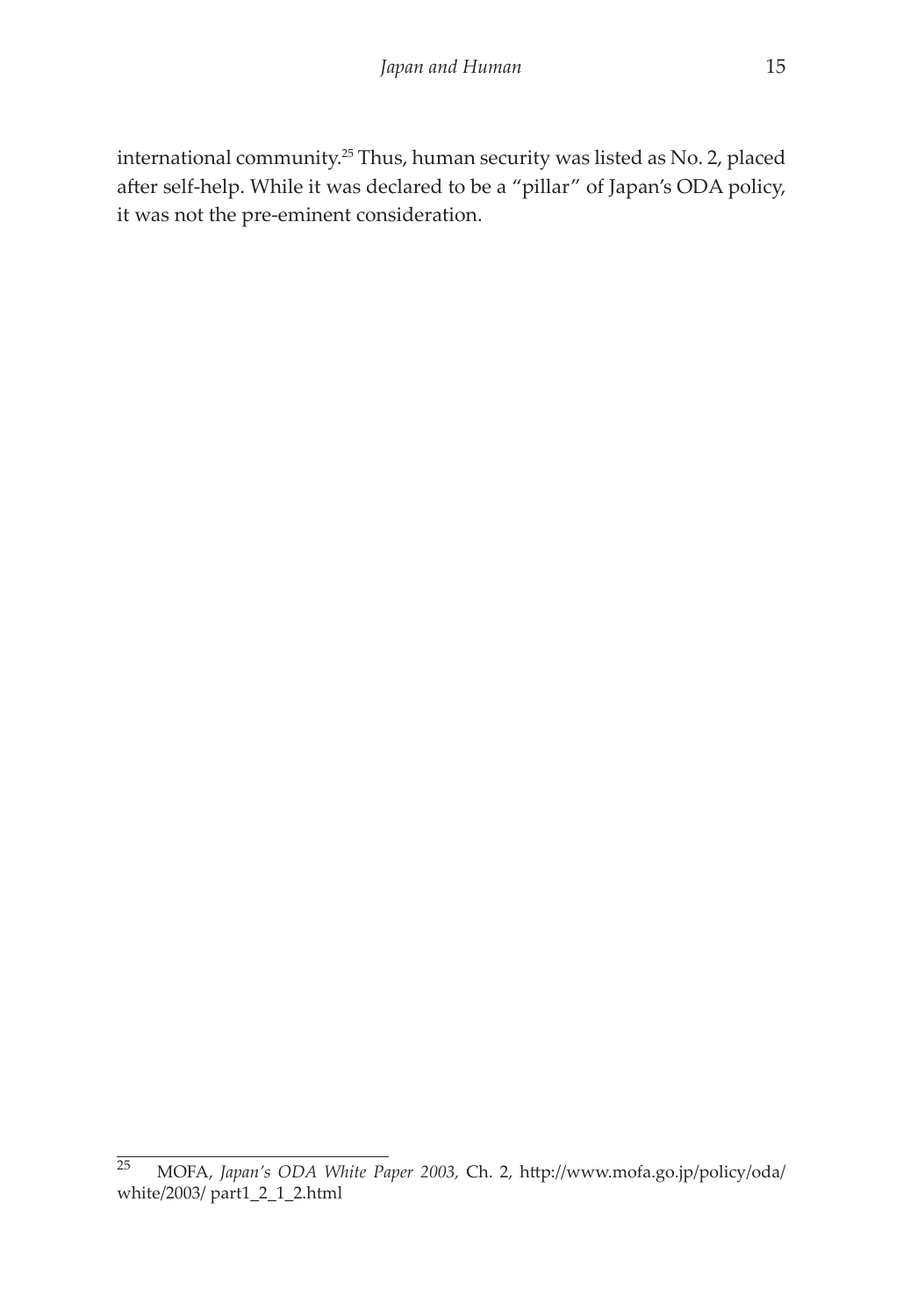international community.[25] Thus, human security was listed as No. 2, placed after self-help. While it was declared to be a "pillar" of Japan's ODA policy, it was not the pre-eminent consideration.

---

[25] MOFA, *Japan's ODA White Paper 2003,* Ch. 2, http://www.mofa.go.jp/policy/oda/white/2003/ part1_2_1_2.html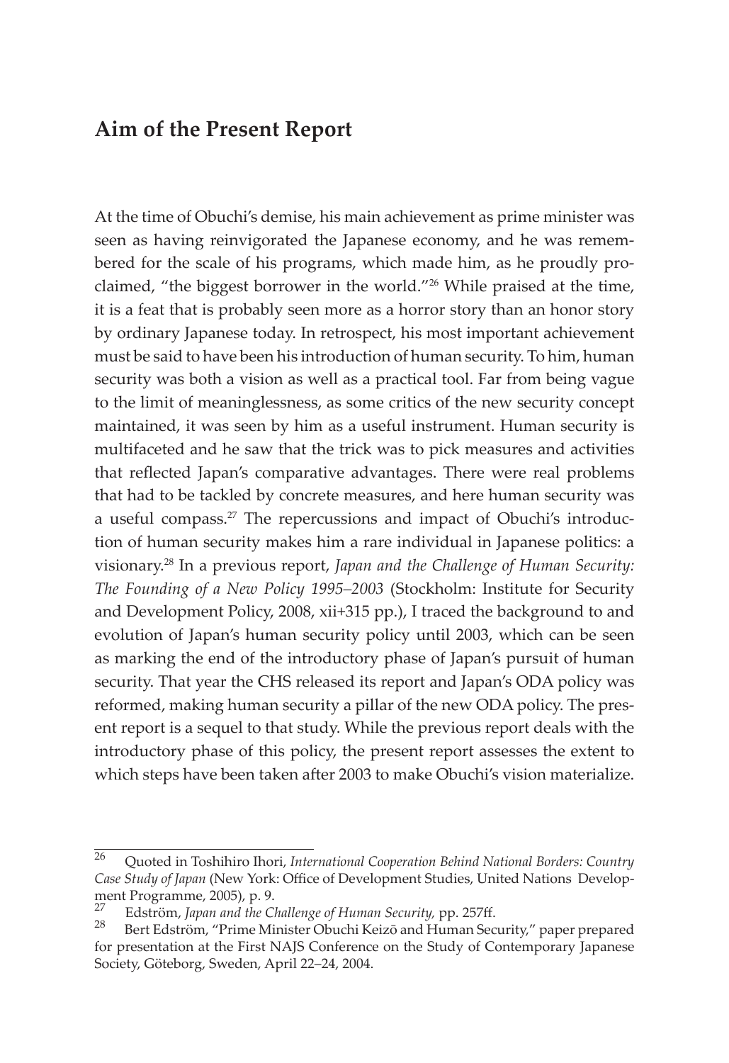## Aim of the Present Report

At the time of Obuchi's demise, his main achievement as prime minister was seen as having reinvigorated the Japanese economy, and he was remembered for the scale of his programs, which made him, as he proudly proclaimed, "the biggest borrower in the world."[26] While praised at the time, it is a feat that is probably seen more as a horror story than an honor story by ordinary Japanese today. In retrospect, his most important achievement must be said to have been his introduction of human security. To him, human security was both a vision as well as a practical tool. Far from being vague to the limit of meaninglessness, as some critics of the new security concept maintained, it was seen by him as a useful instrument. Human security is multifaceted and he saw that the trick was to pick measures and activities that reflected Japan's comparative advantages. There were real problems that had to be tackled by concrete measures, and here human security was a useful compass.[27] The repercussions and impact of Obuchi's introduction of human security makes him a rare individual in Japanese politics: a visionary.[28] In a previous report, *Japan and the Challenge of Human Security: The Founding of a New Policy 1995–2003* (Stockholm: Institute for Security and Development Policy, 2008, xii+315 pp.), I traced the background to and evolution of Japan's human security policy until 2003, which can be seen as marking the end of the introductory phase of Japan's pursuit of human security. That year the CHS released its report and Japan's ODA policy was reformed, making human security a pillar of the new ODA policy. The present report is a sequel to that study. While the previous report deals with the introductory phase of this policy, the present report assesses the extent to which steps have been taken after 2003 to make Obuchi's vision materialize.

---

[26] Quoted in Toshihiro Ihori, *International Cooperation Behind National Borders: Country Case Study of Japan* (New York: Office of Development Studies, United Nations Development Programme, 2005), p. 9.

[27] Edström, *Japan and the Challenge of Human Security,* pp. 257ff.

[28] Bert Edström, "Prime Minister Obuchi Keizō and Human Security," paper prepared for presentation at the First NAJS Conference on the Study of Contemporary Japanese Society, Göteborg, Sweden, April 22–24, 2004.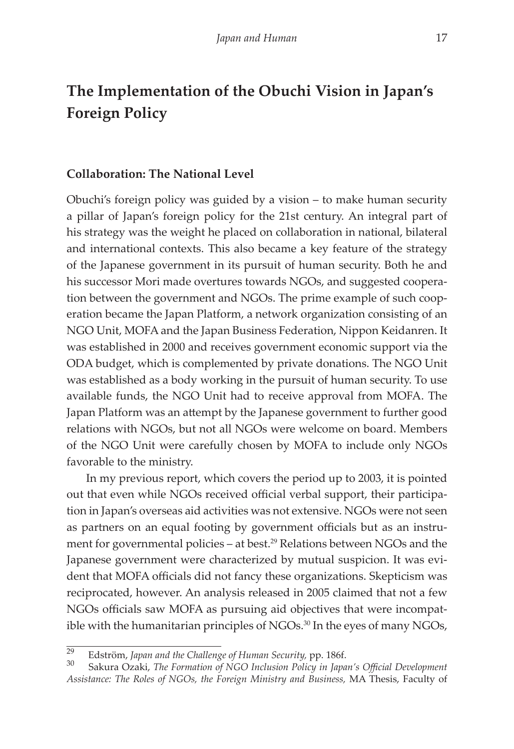## The Implementation of the Obuchi Vision in Japan's Foreign Policy

### Collaboration: The National Level

Obuchi's foreign policy was guided by a vision – to make human security a pillar of Japan's foreign policy for the 21st century. An integral part of his strategy was the weight he placed on collaboration in national, bilateral and international contexts. This also became a key feature of the strategy of the Japanese government in its pursuit of human security. Both he and his successor Mori made overtures towards NGOs, and suggested cooperation between the government and NGOs. The prime example of such cooperation became the Japan Platform, a network organization consisting of an NGO Unit, MOFA and the Japan Business Federation, Nippon Keidanren. It was established in 2000 and receives government economic support via the ODA budget, which is complemented by private donations. The NGO Unit was established as a body working in the pursuit of human security. To use available funds, the NGO Unit had to receive approval from MOFA. The Japan Platform was an attempt by the Japanese government to further good relations with NGOs, but not all NGOs were welcome on board. Members of the NGO Unit were carefully chosen by MOFA to include only NGOs favorable to the ministry.

In my previous report, which covers the period up to 2003, it is pointed out that even while NGOs received official verbal support, their participation in Japan's overseas aid activities was not extensive. NGOs were not seen as partners on an equal footing by government officials but as an instrument for governmental policies – at best.[29] Relations between NGOs and the Japanese government were characterized by mutual suspicion. It was evident that MOFA officials did not fancy these organizations. Skepticism was reciprocated, however. An analysis released in 2005 claimed that not a few NGOs officials saw MOFA as pursuing aid objectives that were incompatible with the humanitarian principles of NGOs.[30] In the eyes of many NGOs,

[29] Edström, *Japan and the Challenge of Human Security,* pp. 186f.

[30] Sakura Ozaki, *The Formation of NGO Inclusion Policy in Japan's Official Development Assistance: The Roles of NGOs, the Foreign Ministry and Business,* MA Thesis, Faculty of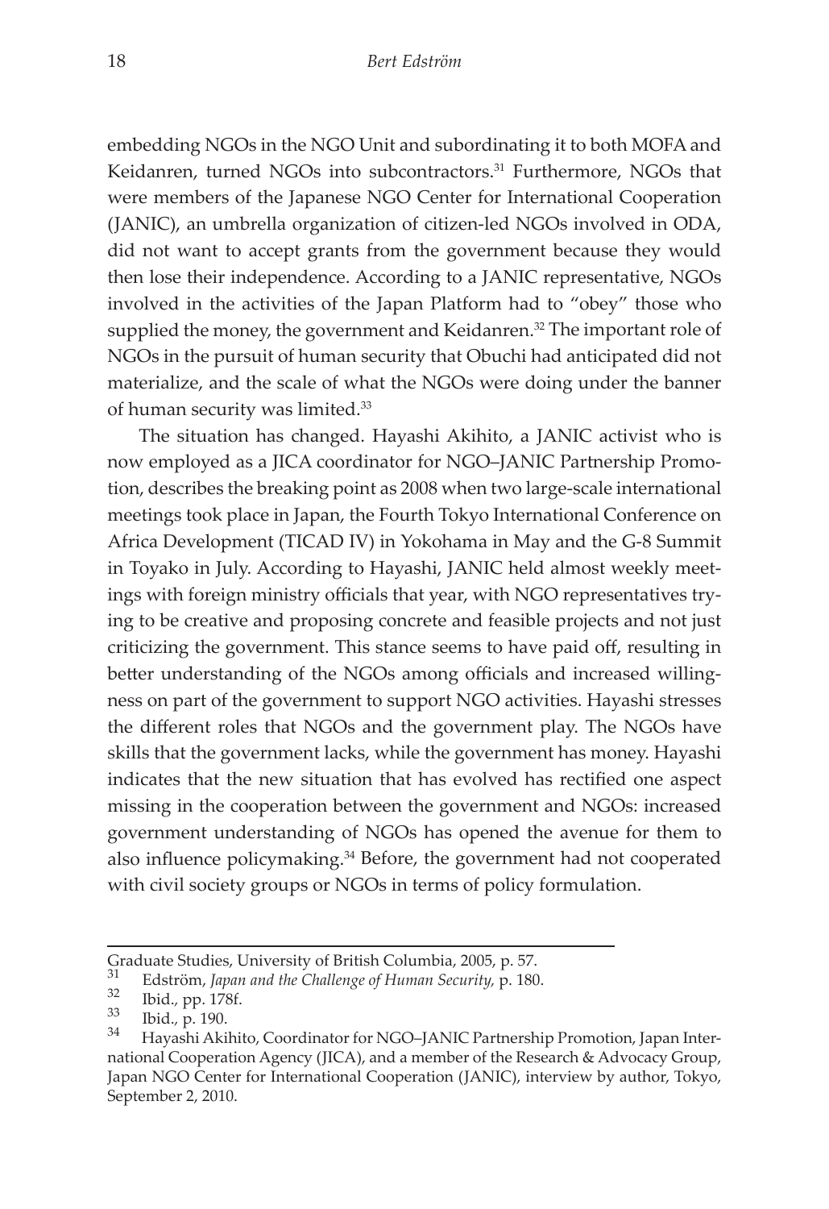embedding NGOs in the NGO Unit and subordinating it to both MOFA and Keidanren, turned NGOs into subcontractors.[31] Furthermore, NGOs that were members of the Japanese NGO Center for International Cooperation (JANIC), an umbrella organization of citizen-led NGOs involved in ODA, did not want to accept grants from the government because they would then lose their independence. According to a JANIC representative, NGOs involved in the activities of the Japan Platform had to "obey" those who supplied the money, the government and Keidanren.[32] The important role of NGOs in the pursuit of human security that Obuchi had anticipated did not materialize, and the scale of what the NGOs were doing under the banner of human security was limited.[33]

The situation has changed. Hayashi Akihito, a JANIC activist who is now employed as a JICA coordinator for NGO–JANIC Partnership Promotion, describes the breaking point as 2008 when two large-scale international meetings took place in Japan, the Fourth Tokyo International Conference on Africa Development (TICAD IV) in Yokohama in May and the G-8 Summit in Toyako in July. According to Hayashi, JANIC held almost weekly meetings with foreign ministry officials that year, with NGO representatives trying to be creative and proposing concrete and feasible projects and not just criticizing the government. This stance seems to have paid off, resulting in better understanding of the NGOs among officials and increased willingness on part of the government to support NGO activities. Hayashi stresses the different roles that NGOs and the government play. The NGOs have skills that the government lacks, while the government has money. Hayashi indicates that the new situation that has evolved has rectified one aspect missing in the cooperation between the government and NGOs: increased government understanding of NGOs has opened the avenue for them to also influence policymaking.[34] Before, the government had not cooperated with civil society groups or NGOs in terms of policy formulation.

---

Graduate Studies, University of British Columbia, 2005, p. 57.

31 Edström, *Japan and the Challenge of Human Security,* p. 180.

32 Ibid., pp. 178f.

33 Ibid., p. 190.

34 Hayashi Akihito, Coordinator for NGO–JANIC Partnership Promotion, Japan International Cooperation Agency (JICA), and a member of the Research & Advocacy Group, Japan NGO Center for International Cooperation (JANIC), interview by author, Tokyo, September 2, 2010.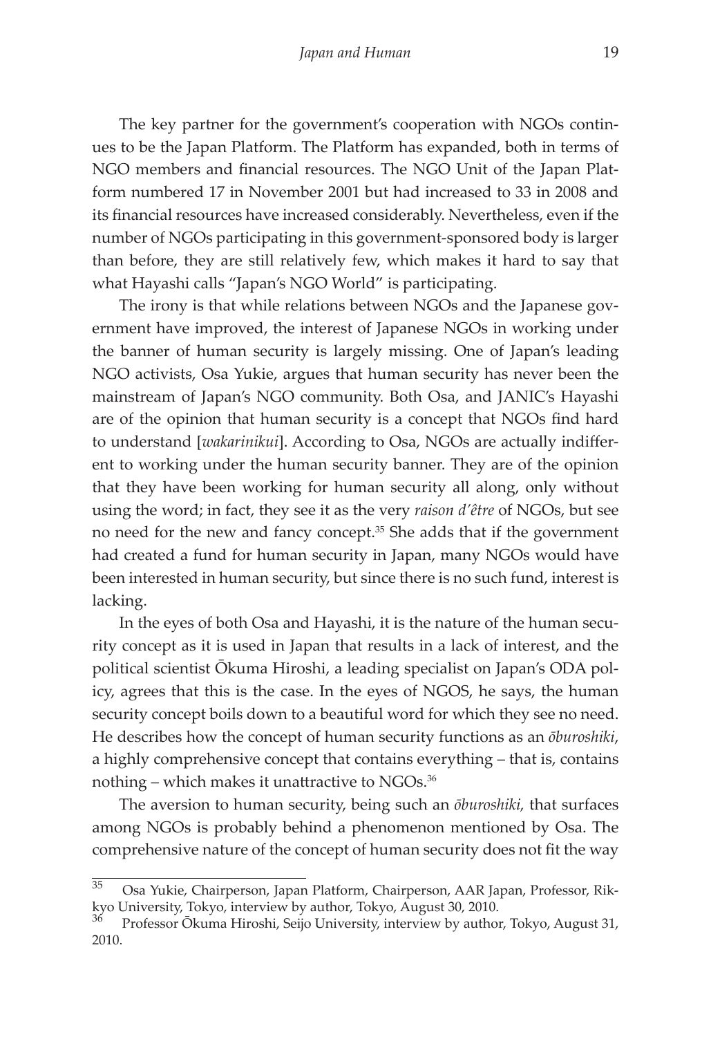The key partner for the government's cooperation with NGOs continues to be the Japan Platform. The Platform has expanded, both in terms of NGO members and financial resources. The NGO Unit of the Japan Platform numbered 17 in November 2001 but had increased to 33 in 2008 and its financial resources have increased considerably. Nevertheless, even if the number of NGOs participating in this government-sponsored body is larger than before, they are still relatively few, which makes it hard to say that what Hayashi calls "Japan's NGO World" is participating.

The irony is that while relations between NGOs and the Japanese government have improved, the interest of Japanese NGOs in working under the banner of human security is largely missing. One of Japan's leading NGO activists, Osa Yukie, argues that human security has never been the mainstream of Japan's NGO community. Both Osa, and JANIC's Hayashi are of the opinion that human security is a concept that NGOs find hard to understand [*wakarinikui*]. According to Osa, NGOs are actually indifferent to working under the human security banner. They are of the opinion that they have been working for human security all along, only without using the word; in fact, they see it as the very *raison d'être* of NGOs, but see no need for the new and fancy concept.[35] She adds that if the government had created a fund for human security in Japan, many NGOs would have been interested in human security, but since there is no such fund, interest is lacking.

In the eyes of both Osa and Hayashi, it is the nature of the human security concept as it is used in Japan that results in a lack of interest, and the political scientist Ōkuma Hiroshi, a leading specialist on Japan's ODA policy, agrees that this is the case. In the eyes of NGOS, he says, the human security concept boils down to a beautiful word for which they see no need. He describes how the concept of human security functions as an *ōburoshiki*, a highly comprehensive concept that contains everything – that is, contains nothing – which makes it unattractive to NGOs.[36]

The aversion to human security, being such an *ōburoshiki,* that surfaces among NGOs is probably behind a phenomenon mentioned by Osa. The comprehensive nature of the concept of human security does not fit the way

---

[35] Osa Yukie, Chairperson, Japan Platform, Chairperson, AAR Japan, Professor, Rikkyo University, Tokyo, interview by author, Tokyo, August 30, 2010.

[36] Professor Ōkuma Hiroshi, Seijo University, interview by author, Tokyo, August 31, 2010.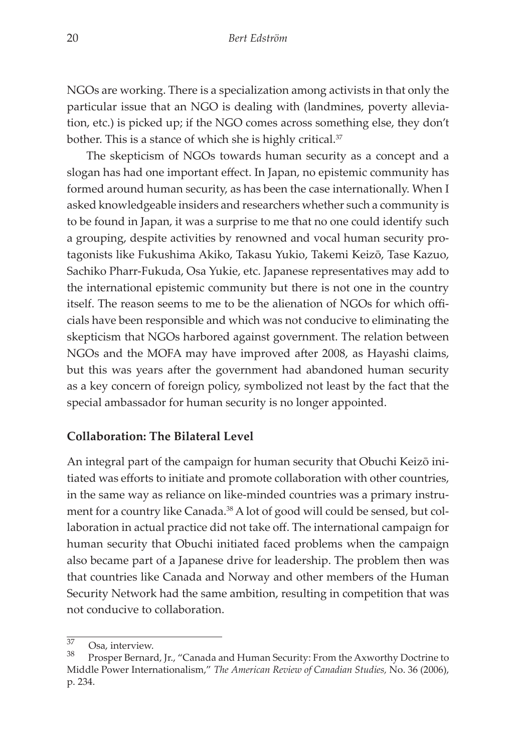NGOs are working. There is a specialization among activists in that only the particular issue that an NGO is dealing with (landmines, poverty alleviation, etc.) is picked up; if the NGO comes across something else, they don't bother. This is a stance of which she is highly critical.[37]

The skepticism of NGOs towards human security as a concept and a slogan has had one important effect. In Japan, no epistemic community has formed around human security, as has been the case internationally. When I asked knowledgeable insiders and researchers whether such a community is to be found in Japan, it was a surprise to me that no one could identify such a grouping, despite activities by renowned and vocal human security protagonists like Fukushima Akiko, Takasu Yukio, Takemi Keizō, Tase Kazuo, Sachiko Pharr-Fukuda, Osa Yukie, etc. Japanese representatives may add to the international epistemic community but there is not one in the country itself. The reason seems to me to be the alienation of NGOs for which officials have been responsible and which was not conducive to eliminating the skepticism that NGOs harbored against government. The relation between NGOs and the MOFA may have improved after 2008, as Hayashi claims, but this was years after the government had abandoned human security as a key concern of foreign policy, symbolized not least by the fact that the special ambassador for human security is no longer appointed.

### Collaboration: The Bilateral Level

An integral part of the campaign for human security that Obuchi Keizō initiated was efforts to initiate and promote collaboration with other countries, in the same way as reliance on like-minded countries was a primary instrument for a country like Canada.[38] A lot of good will could be sensed, but collaboration in actual practice did not take off. The international campaign for human security that Obuchi initiated faced problems when the campaign also became part of a Japanese drive for leadership. The problem then was that countries like Canada and Norway and other members of the Human Security Network had the same ambition, resulting in competition that was not conducive to collaboration.

---

[37] Osa, interview.

[38] Prosper Bernard, Jr., "Canada and Human Security: From the Axworthy Doctrine to Middle Power Internationalism," *The American Review of Canadian Studies*, No. 36 (2006), p. 234.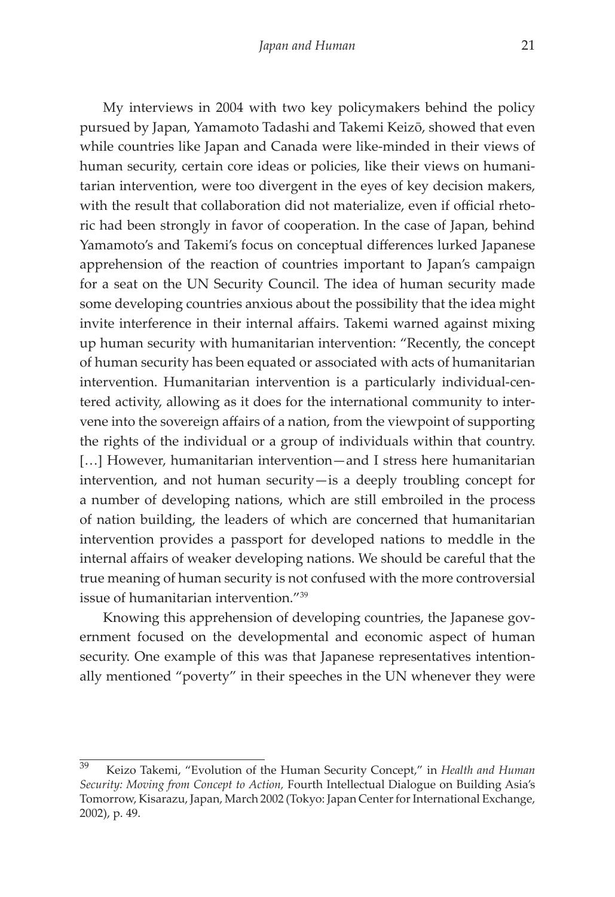My interviews in 2004 with two key policymakers behind the policy pursued by Japan, Yamamoto Tadashi and Takemi Keizō, showed that even while countries like Japan and Canada were like-minded in their views of human security, certain core ideas or policies, like their views on humanitarian intervention, were too divergent in the eyes of key decision makers, with the result that collaboration did not materialize, even if official rhetoric had been strongly in favor of cooperation. In the case of Japan, behind Yamamoto's and Takemi's focus on conceptual differences lurked Japanese apprehension of the reaction of countries important to Japan's campaign for a seat on the UN Security Council. The idea of human security made some developing countries anxious about the possibility that the idea might invite interference in their internal affairs. Takemi warned against mixing up human security with humanitarian intervention: "Recently, the concept of human security has been equated or associated with acts of humanitarian intervention. Humanitarian intervention is a particularly individual-centered activity, allowing as it does for the international community to intervene into the sovereign affairs of a nation, from the viewpoint of supporting the rights of the individual or a group of individuals within that country. […] However, humanitarian intervention—and I stress here humanitarian intervention, and not human security—is a deeply troubling concept for a number of developing nations, which are still embroiled in the process of nation building, the leaders of which are concerned that humanitarian intervention provides a passport for developed nations to meddle in the internal affairs of weaker developing nations. We should be careful that the true meaning of human security is not confused with the more controversial issue of humanitarian intervention."[39]

Knowing this apprehension of developing countries, the Japanese government focused on the developmental and economic aspect of human security. One example of this was that Japanese representatives intentionally mentioned "poverty" in their speeches in the UN whenever they were

---

[39] Keizo Takemi, "Evolution of the Human Security Concept," in *Health and Human Security: Moving from Concept to Action,* Fourth Intellectual Dialogue on Building Asia's Tomorrow, Kisarazu, Japan, March 2002 (Tokyo: Japan Center for International Exchange, 2002), p. 49.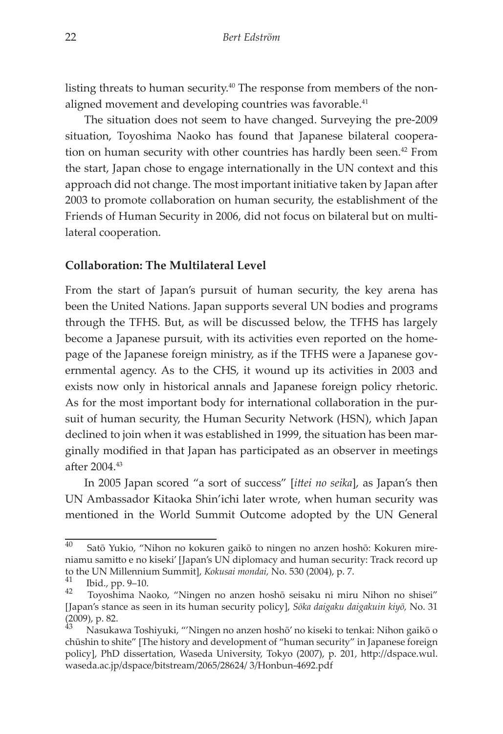listing threats to human security.[40] The response from members of the non-aligned movement and developing countries was favorable.[41]

The situation does not seem to have changed. Surveying the pre-2009 situation, Toyoshima Naoko has found that Japanese bilateral cooperation on human security with other countries has hardly been seen.[42] From the start, Japan chose to engage internationally in the UN context and this approach did not change. The most important initiative taken by Japan after 2003 to promote collaboration on human security, the establishment of the Friends of Human Security in 2006, did not focus on bilateral but on multilateral cooperation.

### Collaboration: The Multilateral Level

From the start of Japan's pursuit of human security, the key arena has been the United Nations. Japan supports several UN bodies and programs through the TFHS. But, as will be discussed below, the TFHS has largely become a Japanese pursuit, with its activities even reported on the homepage of the Japanese foreign ministry, as if the TFHS were a Japanese governmental agency. As to the CHS, it wound up its activities in 2003 and exists now only in historical annals and Japanese foreign policy rhetoric. As for the most important body for international collaboration in the pursuit of human security, the Human Security Network (HSN), which Japan declined to join when it was established in 1999, the situation has been marginally modified in that Japan has participated as an observer in meetings after 2004.[43]

In 2005 Japan scored "a sort of success" [*ittei no seika*], as Japan's then UN Ambassador Kitaoka Shin'ichi later wrote, when human security was mentioned in the World Summit Outcome adopted by the UN General

---

[40] Satō Yukio, "Nihon no kokuren gaikō to ningen no anzen hoshō: Kokuren mireniamu samitto e no kiseki' [Japan's UN diplomacy and human security: Track record up to the UN Millennium Summit], *Kokusai mondai,* No. 530 (2004), p. 7.

[41] Ibid., pp. 9–10.

[42] Toyoshima Naoko, "Ningen no anzen hoshō seisaku ni miru Nihon no shisei" [Japan's stance as seen in its human security policy], *Sōka daigaku daigakuin kiyō,* No. 31 (2009), p. 82.

[43] Nasukawa Toshiyuki, "'Ningen no anzen hoshō' no kiseki to tenkai: Nihon gaikō o chūshin to shite" [The history and development of "human security" in Japanese foreign policy], PhD dissertation, Waseda University, Tokyo (2007), p. 201, http://dspace.wul.waseda.ac.jp/dspace/bitstream/2065/28624/ 3/Honbun-4692.pdf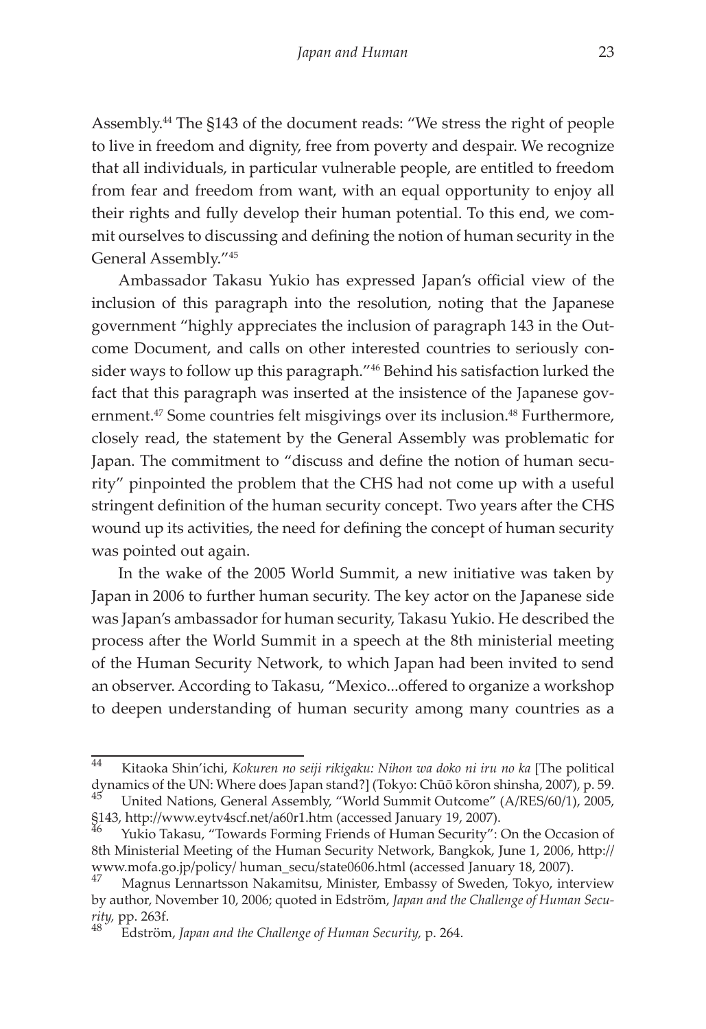Assembly.[44] The §143 of the document reads: "We stress the right of people to live in freedom and dignity, free from poverty and despair. We recognize that all individuals, in particular vulnerable people, are entitled to freedom from fear and freedom from want, with an equal opportunity to enjoy all their rights and fully develop their human potential. To this end, we commit ourselves to discussing and defining the notion of human security in the General Assembly."[45]

Ambassador Takasu Yukio has expressed Japan's official view of the inclusion of this paragraph into the resolution, noting that the Japanese government "highly appreciates the inclusion of paragraph 143 in the Outcome Document, and calls on other interested countries to seriously consider ways to follow up this paragraph."[46] Behind his satisfaction lurked the fact that this paragraph was inserted at the insistence of the Japanese government.[47] Some countries felt misgivings over its inclusion.[48] Furthermore, closely read, the statement by the General Assembly was problematic for Japan. The commitment to "discuss and define the notion of human security" pinpointed the problem that the CHS had not come up with a useful stringent definition of the human security concept. Two years after the CHS wound up its activities, the need for defining the concept of human security was pointed out again.

In the wake of the 2005 World Summit, a new initiative was taken by Japan in 2006 to further human security. The key actor on the Japanese side was Japan's ambassador for human security, Takasu Yukio. He described the process after the World Summit in a speech at the 8th ministerial meeting of the Human Security Network, to which Japan had been invited to send an observer. According to Takasu, "Mexico...offered to organize a workshop to deepen understanding of human security among many countries as a

---

[44] Kitaoka Shin'ichi, *Kokuren no seiji rikigaku: Nihon wa doko ni iru no ka* [The political dynamics of the UN: Where does Japan stand?] (Tokyo: Chūō kōron shinsha, 2007), p. 59.

[45] United Nations, General Assembly, "World Summit Outcome" (A/RES/60/1), 2005, §143, http://www.eytv4scf.net/a60r1.htm (accessed January 19, 2007).

[46] Yukio Takasu, "Towards Forming Friends of Human Security": On the Occasion of 8th Ministerial Meeting of the Human Security Network, Bangkok, June 1, 2006, http://www.mofa.go.jp/policy/ human_secu/state0606.html (accessed January 18, 2007).

[47] Magnus Lennartsson Nakamitsu, Minister, Embassy of Sweden, Tokyo, interview by author, November 10, 2006; quoted in Edström, *Japan and the Challenge of Human Security,* pp. 263f.

[48] Edström, *Japan and the Challenge of Human Security,* p. 264.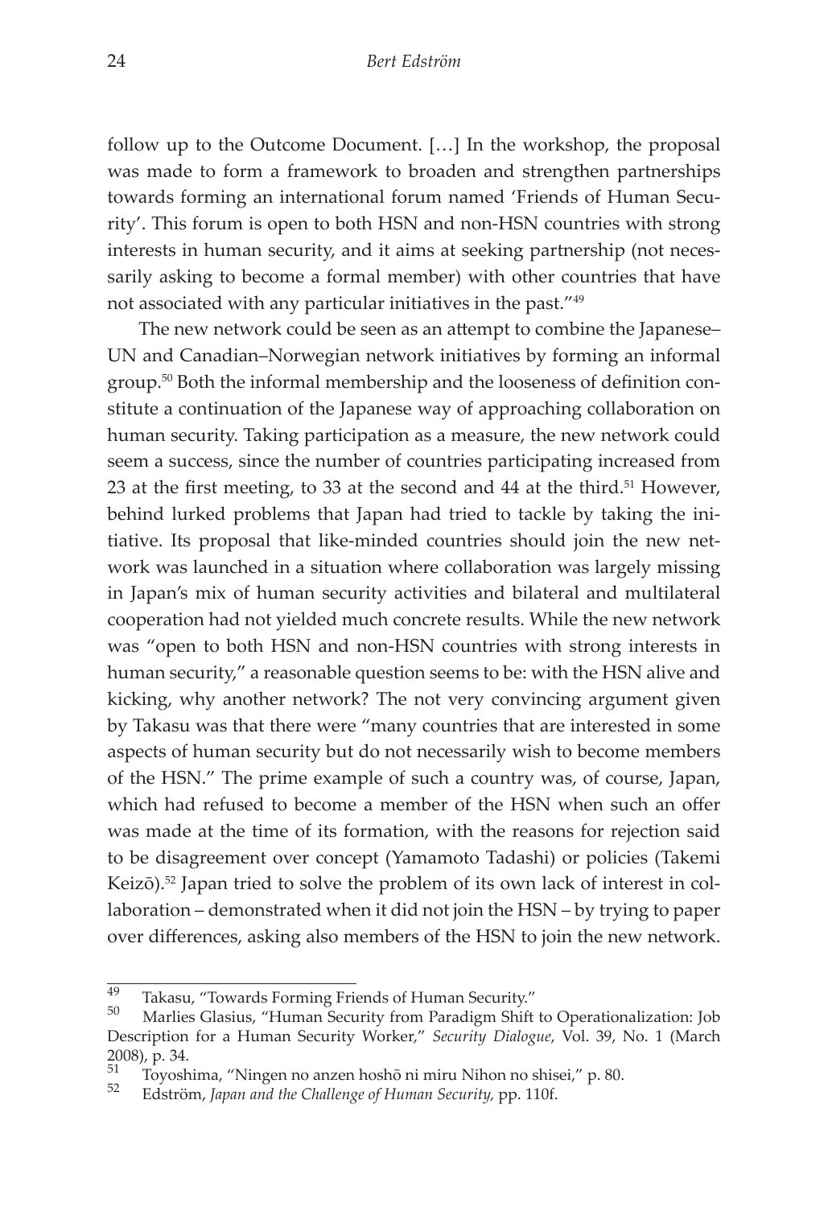follow up to the Outcome Document. […] In the workshop, the proposal was made to form a framework to broaden and strengthen partnerships towards forming an international forum named 'Friends of Human Security'. This forum is open to both HSN and non-HSN countries with strong interests in human security, and it aims at seeking partnership (not necessarily asking to become a formal member) with other countries that have not associated with any particular initiatives in the past."[49]

The new network could be seen as an attempt to combine the Japanese–UN and Canadian–Norwegian network initiatives by forming an informal group.[50] Both the informal membership and the looseness of definition constitute a continuation of the Japanese way of approaching collaboration on human security. Taking participation as a measure, the new network could seem a success, since the number of countries participating increased from 23 at the first meeting, to 33 at the second and 44 at the third.[51] However, behind lurked problems that Japan had tried to tackle by taking the initiative. Its proposal that like-minded countries should join the new network was launched in a situation where collaboration was largely missing in Japan's mix of human security activities and bilateral and multilateral cooperation had not yielded much concrete results. While the new network was "open to both HSN and non-HSN countries with strong interests in human security," a reasonable question seems to be: with the HSN alive and kicking, why another network? The not very convincing argument given by Takasu was that there were "many countries that are interested in some aspects of human security but do not necessarily wish to become members of the HSN." The prime example of such a country was, of course, Japan, which had refused to become a member of the HSN when such an offer was made at the time of its formation, with the reasons for rejection said to be disagreement over concept (Yamamoto Tadashi) or policies (Takemi Keizō).[52] Japan tried to solve the problem of its own lack of interest in collaboration – demonstrated when it did not join the HSN – by trying to paper over differences, asking also members of the HSN to join the new network.

---

[49] Takasu, "Towards Forming Friends of Human Security."

[50] Marlies Glasius, "Human Security from Paradigm Shift to Operationalization: Job Description for a Human Security Worker," *Security Dialogue*, Vol. 39, No. 1 (March 2008), p. 34.

[51] Toyoshima, "Ningen no anzen hoshō ni miru Nihon no shisei," p. 80.

[52] Edström, *Japan and the Challenge of Human Security,* pp. 110f.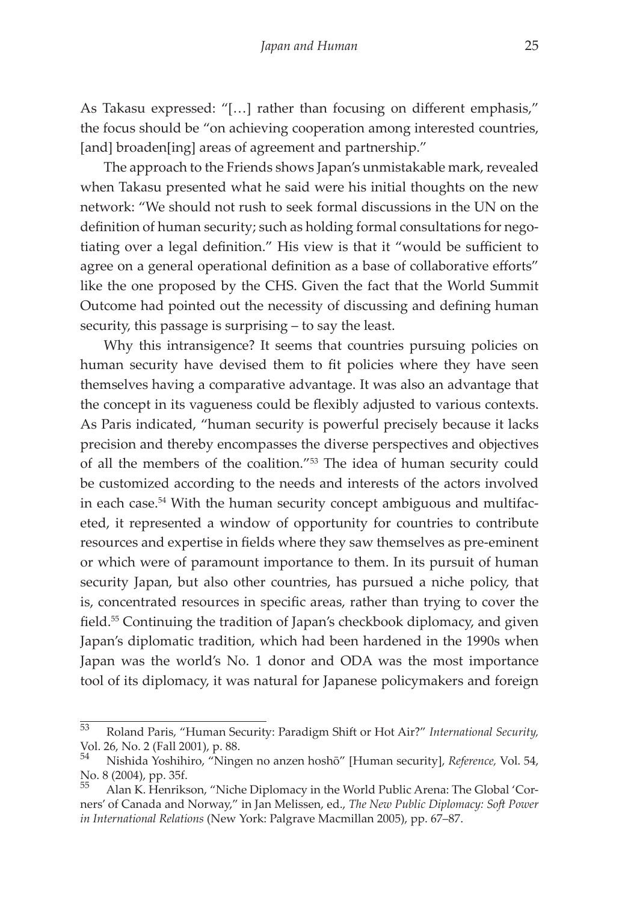As Takasu expressed: "[…] rather than focusing on different emphasis," the focus should be "on achieving cooperation among interested countries, [and] broaden[ing] areas of agreement and partnership."

The approach to the Friends shows Japan's unmistakable mark, revealed when Takasu presented what he said were his initial thoughts on the new network: "We should not rush to seek formal discussions in the UN on the definition of human security; such as holding formal consultations for negotiating over a legal definition." His view is that it "would be sufficient to agree on a general operational definition as a base of collaborative efforts" like the one proposed by the CHS. Given the fact that the World Summit Outcome had pointed out the necessity of discussing and defining human security, this passage is surprising – to say the least.

Why this intransigence? It seems that countries pursuing policies on human security have devised them to fit policies where they have seen themselves having a comparative advantage. It was also an advantage that the concept in its vagueness could be flexibly adjusted to various contexts. As Paris indicated, "human security is powerful precisely because it lacks precision and thereby encompasses the diverse perspectives and objectives of all the members of the coalition."[53] The idea of human security could be customized according to the needs and interests of the actors involved in each case.[54] With the human security concept ambiguous and multifaceted, it represented a window of opportunity for countries to contribute resources and expertise in fields where they saw themselves as pre-eminent or which were of paramount importance to them. In its pursuit of human security Japan, but also other countries, has pursued a niche policy, that is, concentrated resources in specific areas, rather than trying to cover the field.[55] Continuing the tradition of Japan's checkbook diplomacy, and given Japan's diplomatic tradition, which had been hardened in the 1990s when Japan was the world's No. 1 donor and ODA was the most importance tool of its diplomacy, it was natural for Japanese policymakers and foreign

---

[53] Roland Paris, "Human Security: Paradigm Shift or Hot Air?" *International Security,* Vol. 26, No. 2 (Fall 2001), p. 88.

[54] Nishida Yoshihiro, "Ningen no anzen hoshō" [Human security], *Reference,* Vol. 54, No. 8 (2004), pp. 35f.

[55] Alan K. Henrikson, "Niche Diplomacy in the World Public Arena: The Global 'Corners' of Canada and Norway," in Jan Melissen, ed., *The New Public Diplomacy: Soft Power in International Relations* (New York: Palgrave Macmillan 2005), pp. 67–87.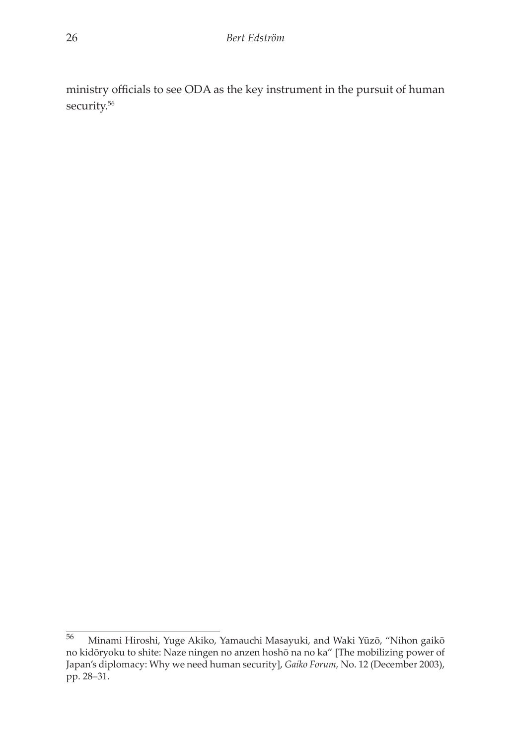ministry officials to see ODA as the key instrument in the pursuit of human security.[56]

[56] Minami Hiroshi, Yuge Akiko, Yamauchi Masayuki, and Waki Yūzō, "Nihon gaikō no kidōryoku to shite: Naze ningen no anzen hoshō na no ka" [The mobilizing power of Japan's diplomacy: Why we need human security], *Gaiko Forum,* No. 12 (December 2003), pp. 28–31.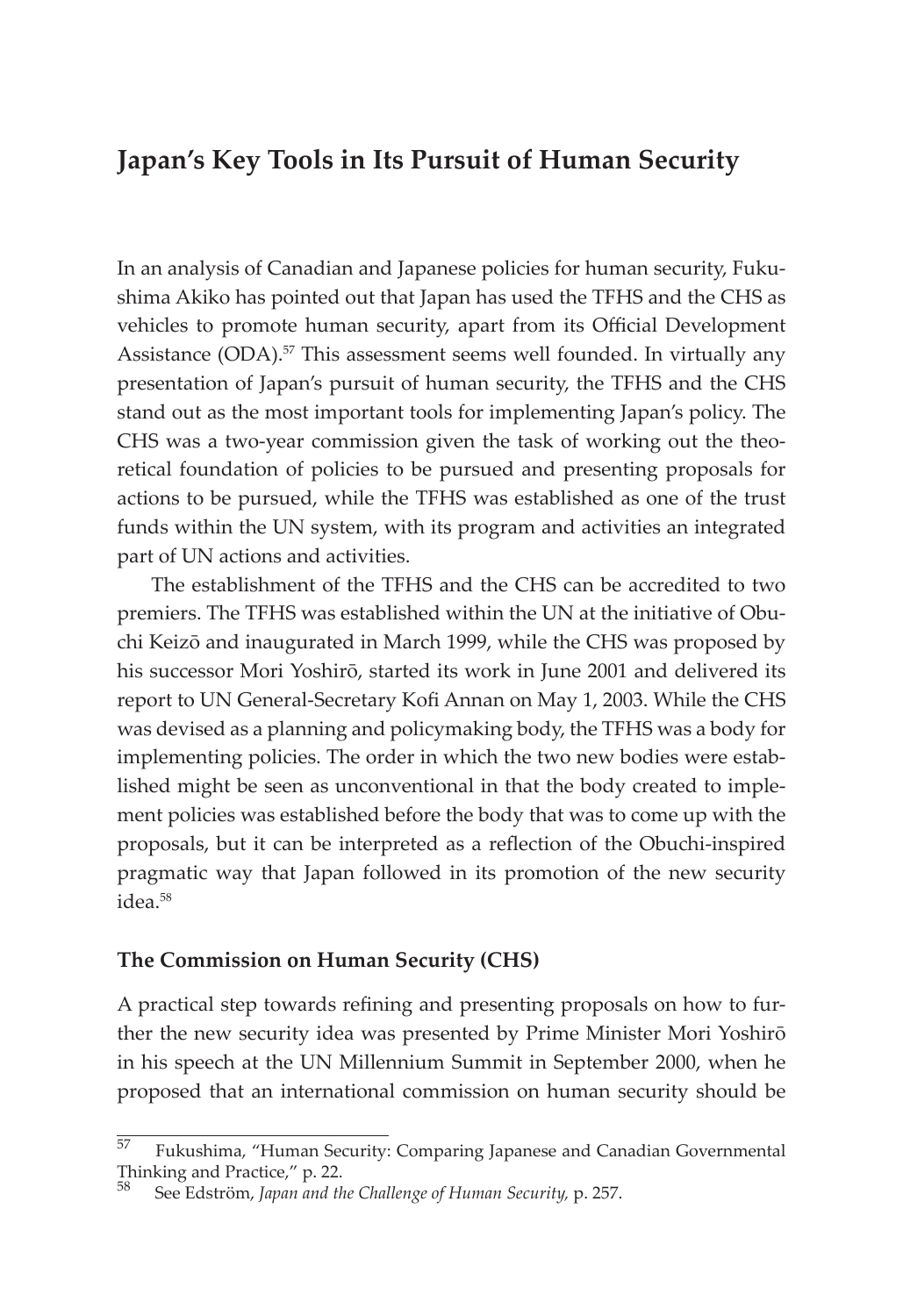## Japan's Key Tools in Its Pursuit of Human Security

In an analysis of Canadian and Japanese policies for human security, Fukushima Akiko has pointed out that Japan has used the TFHS and the CHS as vehicles to promote human security, apart from its Official Development Assistance (ODA).[57] This assessment seems well founded. In virtually any presentation of Japan's pursuit of human security, the TFHS and the CHS stand out as the most important tools for implementing Japan's policy. The CHS was a two-year commission given the task of working out the theoretical foundation of policies to be pursued and presenting proposals for actions to be pursued, while the TFHS was established as one of the trust funds within the UN system, with its program and activities an integrated part of UN actions and activities.

The establishment of the TFHS and the CHS can be accredited to two premiers. The TFHS was established within the UN at the initiative of Obuchi Keizō and inaugurated in March 1999, while the CHS was proposed by his successor Mori Yoshirō, started its work in June 2001 and delivered its report to UN General-Secretary Kofi Annan on May 1, 2003. While the CHS was devised as a planning and policymaking body, the TFHS was a body for implementing policies. The order in which the two new bodies were established might be seen as unconventional in that the body created to implement policies was established before the body that was to come up with the proposals, but it can be interpreted as a reflection of the Obuchi-inspired pragmatic way that Japan followed in its promotion of the new security idea.[58]

### The Commission on Human Security (CHS)

A practical step towards refining and presenting proposals on how to further the new security idea was presented by Prime Minister Mori Yoshirō in his speech at the UN Millennium Summit in September 2000, when he proposed that an international commission on human security should be

---

[57] Fukushima, "Human Security: Comparing Japanese and Canadian Governmental Thinking and Practice," p. 22.

[58] See Edström, *Japan and the Challenge of Human Security*, p. 257.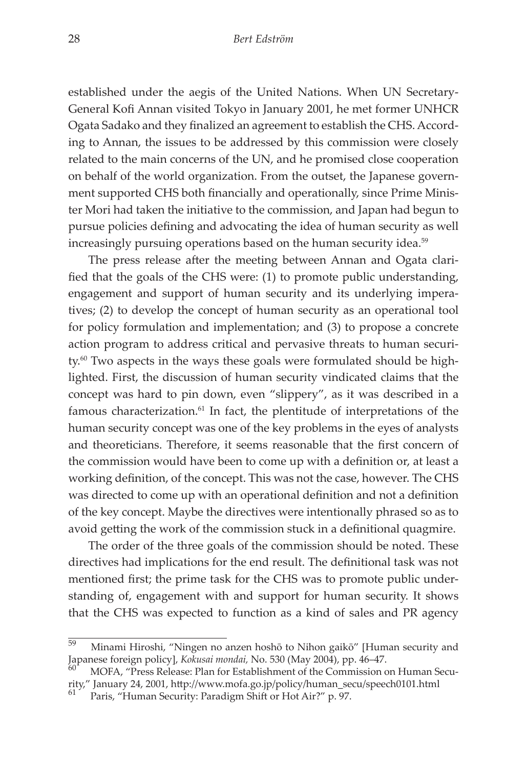established under the aegis of the United Nations. When UN Secretary-General Kofi Annan visited Tokyo in January 2001, he met former UNHCR Ogata Sadako and they finalized an agreement to establish the CHS. According to Annan, the issues to be addressed by this commission were closely related to the main concerns of the UN, and he promised close cooperation on behalf of the world organization. From the outset, the Japanese government supported CHS both financially and operationally, since Prime Minister Mori had taken the initiative to the commission, and Japan had begun to pursue policies defining and advocating the idea of human security as well increasingly pursuing operations based on the human security idea.[59]

The press release after the meeting between Annan and Ogata clarified that the goals of the CHS were: (1) to promote public understanding, engagement and support of human security and its underlying imperatives; (2) to develop the concept of human security as an operational tool for policy formulation and implementation; and (3) to propose a concrete action program to address critical and pervasive threats to human security.[60] Two aspects in the ways these goals were formulated should be highlighted. First, the discussion of human security vindicated claims that the concept was hard to pin down, even "slippery", as it was described in a famous characterization.[61] In fact, the plentitude of interpretations of the human security concept was one of the key problems in the eyes of analysts and theoreticians. Therefore, it seems reasonable that the first concern of the commission would have been to come up with a definition or, at least a working definition, of the concept. This was not the case, however. The CHS was directed to come up with an operational definition and not a definition of the key concept. Maybe the directives were intentionally phrased so as to avoid getting the work of the commission stuck in a definitional quagmire.

The order of the three goals of the commission should be noted. These directives had implications for the end result. The definitional task was not mentioned first; the prime task for the CHS was to promote public understanding of, engagement with and support for human security. It shows that the CHS was expected to function as a kind of sales and PR agency

---

[59] Minami Hiroshi, "Ningen no anzen hoshō to Nihon gaikō" [Human security and Japanese foreign policy], *Kokusai mondai,* No. 530 (May 2004), pp. 46–47.

[60] MOFA, "Press Release: Plan for Establishment of the Commission on Human Security," January 24, 2001, http://www.mofa.go.jp/policy/human_secu/speech0101.html

[61] Paris, "Human Security: Paradigm Shift or Hot Air?" p. 97.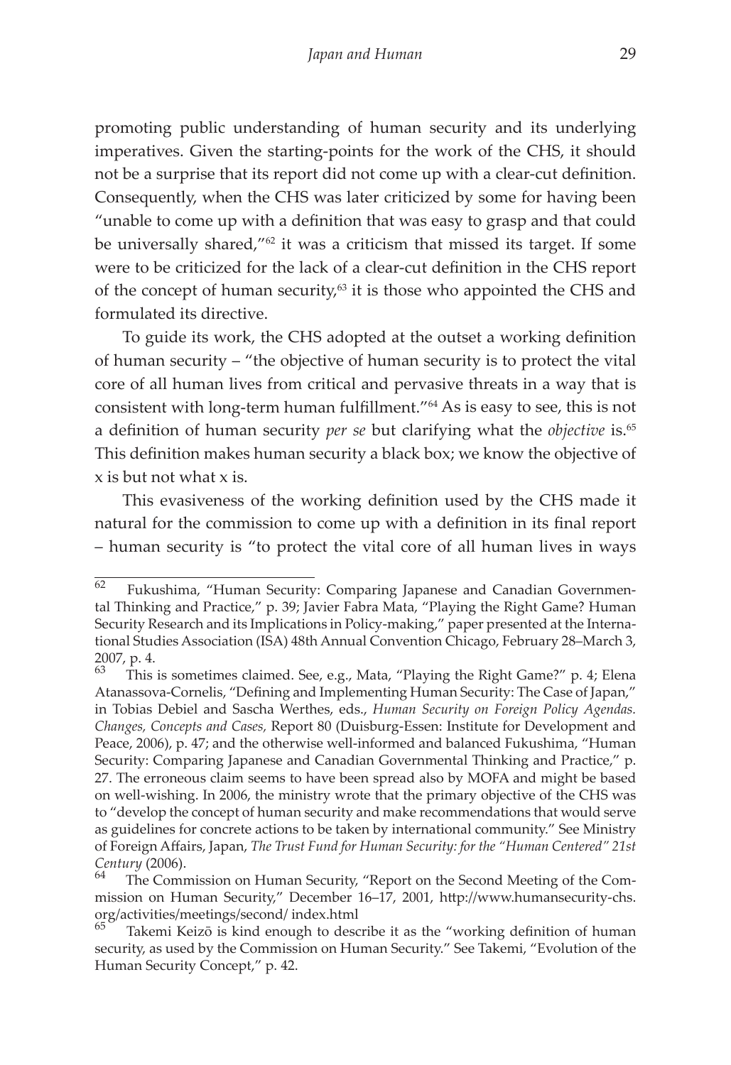promoting public understanding of human security and its underlying imperatives. Given the starting-points for the work of the CHS, it should not be a surprise that its report did not come up with a clear-cut definition. Consequently, when the CHS was later criticized by some for having been "unable to come up with a definition that was easy to grasp and that could be universally shared,"[62] it was a criticism that missed its target. If some were to be criticized for the lack of a clear-cut definition in the CHS report of the concept of human security,[63] it is those who appointed the CHS and formulated its directive.

To guide its work, the CHS adopted at the outset a working definition of human security – "the objective of human security is to protect the vital core of all human lives from critical and pervasive threats in a way that is consistent with long-term human fulfillment."[64] As is easy to see, this is not a definition of human security *per se* but clarifying what the *objective* is.[65] This definition makes human security a black box; we know the objective of x is but not what x is.

This evasiveness of the working definition used by the CHS made it natural for the commission to come up with a definition in its final report – human security is "to protect the vital core of all human lives in ways

---

[62] Fukushima, "Human Security: Comparing Japanese and Canadian Governmental Thinking and Practice," p. 39; Javier Fabra Mata, "Playing the Right Game? Human Security Research and its Implications in Policy-making," paper presented at the International Studies Association (ISA) 48th Annual Convention Chicago, February 28–March 3, 2007, p. 4.

[63] This is sometimes claimed. See, e.g., Mata, "Playing the Right Game?" p. 4; Elena Atanassova-Cornelis, "Defining and Implementing Human Security: The Case of Japan," in Tobias Debiel and Sascha Werthes, eds., *Human Security on Foreign Policy Agendas. Changes, Concepts and Cases,* Report 80 (Duisburg-Essen: Institute for Development and Peace, 2006), p. 47; and the otherwise well-informed and balanced Fukushima, "Human Security: Comparing Japanese and Canadian Governmental Thinking and Practice," p. 27. The erroneous claim seems to have been spread also by MOFA and might be based on well-wishing. In 2006, the ministry wrote that the primary objective of the CHS was to "develop the concept of human security and make recommendations that would serve as guidelines for concrete actions to be taken by international community." See Ministry of Foreign Affairs, Japan, *The Trust Fund for Human Security: for the "Human Centered" 21st Century* (2006).

[64] The Commission on Human Security, "Report on the Second Meeting of the Commission on Human Security," December 16–17, 2001, http://www.humansecurity-chs.org/activities/meetings/second/ index.html

[65] Takemi Keizō is kind enough to describe it as the "working definition of human security, as used by the Commission on Human Security." See Takemi, "Evolution of the Human Security Concept," p. 42.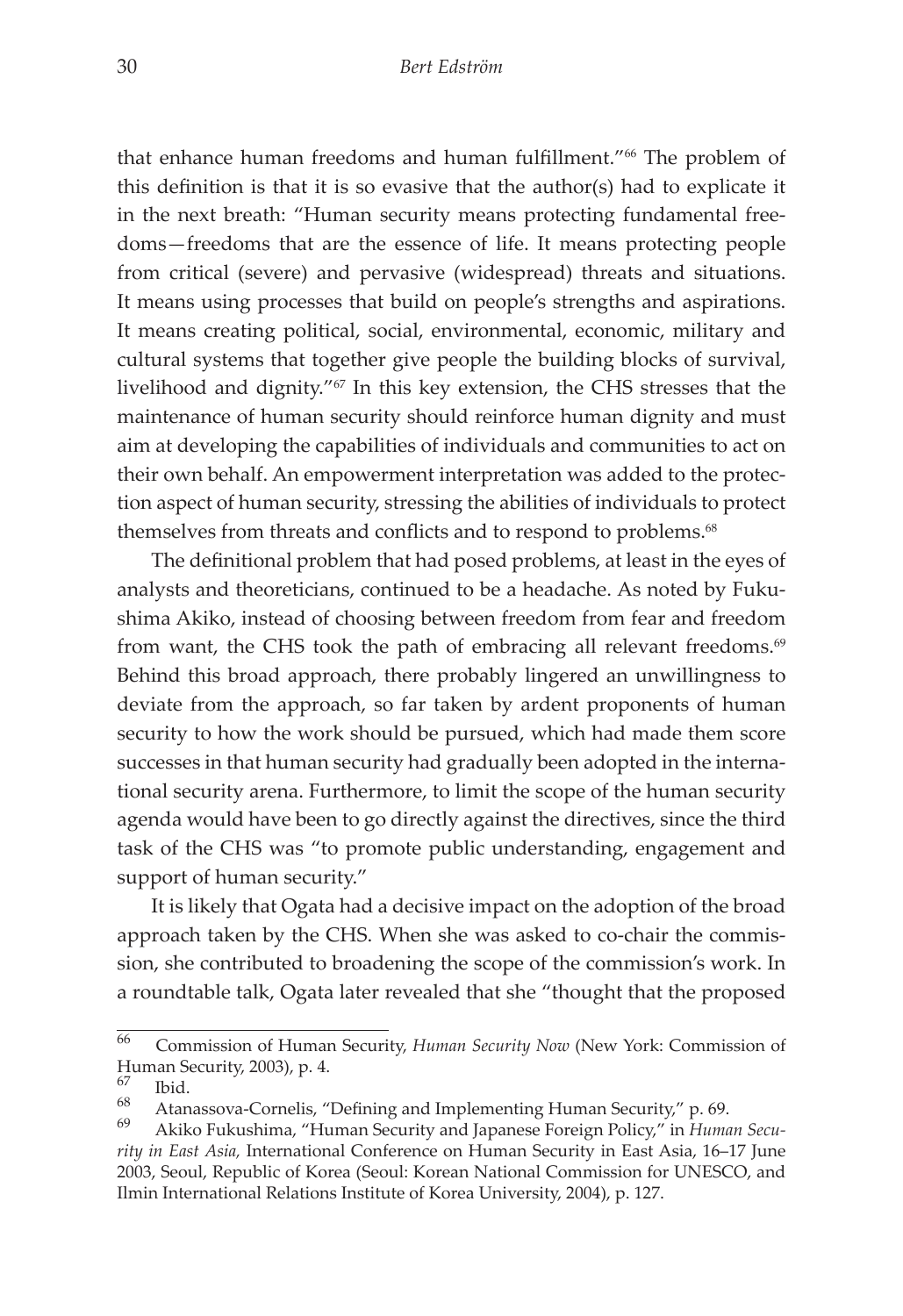that enhance human freedoms and human fulfillment."[66] The problem of this definition is that it is so evasive that the author(s) had to explicate it in the next breath: "Human security means protecting fundamental freedoms—freedoms that are the essence of life. It means protecting people from critical (severe) and pervasive (widespread) threats and situations. It means using processes that build on people's strengths and aspirations. It means creating political, social, environmental, economic, military and cultural systems that together give people the building blocks of survival, livelihood and dignity."[67] In this key extension, the CHS stresses that the maintenance of human security should reinforce human dignity and must aim at developing the capabilities of individuals and communities to act on their own behalf. An empowerment interpretation was added to the protection aspect of human security, stressing the abilities of individuals to protect themselves from threats and conflicts and to respond to problems.[68]

The definitional problem that had posed problems, at least in the eyes of analysts and theoreticians, continued to be a headache. As noted by Fukushima Akiko, instead of choosing between freedom from fear and freedom from want, the CHS took the path of embracing all relevant freedoms.[69] Behind this broad approach, there probably lingered an unwillingness to deviate from the approach, so far taken by ardent proponents of human security to how the work should be pursued, which had made them score successes in that human security had gradually been adopted in the international security arena. Furthermore, to limit the scope of the human security agenda would have been to go directly against the directives, since the third task of the CHS was "to promote public understanding, engagement and support of human security."

It is likely that Ogata had a decisive impact on the adoption of the broad approach taken by the CHS. When she was asked to co-chair the commission, she contributed to broadening the scope of the commission's work. In a roundtable talk, Ogata later revealed that she "thought that the proposed

---

[66] Commission of Human Security, *Human Security Now* (New York: Commission of Human Security, 2003), p. 4.

[67] Ibid.

[68] Atanassova-Cornelis, "Defining and Implementing Human Security," p. 69.

[69] Akiko Fukushima, "Human Security and Japanese Foreign Policy," in *Human Security in East Asia,* International Conference on Human Security in East Asia, 16–17 June 2003, Seoul, Republic of Korea (Seoul: Korean National Commission for UNESCO, and Ilmin International Relations Institute of Korea University, 2004), p. 127.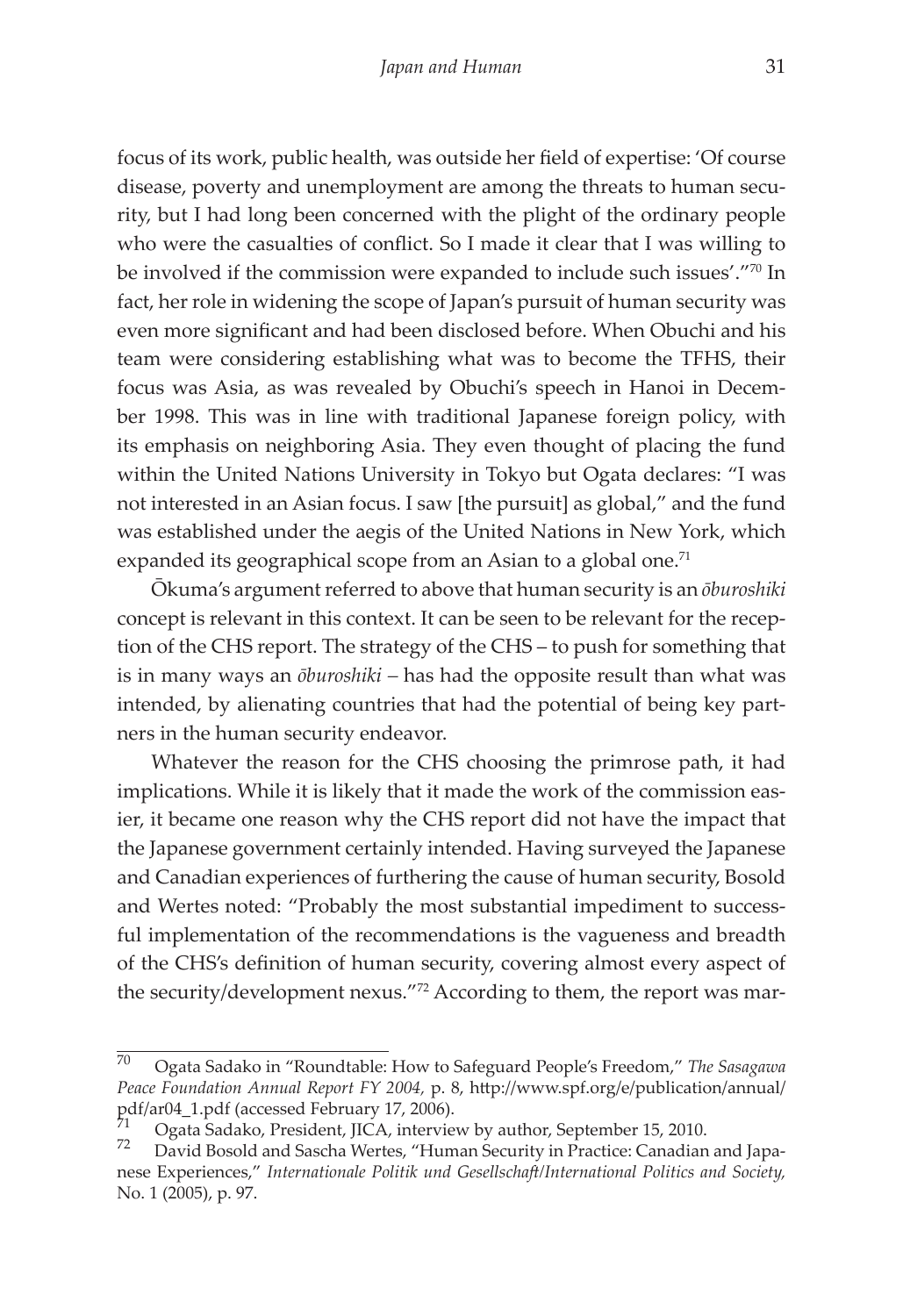focus of its work, public health, was outside her field of expertise: 'Of course disease, poverty and unemployment are among the threats to human security, but I had long been concerned with the plight of the ordinary people who were the casualties of conflict. So I made it clear that I was willing to be involved if the commission were expanded to include such issues'."[70] In fact, her role in widening the scope of Japan's pursuit of human security was even more significant and had been disclosed before. When Obuchi and his team were considering establishing what was to become the TFHS, their focus was Asia, as was revealed by Obuchi's speech in Hanoi in December 1998. This was in line with traditional Japanese foreign policy, with its emphasis on neighboring Asia. They even thought of placing the fund within the United Nations University in Tokyo but Ogata declares: "I was not interested in an Asian focus. I saw [the pursuit] as global," and the fund was established under the aegis of the United Nations in New York, which expanded its geographical scope from an Asian to a global one.[71]

Ōkuma's argument referred to above that human security is an *ōburoshiki* concept is relevant in this context. It can be seen to be relevant for the reception of the CHS report. The strategy of the CHS – to push for something that is in many ways an *ōburoshiki* – has had the opposite result than what was intended, by alienating countries that had the potential of being key partners in the human security endeavor.

Whatever the reason for the CHS choosing the primrose path, it had implications. While it is likely that it made the work of the commission easier, it became one reason why the CHS report did not have the impact that the Japanese government certainly intended. Having surveyed the Japanese and Canadian experiences of furthering the cause of human security, Bosold and Wertes noted: "Probably the most substantial impediment to successful implementation of the recommendations is the vagueness and breadth of the CHS's definition of human security, covering almost every aspect of the security/development nexus."[72] According to them, the report was mar-

---

70 Ogata Sadako in "Roundtable: How to Safeguard People's Freedom," *The Sasagawa Peace Foundation Annual Report FY 2004,* p. 8, http://www.spf.org/e/publication/annual/pdf/ar04_1.pdf (accessed February 17, 2006).

71 Ogata Sadako, President, JICA, interview by author, September 15, 2010.

72 David Bosold and Sascha Wertes, "Human Security in Practice: Canadian and Japanese Experiences," *Internationale Politik und Gesellschaft/International Politics and Society,* No. 1 (2005), p. 97.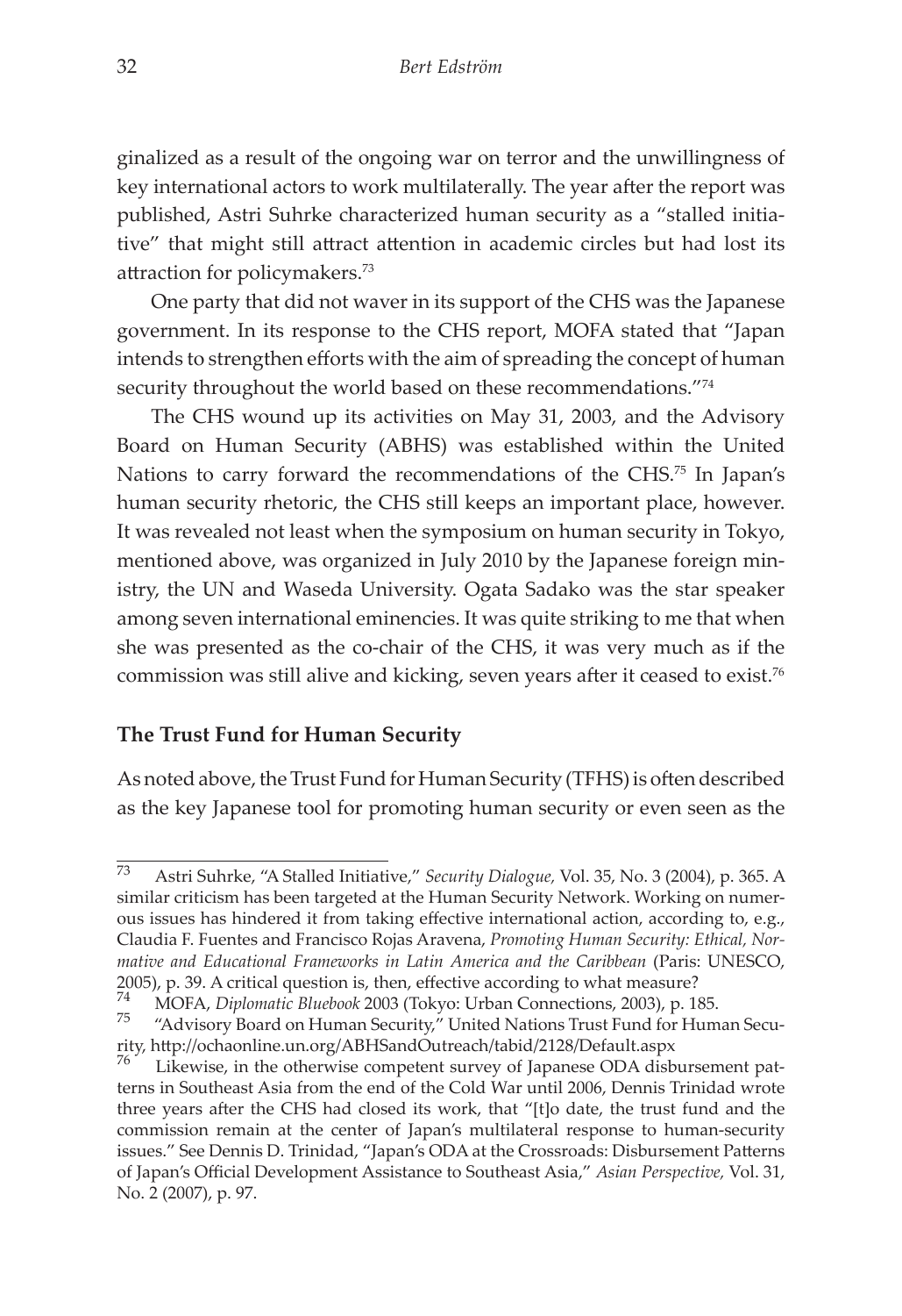ginalized as a result of the ongoing war on terror and the unwillingness of key international actors to work multilaterally. The year after the report was published, Astri Suhrke characterized human security as a "stalled initiative" that might still attract attention in academic circles but had lost its attraction for policymakers.[73]

One party that did not waver in its support of the CHS was the Japanese government. In its response to the CHS report, MOFA stated that "Japan intends to strengthen efforts with the aim of spreading the concept of human security throughout the world based on these recommendations."[74]

The CHS wound up its activities on May 31, 2003, and the Advisory Board on Human Security (ABHS) was established within the United Nations to carry forward the recommendations of the CHS.[75] In Japan's human security rhetoric, the CHS still keeps an important place, however. It was revealed not least when the symposium on human security in Tokyo, mentioned above, was organized in July 2010 by the Japanese foreign ministry, the UN and Waseda University. Ogata Sadako was the star speaker among seven international eminencies. It was quite striking to me that when she was presented as the co-chair of the CHS, it was very much as if the commission was still alive and kicking, seven years after it ceased to exist.[76]

### The Trust Fund for Human Security

As noted above, the Trust Fund for Human Security (TFHS) is often described as the key Japanese tool for promoting human security or even seen as the

---

[73] Astri Suhrke, "A Stalled Initiative," *Security Dialogue,* Vol. 35, No. 3 (2004), p. 365. A similar criticism has been targeted at the Human Security Network. Working on numerous issues has hindered it from taking effective international action, according to, e.g., Claudia F. Fuentes and Francisco Rojas Aravena, *Promoting Human Security: Ethical, Normative and Educational Frameworks in Latin America and the Caribbean* (Paris: UNESCO, 2005), p. 39. A critical question is, then, effective according to what measure?

[74] MOFA, *Diplomatic Bluebook* 2003 (Tokyo: Urban Connections, 2003), p. 185.

[75] "Advisory Board on Human Security," United Nations Trust Fund for Human Security, http://ochaonline.un.org/ABHSandOutreach/tabid/2128/Default.aspx

[76] Likewise, in the otherwise competent survey of Japanese ODA disbursement patterns in Southeast Asia from the end of the Cold War until 2006, Dennis Trinidad wrote three years after the CHS had closed its work, that "[t]o date, the trust fund and the commission remain at the center of Japan's multilateral response to human-security issues." See Dennis D. Trinidad, "Japan's ODA at the Crossroads: Disbursement Patterns of Japan's Official Development Assistance to Southeast Asia," *Asian Perspective,* Vol. 31, No. 2 (2007), p. 97.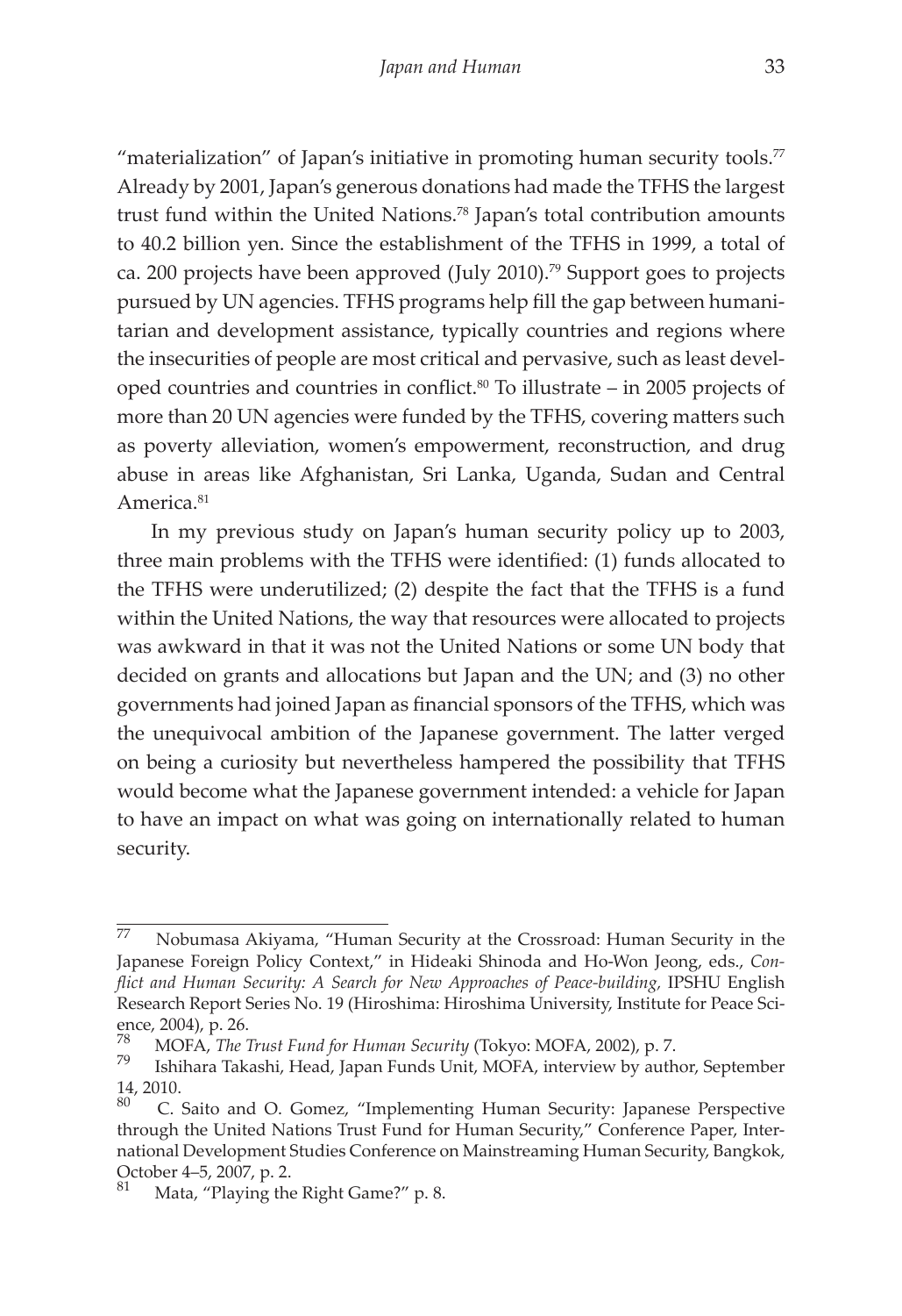"materialization" of Japan's initiative in promoting human security tools.[77] Already by 2001, Japan's generous donations had made the TFHS the largest trust fund within the United Nations.[78] Japan's total contribution amounts to 40.2 billion yen. Since the establishment of the TFHS in 1999, a total of ca. 200 projects have been approved (July 2010).[79] Support goes to projects pursued by UN agencies. TFHS programs help fill the gap between humanitarian and development assistance, typically countries and regions where the insecurities of people are most critical and pervasive, such as least developed countries and countries in conflict.[80] To illustrate – in 2005 projects of more than 20 UN agencies were funded by the TFHS, covering matters such as poverty alleviation, women's empowerment, reconstruction, and drug abuse in areas like Afghanistan, Sri Lanka, Uganda, Sudan and Central America.[81]

In my previous study on Japan's human security policy up to 2003, three main problems with the TFHS were identified: (1) funds allocated to the TFHS were underutilized; (2) despite the fact that the TFHS is a fund within the United Nations, the way that resources were allocated to projects was awkward in that it was not the United Nations or some UN body that decided on grants and allocations but Japan and the UN; and (3) no other governments had joined Japan as financial sponsors of the TFHS, which was the unequivocal ambition of the Japanese government. The latter verged on being a curiosity but nevertheless hampered the possibility that TFHS would become what the Japanese government intended: a vehicle for Japan to have an impact on what was going on internationally related to human security.

---

[77] Nobumasa Akiyama, "Human Security at the Crossroad: Human Security in the Japanese Foreign Policy Context," in Hideaki Shinoda and Ho-Won Jeong, eds., *Conflict and Human Security: A Search for New Approaches of Peace-building,* IPSHU English Research Report Series No. 19 (Hiroshima: Hiroshima University, Institute for Peace Science, 2004), p. 26.

[78] MOFA, *The Trust Fund for Human Security* (Tokyo: MOFA, 2002), p. 7.

[79] Ishihara Takashi, Head, Japan Funds Unit, MOFA, interview by author, September 14, 2010.

[80] C. Saito and O. Gomez, "Implementing Human Security: Japanese Perspective through the United Nations Trust Fund for Human Security," Conference Paper, International Development Studies Conference on Mainstreaming Human Security, Bangkok, October 4–5, 2007, p. 2.

[81] Mata, "Playing the Right Game?" p. 8.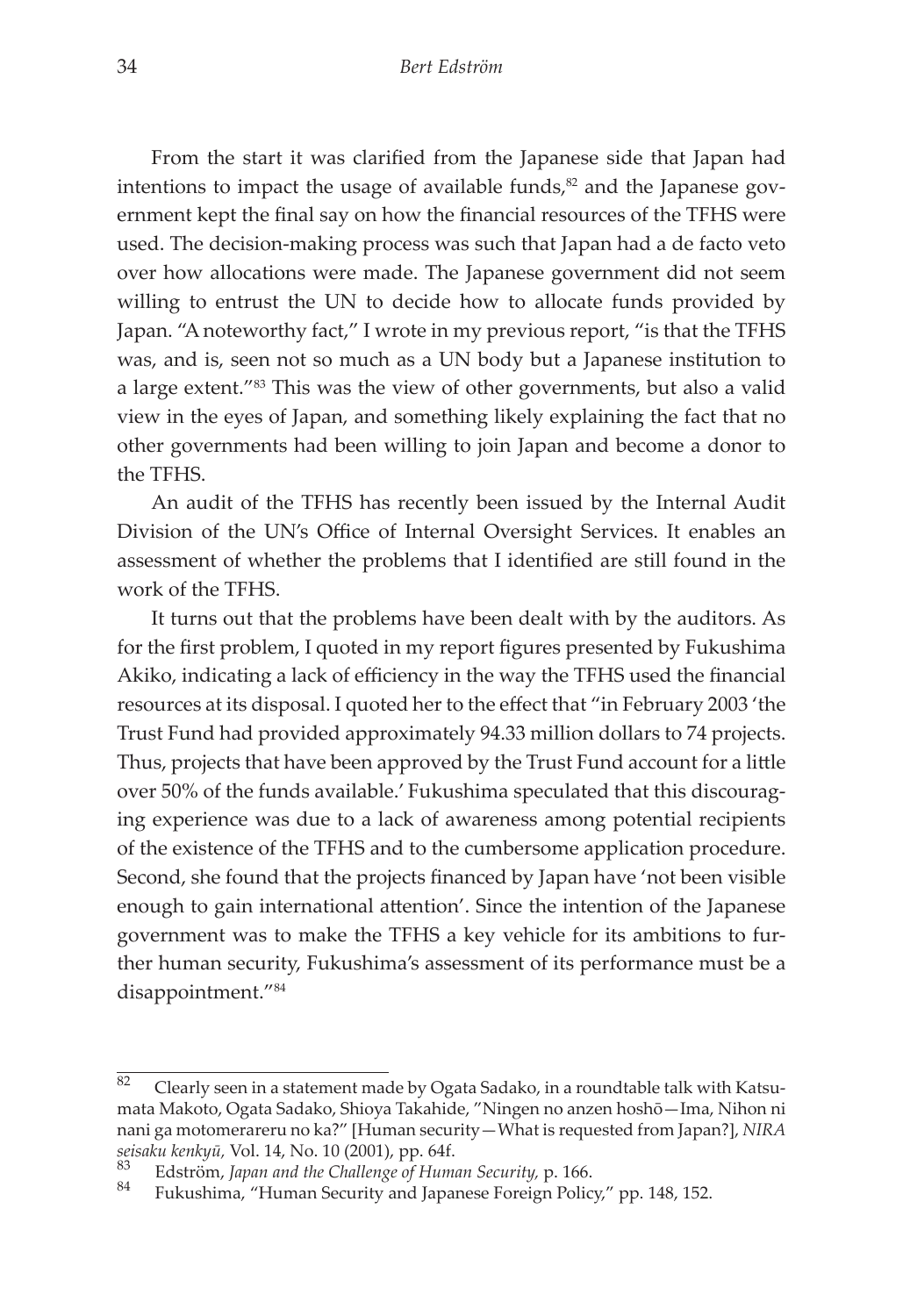From the start it was clarified from the Japanese side that Japan had intentions to impact the usage of available funds,[82] and the Japanese government kept the final say on how the financial resources of the TFHS were used. The decision-making process was such that Japan had a de facto veto over how allocations were made. The Japanese government did not seem willing to entrust the UN to decide how to allocate funds provided by Japan. "A noteworthy fact," I wrote in my previous report, "is that the TFHS was, and is, seen not so much as a UN body but a Japanese institution to a large extent."[83] This was the view of other governments, but also a valid view in the eyes of Japan, and something likely explaining the fact that no other governments had been willing to join Japan and become a donor to the TFHS.

An audit of the TFHS has recently been issued by the Internal Audit Division of the UN's Office of Internal Oversight Services. It enables an assessment of whether the problems that I identified are still found in the work of the TFHS.

It turns out that the problems have been dealt with by the auditors. As for the first problem, I quoted in my report figures presented by Fukushima Akiko, indicating a lack of efficiency in the way the TFHS used the financial resources at its disposal. I quoted her to the effect that "in February 2003 'the Trust Fund had provided approximately 94.33 million dollars to 74 projects. Thus, projects that have been approved by the Trust Fund account for a little over 50% of the funds available.' Fukushima speculated that this discouraging experience was due to a lack of awareness among potential recipients of the existence of the TFHS and to the cumbersome application procedure. Second, she found that the projects financed by Japan have 'not been visible enough to gain international attention'. Since the intention of the Japanese government was to make the TFHS a key vehicle for its ambitions to further human security, Fukushima's assessment of its performance must be a disappointment."[84]

---

[82] Clearly seen in a statement made by Ogata Sadako, in a roundtable talk with Katsumata Makoto, Ogata Sadako, Shioya Takahide, "Ningen no anzen hoshō—Ima, Nihon ni nani ga motomerareru no ka?" [Human security—What is requested from Japan?], *NIRA seisaku kenkyū,* Vol. 14, No. 10 (2001), pp. 64f.

[83] Edström, *Japan and the Challenge of Human Security,* p. 166.

[84] Fukushima, "Human Security and Japanese Foreign Policy," pp. 148, 152.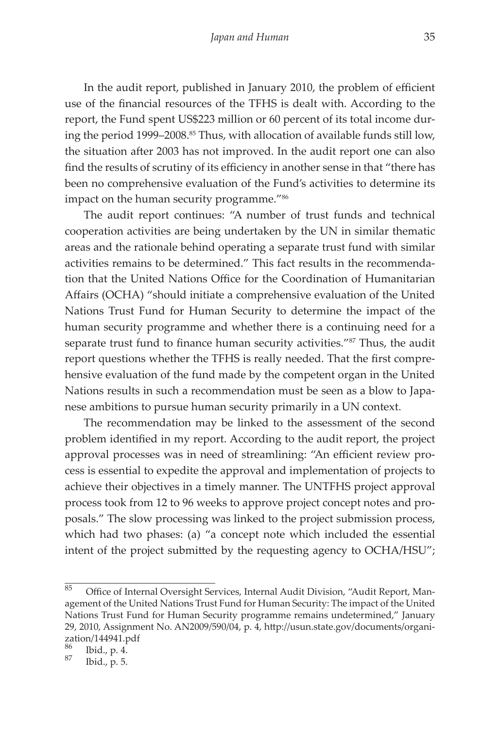In the audit report, published in January 2010, the problem of efficient use of the financial resources of the TFHS is dealt with. According to the report, the Fund spent US$223 million or 60 percent of its total income during the period 1999–2008.[85] Thus, with allocation of available funds still low, the situation after 2003 has not improved. In the audit report one can also find the results of scrutiny of its efficiency in another sense in that "there has been no comprehensive evaluation of the Fund's activities to determine its impact on the human security programme."[86]

The audit report continues: "A number of trust funds and technical cooperation activities are being undertaken by the UN in similar thematic areas and the rationale behind operating a separate trust fund with similar activities remains to be determined." This fact results in the recommendation that the United Nations Office for the Coordination of Humanitarian Affairs (OCHA) "should initiate a comprehensive evaluation of the United Nations Trust Fund for Human Security to determine the impact of the human security programme and whether there is a continuing need for a separate trust fund to finance human security activities."[87] Thus, the audit report questions whether the TFHS is really needed. That the first comprehensive evaluation of the fund made by the competent organ in the United Nations results in such a recommendation must be seen as a blow to Japanese ambitions to pursue human security primarily in a UN context.

The recommendation may be linked to the assessment of the second problem identified in my report. According to the audit report, the project approval processes was in need of streamlining: "An efficient review process is essential to expedite the approval and implementation of projects to achieve their objectives in a timely manner. The UNTFHS project approval process took from 12 to 96 weeks to approve project concept notes and proposals." The slow processing was linked to the project submission process, which had two phases: (a) "a concept note which included the essential intent of the project submitted by the requesting agency to OCHA/HSU";

---

[85] Office of Internal Oversight Services, Internal Audit Division, "Audit Report, Management of the United Nations Trust Fund for Human Security: The impact of the United Nations Trust Fund for Human Security programme remains undetermined," January 29, 2010, Assignment No. AN2009/590/04, p. 4, http://usun.state.gov/documents/organization/144941.pdf

[86] Ibid., p. 4.

[87] Ibid., p. 5.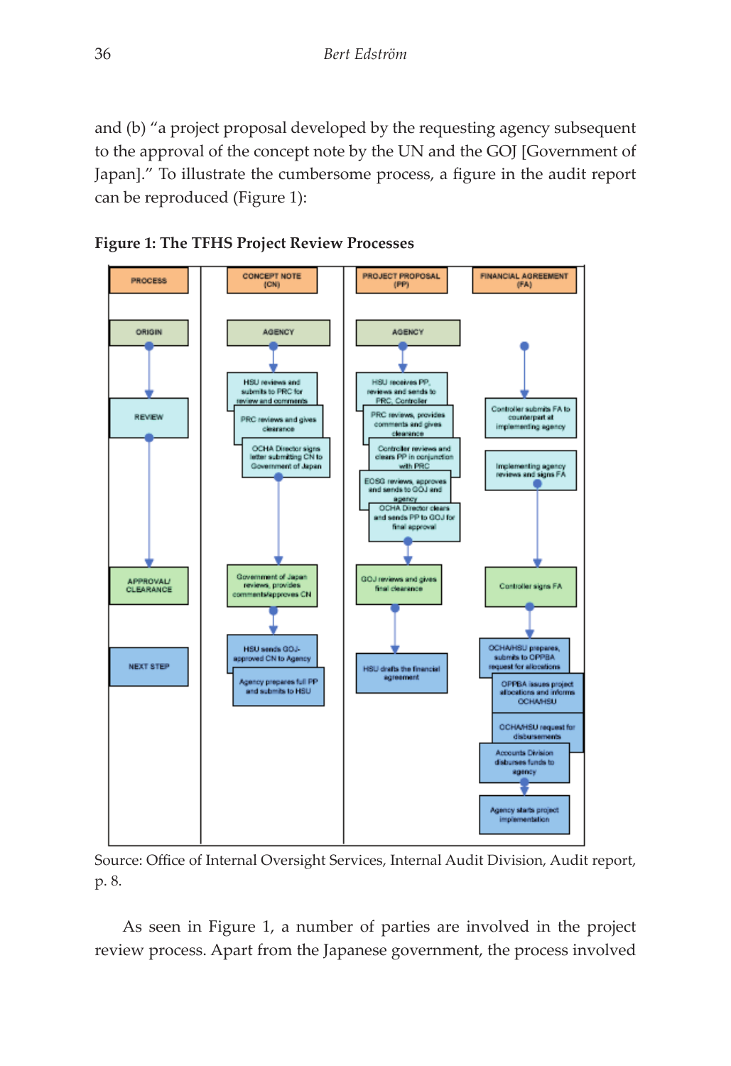and (b) "a project proposal developed by the requesting agency subsequent to the approval of the concept note by the UN and the GOJ [Government of Japan]." To illustrate the cumbersome process, a figure in the audit report can be reproduced (Figure 1):

**Figure 1: The TFHS Project Review Processes**

**PROCESS**
- ORIGIN
- REVIEW
- APPROVAL/ CLEARANCE
- NEXT STEP

**CONCEPT NOTE (CN)**
- AGENCY
- HSU reviews and submits to PRC for review and comments
- PRC reviews and gives clearance
- OCHA Director signs letter submitting CN to Government of Japan
- Government of Japan reviews, provides comments/approves CN
- HSU sends GOJ-approved CN to Agency
- Agency prepares full PP and submits to HSU

**PROJECT PROPOSAL (PP)**
- AGENCY
- HSU receives PP, reviews and sends to PRC, Controller
- PRC reviews, provides comments and gives clearance
- Controller reviews and clears PP in conjunction with PRC
- EOSG reviews, approves and sends to GOJ and agency
- OCHA Director clears and sends PP to GOJ for final approval
- GOJ reviews and gives final clearance
- HSU drafts the financial agreement

**FINANCIAL AGREEMENT (FA)**
- Controller submits FA to counterpart at implementing agency
- Implementing agency reviews and signs FA
- Controller signs FA
- OCHA/HSU prepares, submits to OPPBA request for allocations
- OPPBA issues project allocations and informs OCHA/HSU
- OCHA/HSU request for disbursements
- Accounts Division disburses funds to agency
- Agency starts project implementation

Source: Office of Internal Oversight Services, Internal Audit Division, Audit report, p. 8.

As seen in Figure 1, a number of parties are involved in the project review process. Apart from the Japanese government, the process involved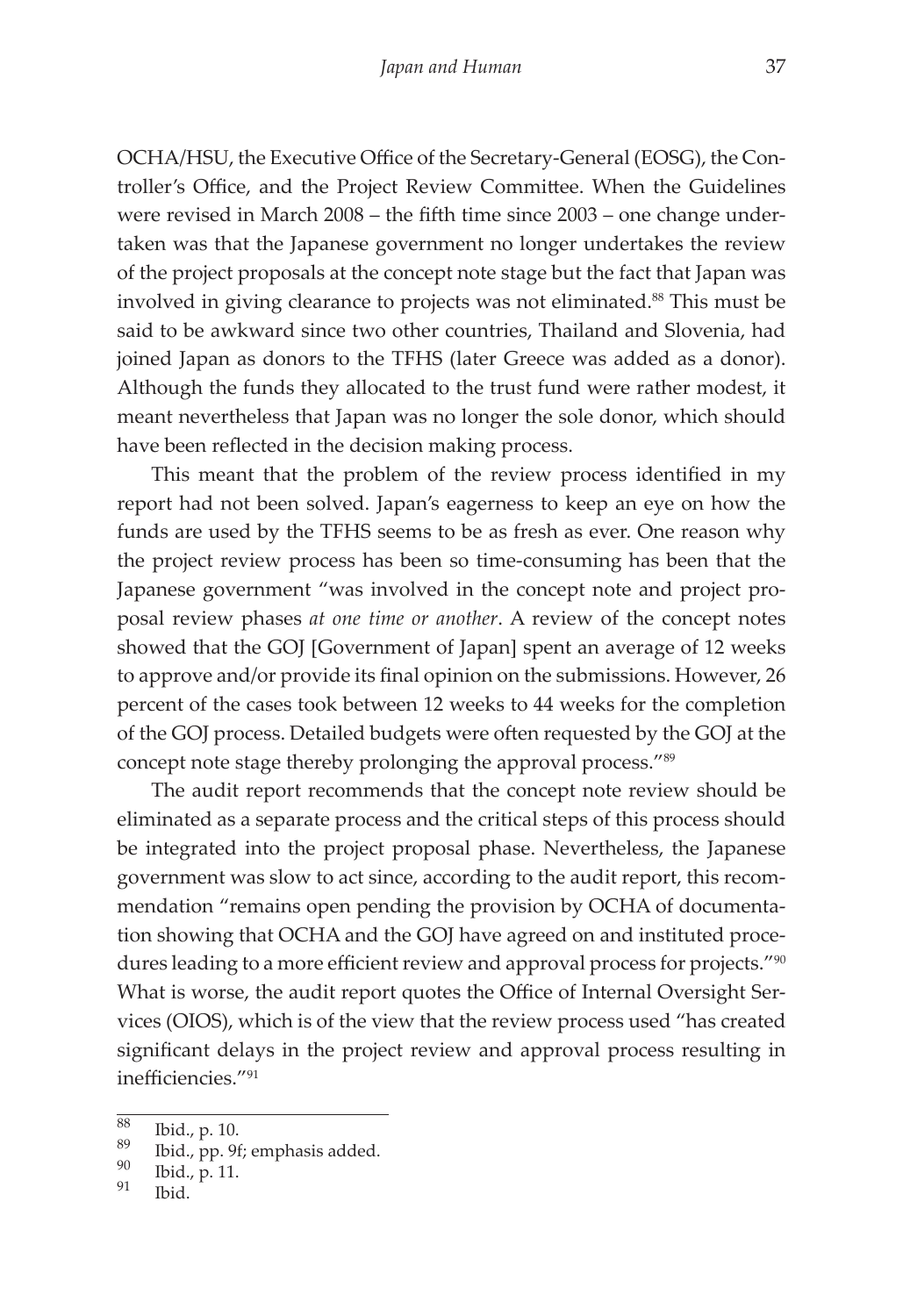OCHA/HSU, the Executive Office of the Secretary-General (EOSG), the Controller's Office, and the Project Review Committee. When the Guidelines were revised in March 2008 – the fifth time since 2003 – one change undertaken was that the Japanese government no longer undertakes the review of the project proposals at the concept note stage but the fact that Japan was involved in giving clearance to projects was not eliminated.[88] This must be said to be awkward since two other countries, Thailand and Slovenia, had joined Japan as donors to the TFHS (later Greece was added as a donor). Although the funds they allocated to the trust fund were rather modest, it meant nevertheless that Japan was no longer the sole donor, which should have been reflected in the decision making process.

This meant that the problem of the review process identified in my report had not been solved. Japan's eagerness to keep an eye on how the funds are used by the TFHS seems to be as fresh as ever. One reason why the project review process has been so time-consuming has been that the Japanese government "was involved in the concept note and project proposal review phases *at one time or another*. A review of the concept notes showed that the GOJ [Government of Japan] spent an average of 12 weeks to approve and/or provide its final opinion on the submissions. However, 26 percent of the cases took between 12 weeks to 44 weeks for the completion of the GOJ process. Detailed budgets were often requested by the GOJ at the concept note stage thereby prolonging the approval process."[89]

The audit report recommends that the concept note review should be eliminated as a separate process and the critical steps of this process should be integrated into the project proposal phase. Nevertheless, the Japanese government was slow to act since, according to the audit report, this recommendation "remains open pending the provision by OCHA of documentation showing that OCHA and the GOJ have agreed on and instituted procedures leading to a more efficient review and approval process for projects."[90] What is worse, the audit report quotes the Office of Internal Oversight Services (OIOS), which is of the view that the review process used "has created significant delays in the project review and approval process resulting in inefficiencies."[91]

---

[88] Ibid., p. 10.

[89] Ibid., pp. 9f; emphasis added.

[90] Ibid., p. 11.

[91] Ibid.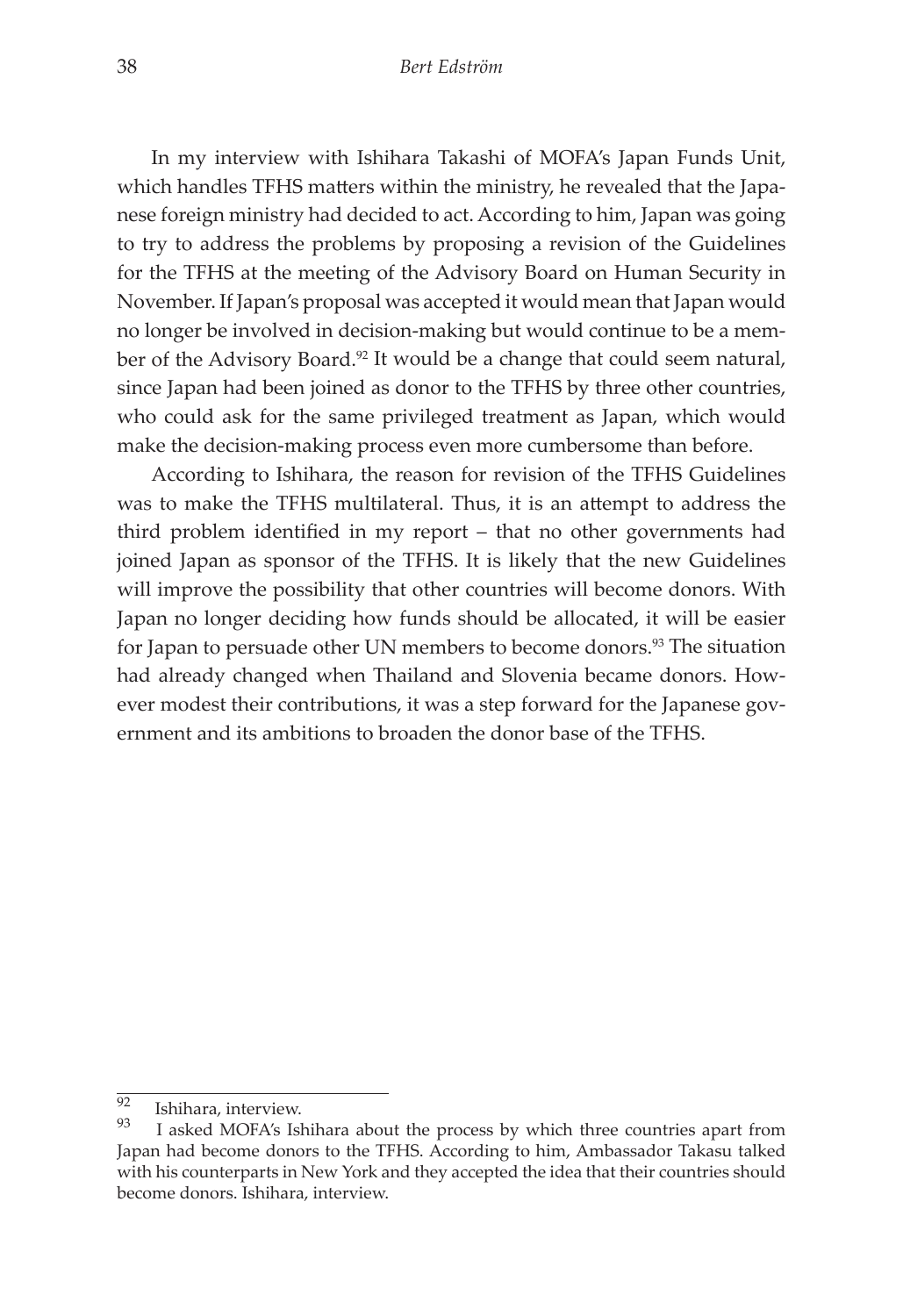In my interview with Ishihara Takashi of MOFA's Japan Funds Unit, which handles TFHS matters within the ministry, he revealed that the Japanese foreign ministry had decided to act. According to him, Japan was going to try to address the problems by proposing a revision of the Guidelines for the TFHS at the meeting of the Advisory Board on Human Security in November. If Japan's proposal was accepted it would mean that Japan would no longer be involved in decision-making but would continue to be a member of the Advisory Board.[92] It would be a change that could seem natural, since Japan had been joined as donor to the TFHS by three other countries, who could ask for the same privileged treatment as Japan, which would make the decision-making process even more cumbersome than before.

According to Ishihara, the reason for revision of the TFHS Guidelines was to make the TFHS multilateral. Thus, it is an attempt to address the third problem identified in my report – that no other governments had joined Japan as sponsor of the TFHS. It is likely that the new Guidelines will improve the possibility that other countries will become donors. With Japan no longer deciding how funds should be allocated, it will be easier for Japan to persuade other UN members to become donors.[93] The situation had already changed when Thailand and Slovenia became donors. However modest their contributions, it was a step forward for the Japanese government and its ambitions to broaden the donor base of the TFHS.

---

[92] Ishihara, interview.

[93] I asked MOFA's Ishihara about the process by which three countries apart from Japan had become donors to the TFHS. According to him, Ambassador Takasu talked with his counterparts in New York and they accepted the idea that their countries should become donors. Ishihara, interview.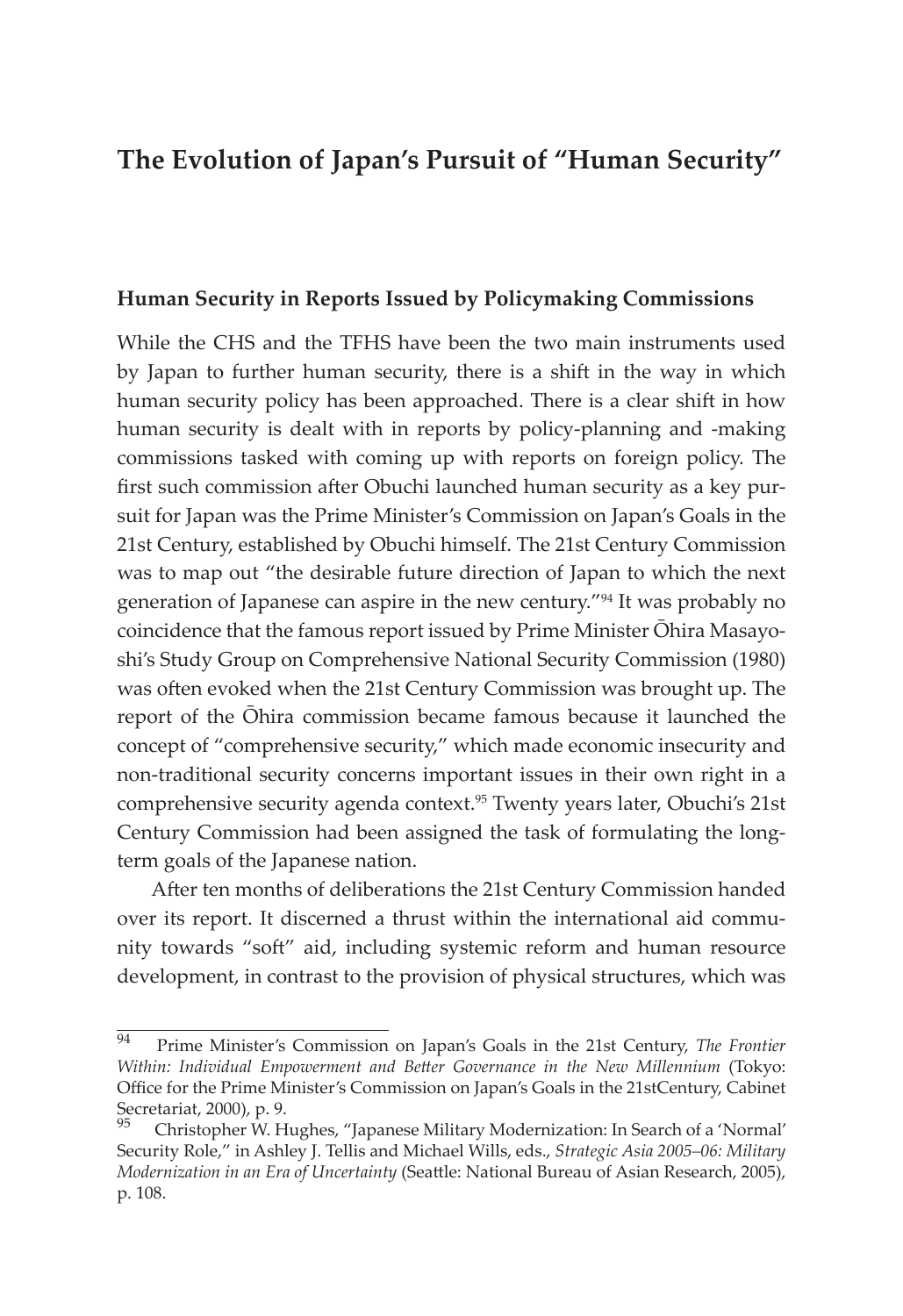## The Evolution of Japan's Pursuit of "Human Security"

### Human Security in Reports Issued by Policymaking Commissions

While the CHS and the TFHS have been the two main instruments used by Japan to further human security, there is a shift in the way in which human security policy has been approached. There is a clear shift in how human security is dealt with in reports by policy-planning and -making commissions tasked with coming up with reports on foreign policy. The first such commission after Obuchi launched human security as a key pursuit for Japan was the Prime Minister's Commission on Japan's Goals in the 21st Century, established by Obuchi himself. The 21st Century Commission was to map out "the desirable future direction of Japan to which the next generation of Japanese can aspire in the new century."[94] It was probably no coincidence that the famous report issued by Prime Minister Ōhira Masayoshi's Study Group on Comprehensive National Security Commission (1980) was often evoked when the 21st Century Commission was brought up. The report of the Ōhira commission became famous because it launched the concept of "comprehensive security," which made economic insecurity and non-traditional security concerns important issues in their own right in a comprehensive security agenda context.[95] Twenty years later, Obuchi's 21st Century Commission had been assigned the task of formulating the long-term goals of the Japanese nation.

After ten months of deliberations the 21st Century Commission handed over its report. It discerned a thrust within the international aid community towards "soft" aid, including systemic reform and human resource development, in contrast to the provision of physical structures, which was

---

[94] Prime Minister's Commission on Japan's Goals in the 21st Century, *The Frontier Within: Individual Empowerment and Better Governance in the New Millennium* (Tokyo: Office for the Prime Minister's Commission on Japan's Goals in the 21stCentury, Cabinet Secretariat, 2000), p. 9.

[95] Christopher W. Hughes, "Japanese Military Modernization: In Search of a 'Normal' Security Role," in Ashley J. Tellis and Michael Wills, eds., *Strategic Asia 2005–06: Military Modernization in an Era of Uncertainty* (Seattle: National Bureau of Asian Research, 2005), p. 108.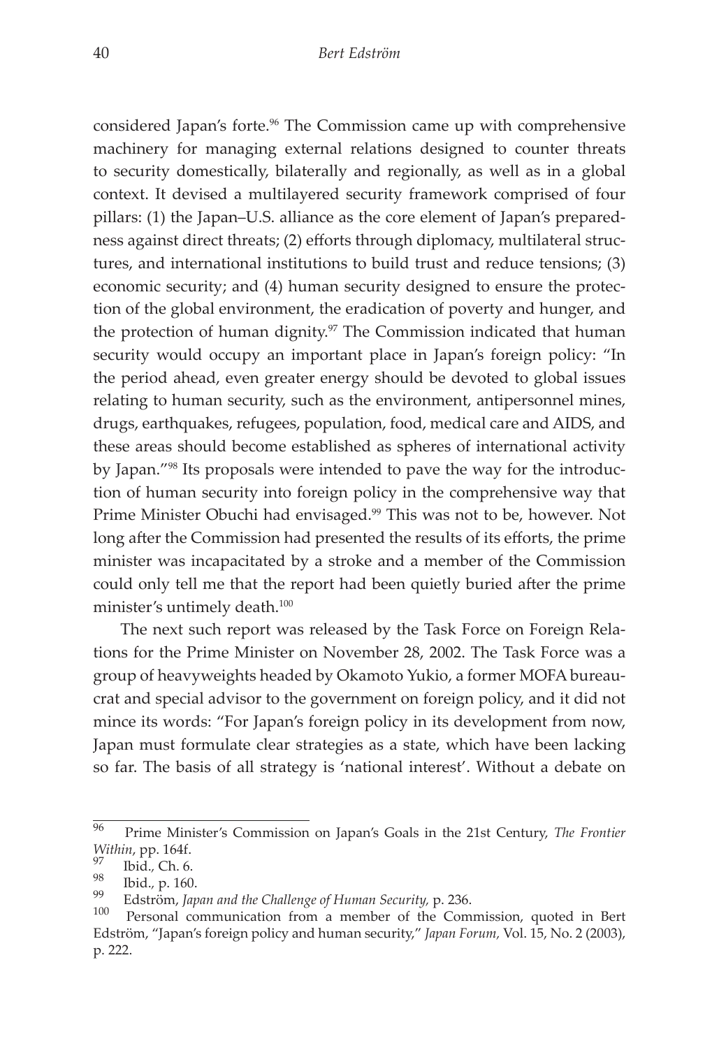considered Japan's forte.[96] The Commission came up with comprehensive machinery for managing external relations designed to counter threats to security domestically, bilaterally and regionally, as well as in a global context. It devised a multilayered security framework comprised of four pillars: (1) the Japan–U.S. alliance as the core element of Japan's preparedness against direct threats; (2) efforts through diplomacy, multilateral structures, and international institutions to build trust and reduce tensions; (3) economic security; and (4) human security designed to ensure the protection of the global environment, the eradication of poverty and hunger, and the protection of human dignity.[97] The Commission indicated that human security would occupy an important place in Japan's foreign policy: "In the period ahead, even greater energy should be devoted to global issues relating to human security, such as the environment, antipersonnel mines, drugs, earthquakes, refugees, population, food, medical care and AIDS, and these areas should become established as spheres of international activity by Japan."[98] Its proposals were intended to pave the way for the introduction of human security into foreign policy in the comprehensive way that Prime Minister Obuchi had envisaged.[99] This was not to be, however. Not long after the Commission had presented the results of its efforts, the prime minister was incapacitated by a stroke and a member of the Commission could only tell me that the report had been quietly buried after the prime minister's untimely death.[100]

The next such report was released by the Task Force on Foreign Relations for the Prime Minister on November 28, 2002. The Task Force was a group of heavyweights headed by Okamoto Yukio, a former MOFA bureaucrat and special advisor to the government on foreign policy, and it did not mince its words: "For Japan's foreign policy in its development from now, Japan must formulate clear strategies as a state, which have been lacking so far. The basis of all strategy is 'national interest'. Without a debate on

---

[96] Prime Minister's Commission on Japan's Goals in the 21st Century, *The Frontier Within*, pp. 164f.

[97] Ibid., Ch. 6.

[98] Ibid., p. 160.

[99] Edström, *Japan and the Challenge of Human Security,* p. 236.

[100] Personal communication from a member of the Commission, quoted in Bert Edström, "Japan's foreign policy and human security," *Japan Forum,* Vol. 15, No. 2 (2003), p. 222.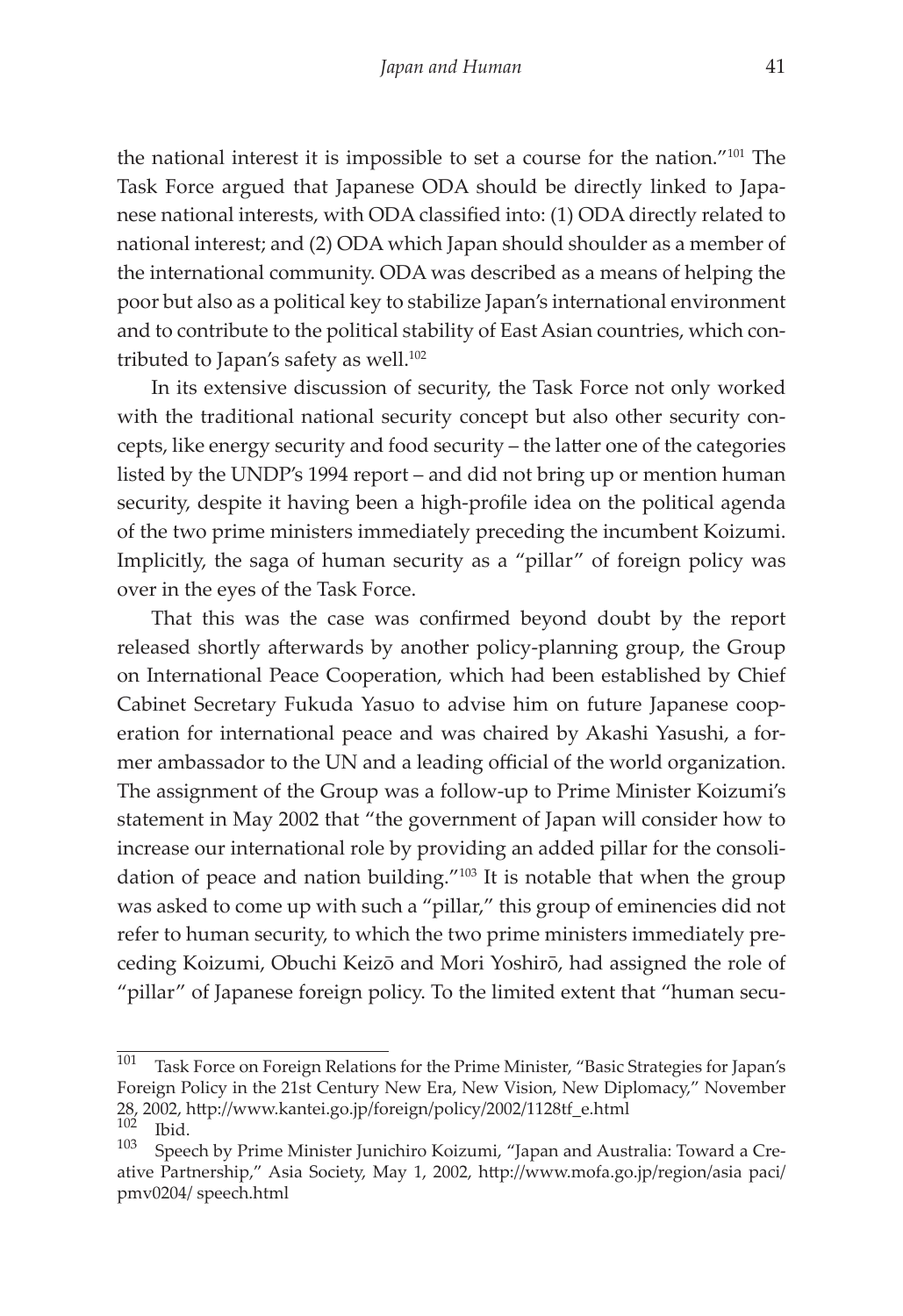the national interest it is impossible to set a course for the nation."[101] The Task Force argued that Japanese ODA should be directly linked to Japanese national interests, with ODA classified into: (1) ODA directly related to national interest; and (2) ODA which Japan should shoulder as a member of the international community. ODA was described as a means of helping the poor but also as a political key to stabilize Japan's international environment and to contribute to the political stability of East Asian countries, which contributed to Japan's safety as well.[102]

In its extensive discussion of security, the Task Force not only worked with the traditional national security concept but also other security concepts, like energy security and food security – the latter one of the categories listed by the UNDP's 1994 report – and did not bring up or mention human security, despite it having been a high-profile idea on the political agenda of the two prime ministers immediately preceding the incumbent Koizumi. Implicitly, the saga of human security as a "pillar" of foreign policy was over in the eyes of the Task Force.

That this was the case was confirmed beyond doubt by the report released shortly afterwards by another policy-planning group, the Group on International Peace Cooperation, which had been established by Chief Cabinet Secretary Fukuda Yasuo to advise him on future Japanese cooperation for international peace and was chaired by Akashi Yasushi, a former ambassador to the UN and a leading official of the world organization. The assignment of the Group was a follow-up to Prime Minister Koizumi's statement in May 2002 that "the government of Japan will consider how to increase our international role by providing an added pillar for the consolidation of peace and nation building."[103] It is notable that when the group was asked to come up with such a "pillar," this group of eminencies did not refer to human security, to which the two prime ministers immediately preceding Koizumi, Obuchi Keizō and Mori Yoshirō, had assigned the role of "pillar" of Japanese foreign policy. To the limited extent that "human secu-

---

[101] Task Force on Foreign Relations for the Prime Minister, "Basic Strategies for Japan's Foreign Policy in the 21st Century New Era, New Vision, New Diplomacy," November 28, 2002, http://www.kantei.go.jp/foreign/policy/2002/1128tf_e.html

[102] Ibid.

[103] Speech by Prime Minister Junichiro Koizumi, "Japan and Australia: Toward a Creative Partnership," Asia Society, May 1, 2002, http://www.mofa.go.jp/region/asia paci/pmv0204/ speech.html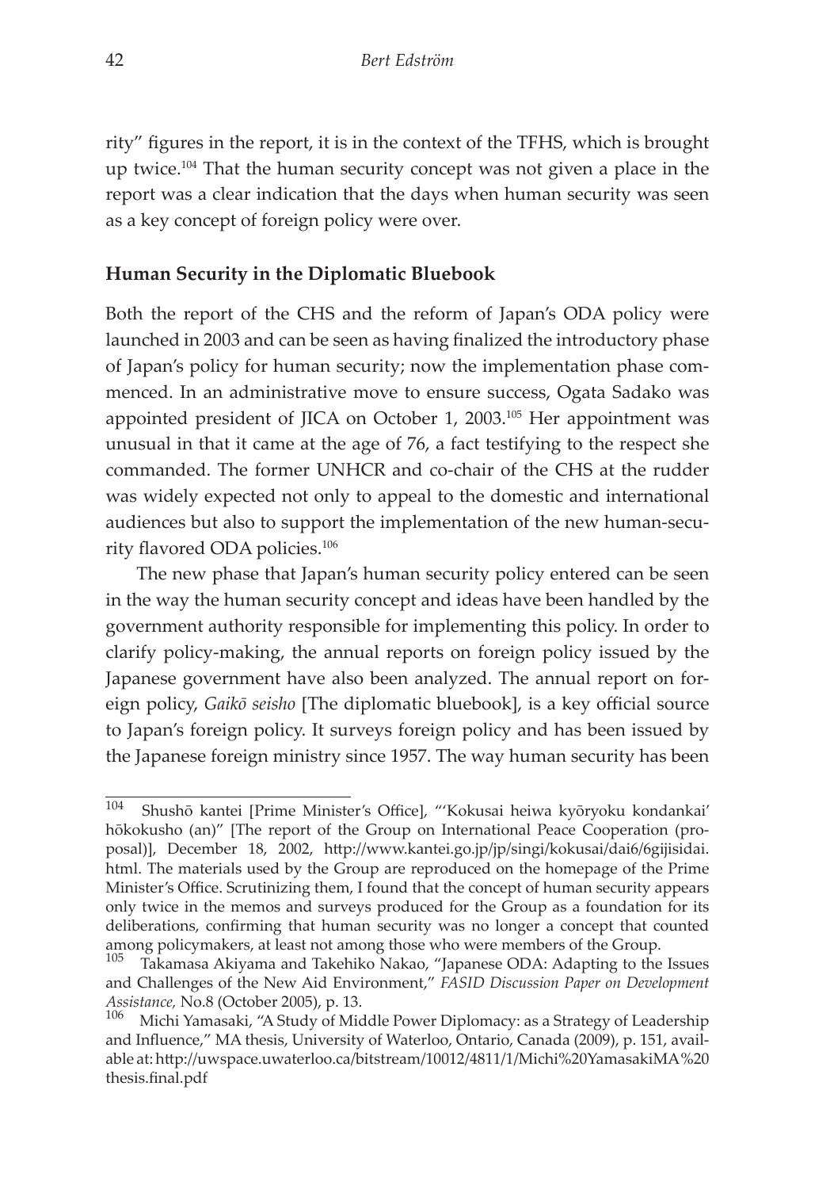rity" figures in the report, it is in the context of the TFHS, which is brought up twice.[104] That the human security concept was not given a place in the report was a clear indication that the days when human security was seen as a key concept of foreign policy were over.

### Human Security in the Diplomatic Bluebook

Both the report of the CHS and the reform of Japan's ODA policy were launched in 2003 and can be seen as having finalized the introductory phase of Japan's policy for human security; now the implementation phase commenced. In an administrative move to ensure success, Ogata Sadako was appointed president of JICA on October 1, 2003.[105] Her appointment was unusual in that it came at the age of 76, a fact testifying to the respect she commanded. The former UNHCR and co-chair of the CHS at the rudder was widely expected not only to appeal to the domestic and international audiences but also to support the implementation of the new human-security flavored ODA policies.[106]

The new phase that Japan's human security policy entered can be seen in the way the human security concept and ideas have been handled by the government authority responsible for implementing this policy. In order to clarify policy-making, the annual reports on foreign policy issued by the Japanese government have also been analyzed. The annual report on foreign policy, *Gaikō seisho* [The diplomatic bluebook], is a key official source to Japan's foreign policy. It surveys foreign policy and has been issued by the Japanese foreign ministry since 1957. The way human security has been

---

[104] Shushō kantei [Prime Minister's Office], "'Kokusai heiwa kyōryoku kondankai' hōkokusho (an)" [The report of the Group on International Peace Cooperation (proposal)], December 18, 2002, http://www.kantei.go.jp/jp/singi/kokusai/dai6/6gijisidai.html. The materials used by the Group are reproduced on the homepage of the Prime Minister's Office. Scrutinizing them, I found that the concept of human security appears only twice in the memos and surveys produced for the Group as a foundation for its deliberations, confirming that human security was no longer a concept that counted among policymakers, at least not among those who were members of the Group.

[105] Takamasa Akiyama and Takehiko Nakao, "Japanese ODA: Adapting to the Issues and Challenges of the New Aid Environment," *FASID Discussion Paper on Development Assistance,* No.8 (October 2005), p. 13.

[106] Michi Yamasaki, "A Study of Middle Power Diplomacy: as a Strategy of Leadership and Influence," MA thesis, University of Waterloo, Ontario, Canada (2009), p. 151, available at: http://uwspace.uwaterloo.ca/bitstream/10012/4811/1/Michi%20YamasakiMA%20thesis.final.pdf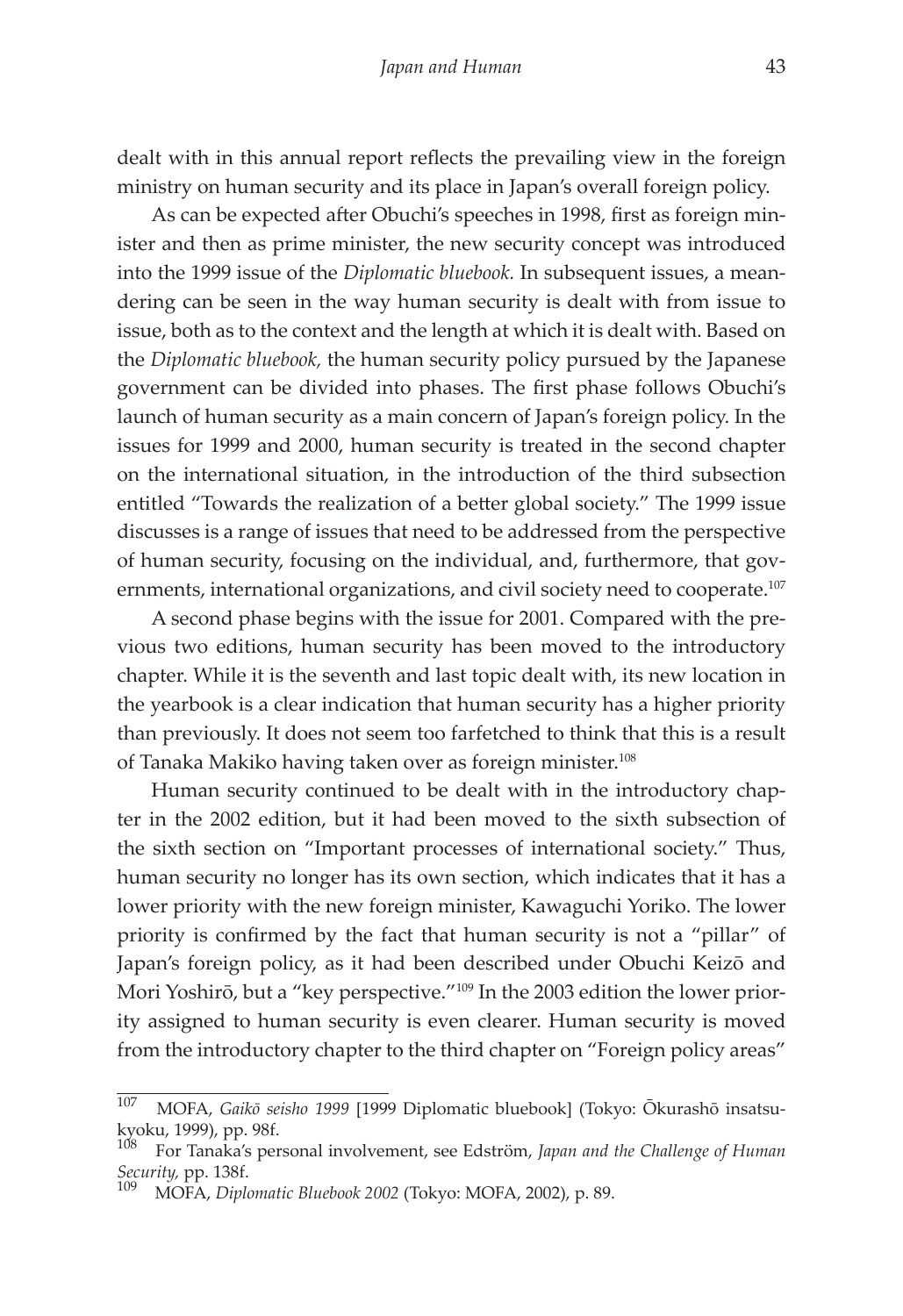dealt with in this annual report reflects the prevailing view in the foreign ministry on human security and its place in Japan's overall foreign policy.

As can be expected after Obuchi's speeches in 1998, first as foreign minister and then as prime minister, the new security concept was introduced into the 1999 issue of the *Diplomatic bluebook.* In subsequent issues, a meandering can be seen in the way human security is dealt with from issue to issue, both as to the context and the length at which it is dealt with. Based on the *Diplomatic bluebook,* the human security policy pursued by the Japanese government can be divided into phases. The first phase follows Obuchi's launch of human security as a main concern of Japan's foreign policy. In the issues for 1999 and 2000, human security is treated in the second chapter on the international situation, in the introduction of the third subsection entitled "Towards the realization of a better global society." The 1999 issue discusses is a range of issues that need to be addressed from the perspective of human security, focusing on the individual, and, furthermore, that governments, international organizations, and civil society need to cooperate.[107]

A second phase begins with the issue for 2001. Compared with the previous two editions, human security has been moved to the introductory chapter. While it is the seventh and last topic dealt with, its new location in the yearbook is a clear indication that human security has a higher priority than previously. It does not seem too farfetched to think that this is a result of Tanaka Makiko having taken over as foreign minister.[108]

Human security continued to be dealt with in the introductory chapter in the 2002 edition, but it had been moved to the sixth subsection of the sixth section on "Important processes of international society." Thus, human security no longer has its own section, which indicates that it has a lower priority with the new foreign minister, Kawaguchi Yoriko. The lower priority is confirmed by the fact that human security is not a "pillar" of Japan's foreign policy, as it had been described under Obuchi Keizō and Mori Yoshirō, but a "key perspective."[109] In the 2003 edition the lower priority assigned to human security is even clearer. Human security is moved from the introductory chapter to the third chapter on "Foreign policy areas"

---

107 MOFA, *Gaikō seisho 1999* [1999 Diplomatic bluebook] (Tokyo: Ōkurashō insatsukyoku, 1999), pp. 98f.

108 For Tanaka's personal involvement, see Edström, *Japan and the Challenge of Human Security,* pp. 138f.

109 MOFA, *Diplomatic Bluebook 2002* (Tokyo: MOFA, 2002), p. 89.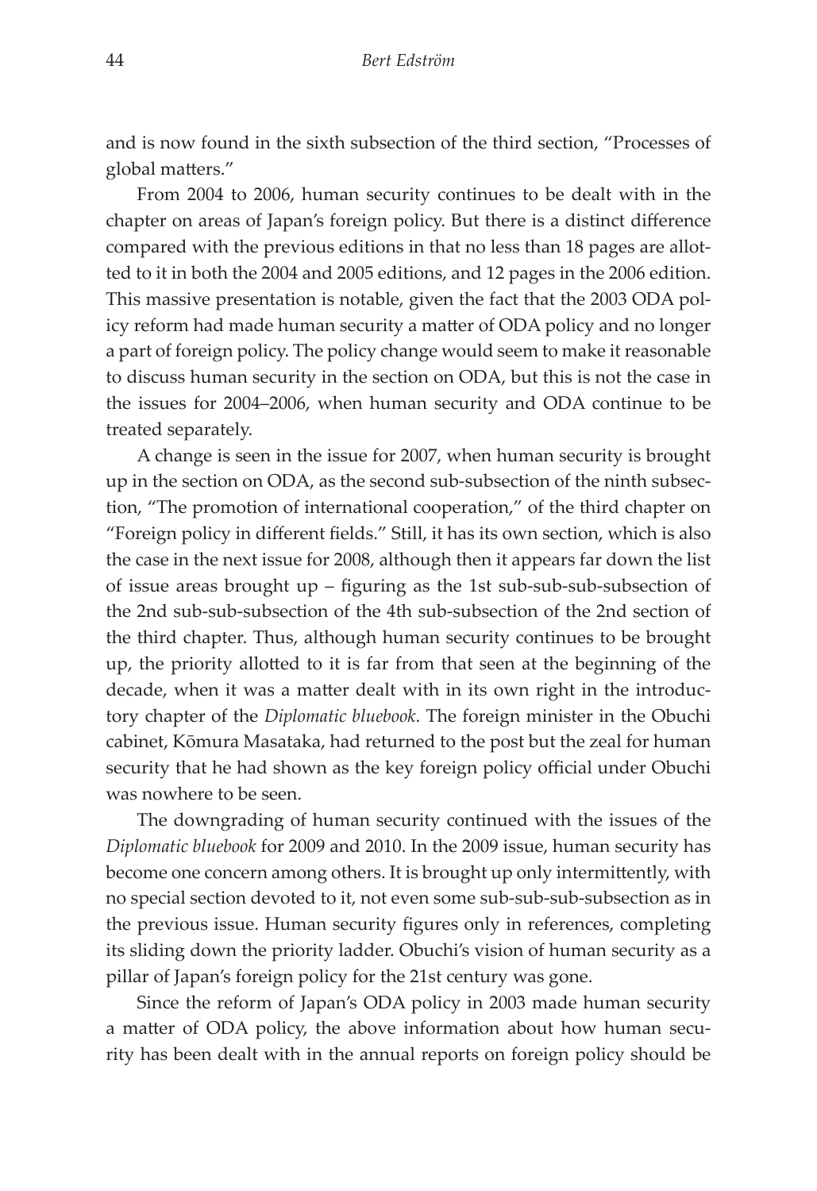and is now found in the sixth subsection of the third section, "Processes of global matters."

From 2004 to 2006, human security continues to be dealt with in the chapter on areas of Japan's foreign policy. But there is a distinct difference compared with the previous editions in that no less than 18 pages are allotted to it in both the 2004 and 2005 editions, and 12 pages in the 2006 edition. This massive presentation is notable, given the fact that the 2003 ODA policy reform had made human security a matter of ODA policy and no longer a part of foreign policy. The policy change would seem to make it reasonable to discuss human security in the section on ODA, but this is not the case in the issues for 2004–2006, when human security and ODA continue to be treated separately.

A change is seen in the issue for 2007, when human security is brought up in the section on ODA, as the second sub-subsection of the ninth subsection, "The promotion of international cooperation," of the third chapter on "Foreign policy in different fields." Still, it has its own section, which is also the case in the next issue for 2008, although then it appears far down the list of issue areas brought up – figuring as the 1st sub-sub-sub-subsection of the 2nd sub-sub-subsection of the 4th sub-subsection of the 2nd section of the third chapter. Thus, although human security continues to be brought up, the priority allotted to it is far from that seen at the beginning of the decade, when it was a matter dealt with in its own right in the introductory chapter of the *Diplomatic bluebook*. The foreign minister in the Obuchi cabinet, Kōmura Masataka, had returned to the post but the zeal for human security that he had shown as the key foreign policy official under Obuchi was nowhere to be seen.

The downgrading of human security continued with the issues of the *Diplomatic bluebook* for 2009 and 2010. In the 2009 issue, human security has become one concern among others. It is brought up only intermittently, with no special section devoted to it, not even some sub-sub-sub-subsection as in the previous issue. Human security figures only in references, completing its sliding down the priority ladder. Obuchi's vision of human security as a pillar of Japan's foreign policy for the 21st century was gone.

Since the reform of Japan's ODA policy in 2003 made human security a matter of ODA policy, the above information about how human security has been dealt with in the annual reports on foreign policy should be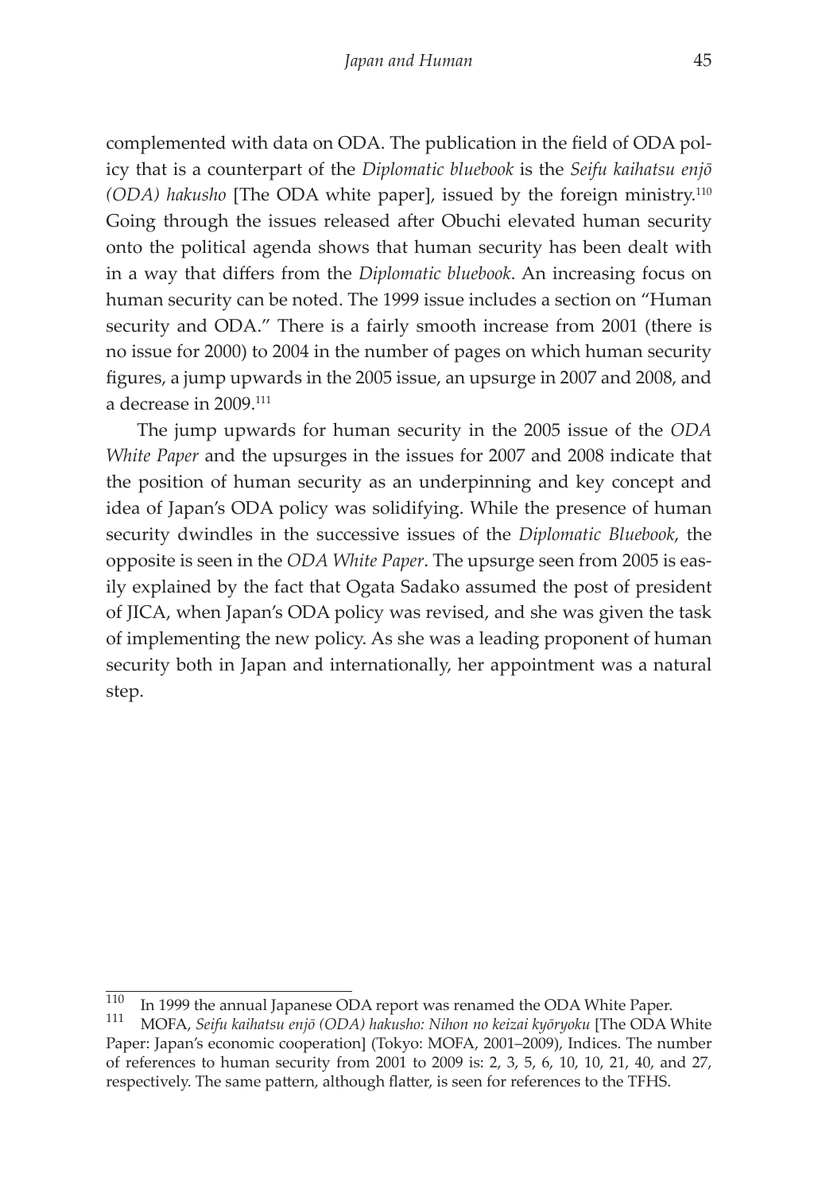complemented with data on ODA. The publication in the field of ODA policy that is a counterpart of the *Diplomatic bluebook* is the *Seifu kaihatsu enjō (ODA) hakusho* [The ODA white paper], issued by the foreign ministry.[110] Going through the issues released after Obuchi elevated human security onto the political agenda shows that human security has been dealt with in a way that differs from the *Diplomatic bluebook*. An increasing focus on human security can be noted. The 1999 issue includes a section on "Human security and ODA." There is a fairly smooth increase from 2001 (there is no issue for 2000) to 2004 in the number of pages on which human security figures, a jump upwards in the 2005 issue, an upsurge in 2007 and 2008, and a decrease in 2009.[111]

The jump upwards for human security in the 2005 issue of the *ODA White Paper* and the upsurges in the issues for 2007 and 2008 indicate that the position of human security as an underpinning and key concept and idea of Japan's ODA policy was solidifying. While the presence of human security dwindles in the successive issues of the *Diplomatic Bluebook*, the opposite is seen in the *ODA White Paper*. The upsurge seen from 2005 is easily explained by the fact that Ogata Sadako assumed the post of president of JICA, when Japan's ODA policy was revised, and she was given the task of implementing the new policy. As she was a leading proponent of human security both in Japan and internationally, her appointment was a natural step.

---

[110] In 1999 the annual Japanese ODA report was renamed the ODA White Paper.

[111] MOFA, *Seifu kaihatsu enjō (ODA) hakusho: Nihon no keizai kyōryoku* [The ODA White Paper: Japan's economic cooperation] (Tokyo: MOFA, 2001–2009), Indices. The number of references to human security from 2001 to 2009 is: 2, 3, 5, 6, 10, 10, 21, 40, and 27, respectively. The same pattern, although flatter, is seen for references to the TFHS.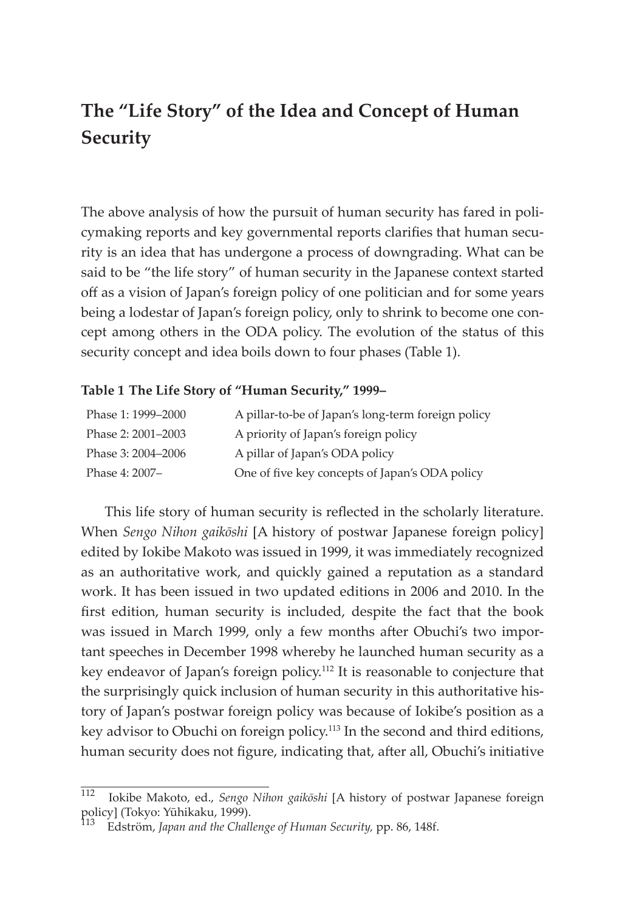## The "Life Story" of the Idea and Concept of Human Security

The above analysis of how the pursuit of human security has fared in policymaking reports and key governmental reports clarifies that human security is an idea that has undergone a process of downgrading. What can be said to be "the life story" of human security in the Japanese context started off as a vision of Japan's foreign policy of one politician and for some years being a lodestar of Japan's foreign policy, only to shrink to become one concept among others in the ODA policy. The evolution of the status of this security concept and idea boils down to four phases (Table 1).

**Table 1 The Life Story of "Human Security," 1999–**

| | |
|---|---|
| Phase 1: 1999–2000 | A pillar-to-be of Japan's long-term foreign policy |
| Phase 2: 2001–2003 | A priority of Japan's foreign policy |
| Phase 3: 2004–2006 | A pillar of Japan's ODA policy |
| Phase 4: 2007– | One of five key concepts of Japan's ODA policy |

This life story of human security is reflected in the scholarly literature. When *Sengo Nihon gaikōshi* [A history of postwar Japanese foreign policy] edited by Iokibe Makoto was issued in 1999, it was immediately recognized as an authoritative work, and quickly gained a reputation as a standard work. It has been issued in two updated editions in 2006 and 2010. In the first edition, human security is included, despite the fact that the book was issued in March 1999, only a few months after Obuchi's two important speeches in December 1998 whereby he launched human security as a key endeavor of Japan's foreign policy.[112] It is reasonable to conjecture that the surprisingly quick inclusion of human security in this authoritative history of Japan's postwar foreign policy was because of Iokibe's position as a key advisor to Obuchi on foreign policy.[113] In the second and third editions, human security does not figure, indicating that, after all, Obuchi's initiative

---

[112] Iokibe Makoto, ed., *Sengo Nihon gaikōshi* [A history of postwar Japanese foreign policy] (Tokyo: Yūhikaku, 1999).

[113] Edström, *Japan and the Challenge of Human Security,* pp. 86, 148f.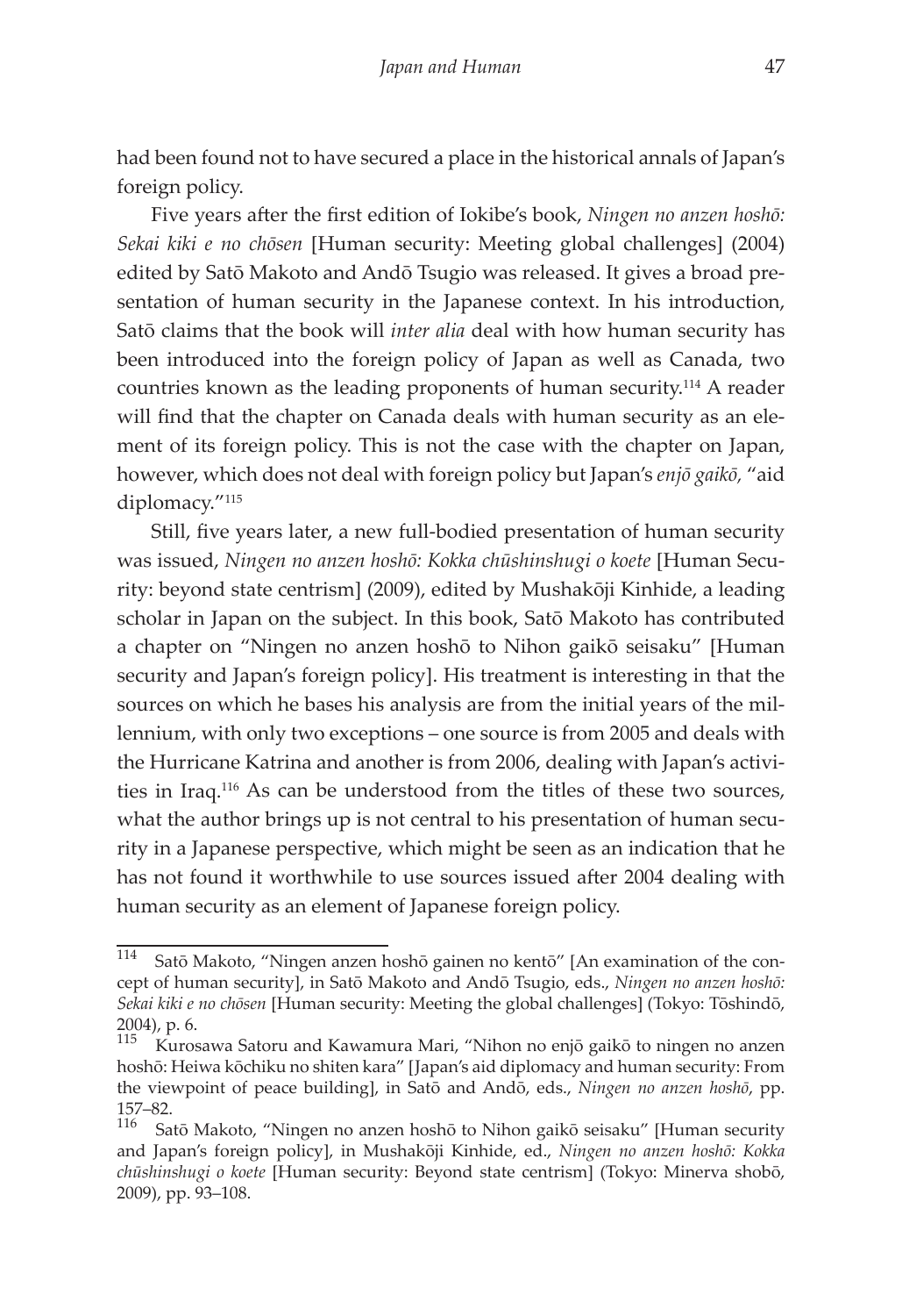had been found not to have secured a place in the historical annals of Japan's foreign policy.

Five years after the first edition of Iokibe's book, *Ningen no anzen hoshō: Sekai kiki e no chōsen* [Human security: Meeting global challenges] (2004) edited by Satō Makoto and Andō Tsugio was released. It gives a broad presentation of human security in the Japanese context. In his introduction, Satō claims that the book will *inter alia* deal with how human security has been introduced into the foreign policy of Japan as well as Canada, two countries known as the leading proponents of human security.[114] A reader will find that the chapter on Canada deals with human security as an element of its foreign policy. This is not the case with the chapter on Japan, however, which does not deal with foreign policy but Japan's *enjō gaikō*, "aid diplomacy."[115]

Still, five years later, a new full-bodied presentation of human security was issued, *Ningen no anzen hoshō: Kokka chūshinshugi o koete* [Human Security: beyond state centrism] (2009), edited by Mushakōji Kinhide, a leading scholar in Japan on the subject. In this book, Satō Makoto has contributed a chapter on "Ningen no anzen hoshō to Nihon gaikō seisaku" [Human security and Japan's foreign policy]. His treatment is interesting in that the sources on which he bases his analysis are from the initial years of the millennium, with only two exceptions – one source is from 2005 and deals with the Hurricane Katrina and another is from 2006, dealing with Japan's activities in Iraq.[116] As can be understood from the titles of these two sources, what the author brings up is not central to his presentation of human security in a Japanese perspective, which might be seen as an indication that he has not found it worthwhile to use sources issued after 2004 dealing with human security as an element of Japanese foreign policy.

---

114 Satō Makoto, "Ningen anzen hoshō gainen no kentō" [An examination of the concept of human security], in Satō Makoto and Andō Tsugio, eds., *Ningen no anzen hoshō: Sekai kiki e no chōsen* [Human security: Meeting the global challenges] (Tokyo: Tōshindō, 2004), p. 6.

115 Kurosawa Satoru and Kawamura Mari, "Nihon no enjō gaikō to ningen no anzen hoshō: Heiwa kōchiku no shiten kara" [Japan's aid diplomacy and human security: From the viewpoint of peace building], in Satō and Andō, eds., *Ningen no anzen hoshō*, pp. 157–82.

116 Satō Makoto, "Ningen no anzen hoshō to Nihon gaikō seisaku" [Human security and Japan's foreign policy], in Mushakōji Kinhide, ed., *Ningen no anzen hoshō: Kokka chūshinshugi o koete* [Human security: Beyond state centrism] (Tokyo: Minerva shobō, 2009), pp. 93–108.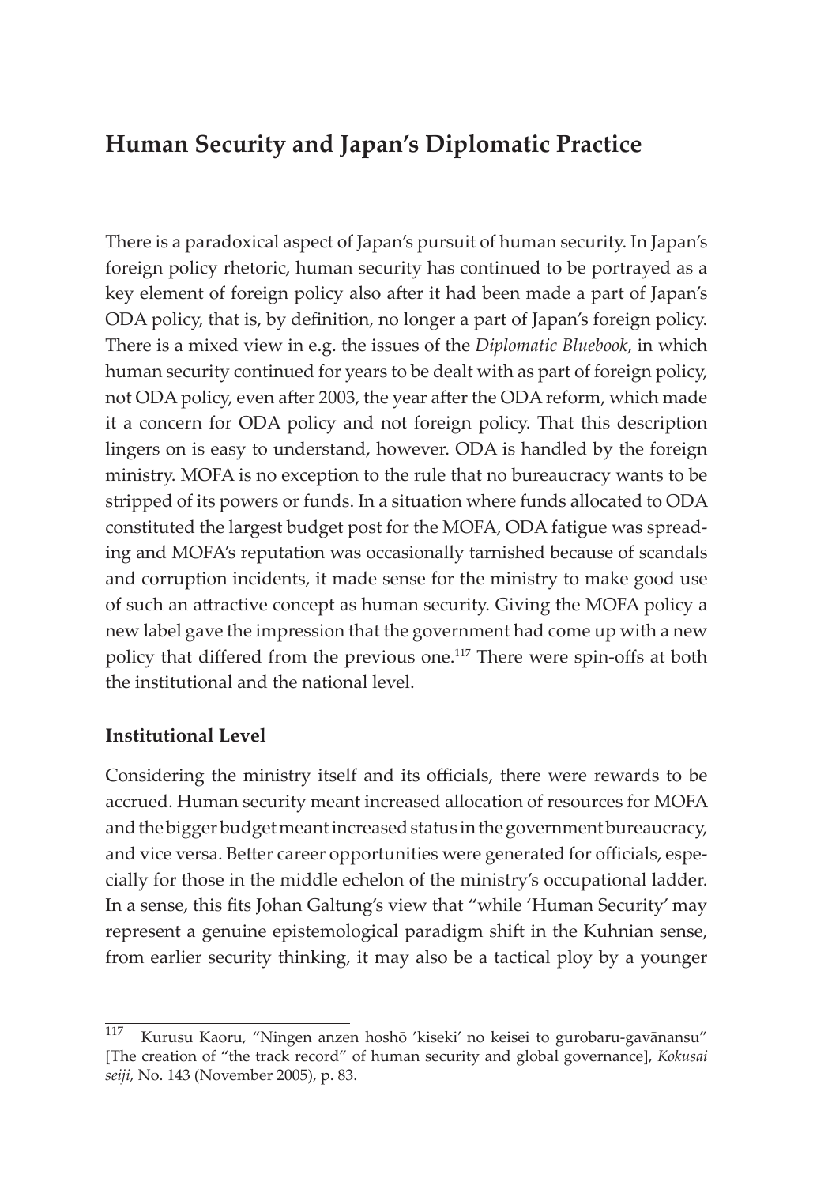## Human Security and Japan's Diplomatic Practice

There is a paradoxical aspect of Japan's pursuit of human security. In Japan's foreign policy rhetoric, human security has continued to be portrayed as a key element of foreign policy also after it had been made a part of Japan's ODA policy, that is, by definition, no longer a part of Japan's foreign policy. There is a mixed view in e.g. the issues of the *Diplomatic Bluebook*, in which human security continued for years to be dealt with as part of foreign policy, not ODA policy, even after 2003, the year after the ODA reform, which made it a concern for ODA policy and not foreign policy. That this description lingers on is easy to understand, however. ODA is handled by the foreign ministry. MOFA is no exception to the rule that no bureaucracy wants to be stripped of its powers or funds. In a situation where funds allocated to ODA constituted the largest budget post for the MOFA, ODA fatigue was spreading and MOFA's reputation was occasionally tarnished because of scandals and corruption incidents, it made sense for the ministry to make good use of such an attractive concept as human security. Giving the MOFA policy a new label gave the impression that the government had come up with a new policy that differed from the previous one.[117] There were spin-offs at both the institutional and the national level.

### Institutional Level

Considering the ministry itself and its officials, there were rewards to be accrued. Human security meant increased allocation of resources for MOFA and the bigger budget meant increased status in the government bureaucracy, and vice versa. Better career opportunities were generated for officials, especially for those in the middle echelon of the ministry's occupational ladder. In a sense, this fits Johan Galtung's view that "while 'Human Security' may represent a genuine epistemological paradigm shift in the Kuhnian sense, from earlier security thinking, it may also be a tactical ploy by a younger

---

[117] Kurusu Kaoru, "Ningen anzen hoshō 'kiseki' no keisei to gurobaru-gavānansu" [The creation of "the track record" of human security and global governance], *Kokusai seiji*, No. 143 (November 2005), p. 83.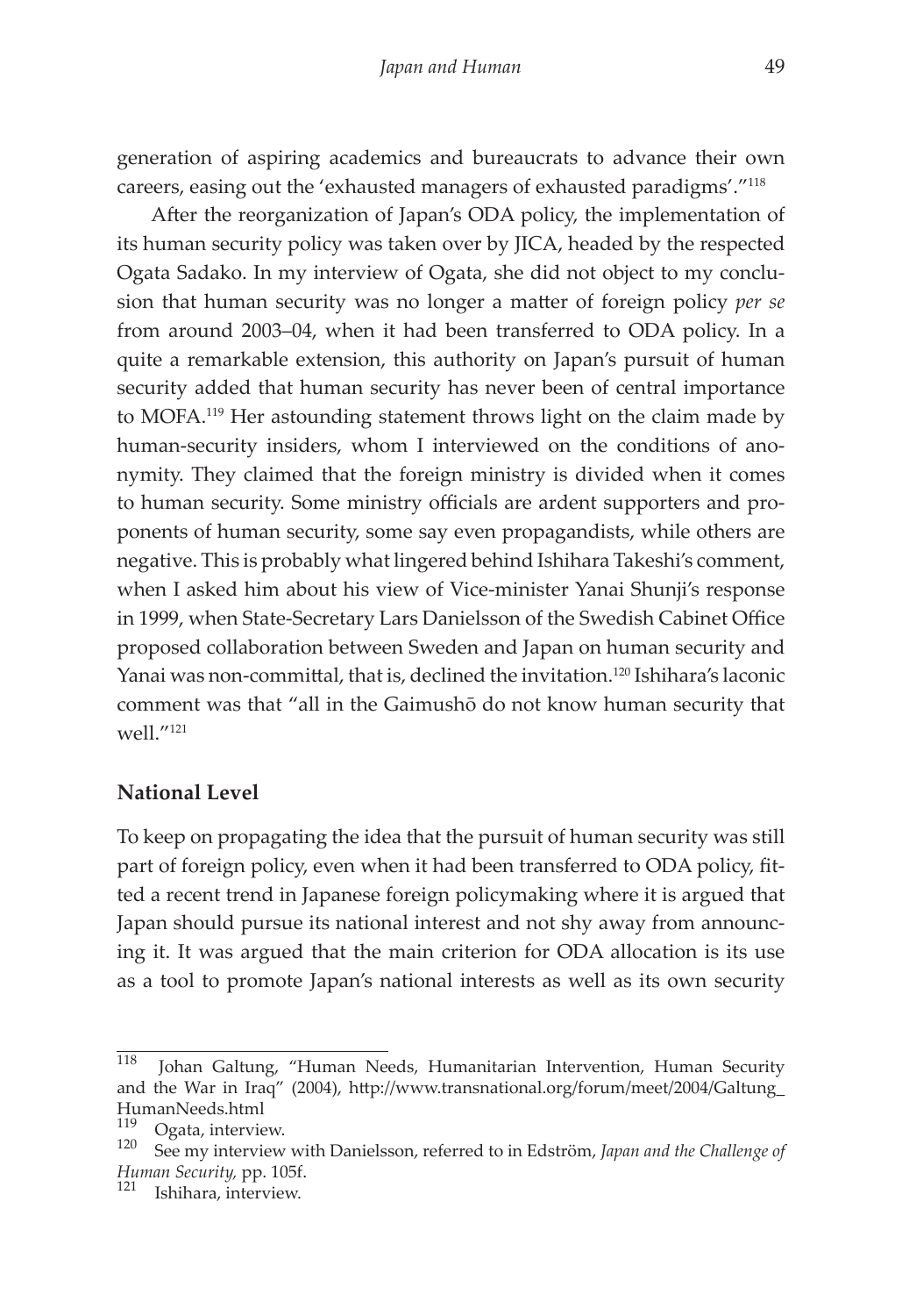generation of aspiring academics and bureaucrats to advance their own careers, easing out the 'exhausted managers of exhausted paradigms'."[118]

After the reorganization of Japan's ODA policy, the implementation of its human security policy was taken over by JICA, headed by the respected Ogata Sadako. In my interview of Ogata, she did not object to my conclusion that human security was no longer a matter of foreign policy *per se* from around 2003–04, when it had been transferred to ODA policy. In a quite a remarkable extension, this authority on Japan's pursuit of human security added that human security has never been of central importance to MOFA.[119] Her astounding statement throws light on the claim made by human-security insiders, whom I interviewed on the conditions of anonymity. They claimed that the foreign ministry is divided when it comes to human security. Some ministry officials are ardent supporters and proponents of human security, some say even propagandists, while others are negative. This is probably what lingered behind Ishihara Takeshi's comment, when I asked him about his view of Vice-minister Yanai Shunji's response in 1999, when State-Secretary Lars Danielsson of the Swedish Cabinet Office proposed collaboration between Sweden and Japan on human security and Yanai was non-committal, that is, declined the invitation.[120] Ishihara's laconic comment was that "all in the Gaimushō do not know human security that well."[121]

## National Level

To keep on propagating the idea that the pursuit of human security was still part of foreign policy, even when it had been transferred to ODA policy, fitted a recent trend in Japanese foreign policymaking where it is argued that Japan should pursue its national interest and not shy away from announcing it. It was argued that the main criterion for ODA allocation is its use as a tool to promote Japan's national interests as well as its own security

---

[118] Johan Galtung, "Human Needs, Humanitarian Intervention, Human Security and the War in Iraq" (2004), http://www.transnational.org/forum/meet/2004/Galtung_HumanNeeds.html

[119] Ogata, interview.

[120] See my interview with Danielsson, referred to in Edström, *Japan and the Challenge of Human Security,* pp. 105f.

[121] Ishihara, interview.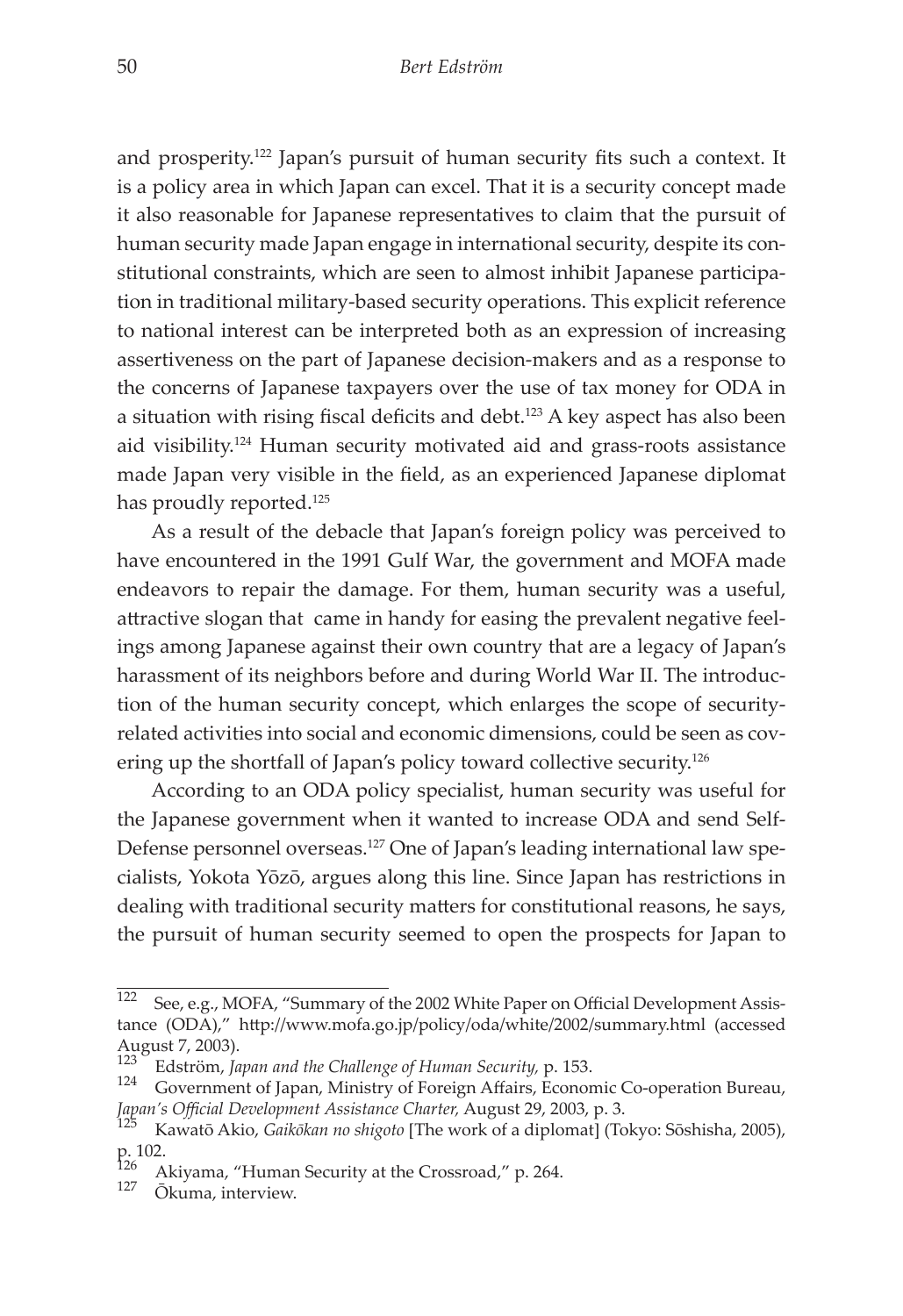and prosperity.[122] Japan's pursuit of human security fits such a context. It is a policy area in which Japan can excel. That it is a security concept made it also reasonable for Japanese representatives to claim that the pursuit of human security made Japan engage in international security, despite its constitutional constraints, which are seen to almost inhibit Japanese participation in traditional military-based security operations. This explicit reference to national interest can be interpreted both as an expression of increasing assertiveness on the part of Japanese decision-makers and as a response to the concerns of Japanese taxpayers over the use of tax money for ODA in a situation with rising fiscal deficits and debt.[123] A key aspect has also been aid visibility.[124] Human security motivated aid and grass-roots assistance made Japan very visible in the field, as an experienced Japanese diplomat has proudly reported.[125]

As a result of the debacle that Japan's foreign policy was perceived to have encountered in the 1991 Gulf War, the government and MOFA made endeavors to repair the damage. For them, human security was a useful, attractive slogan that came in handy for easing the prevalent negative feelings among Japanese against their own country that are a legacy of Japan's harassment of its neighbors before and during World War II. The introduction of the human security concept, which enlarges the scope of security-related activities into social and economic dimensions, could be seen as covering up the shortfall of Japan's policy toward collective security.[126]

According to an ODA policy specialist, human security was useful for the Japanese government when it wanted to increase ODA and send Self-Defense personnel overseas.[127] One of Japan's leading international law specialists, Yokota Yōzō, argues along this line. Since Japan has restrictions in dealing with traditional security matters for constitutional reasons, he says, the pursuit of human security seemed to open the prospects for Japan to

---

[122] See, e.g., MOFA, "Summary of the 2002 White Paper on Official Development Assistance (ODA)," http://www.mofa.go.jp/policy/oda/white/2002/summary.html (accessed August 7, 2003).

[123] Edström, *Japan and the Challenge of Human Security,* p. 153.

[124] Government of Japan, Ministry of Foreign Affairs, Economic Co-operation Bureau, *Japan's Official Development Assistance Charter,* August 29, 2003, p. 3.

[125] Kawatō Akio, *Gaikōkan no shigoto* [The work of a diplomat] (Tokyo: Sōshisha, 2005), p. 102.

[126] Akiyama, "Human Security at the Crossroad," p. 264.

[127] Ōkuma, interview.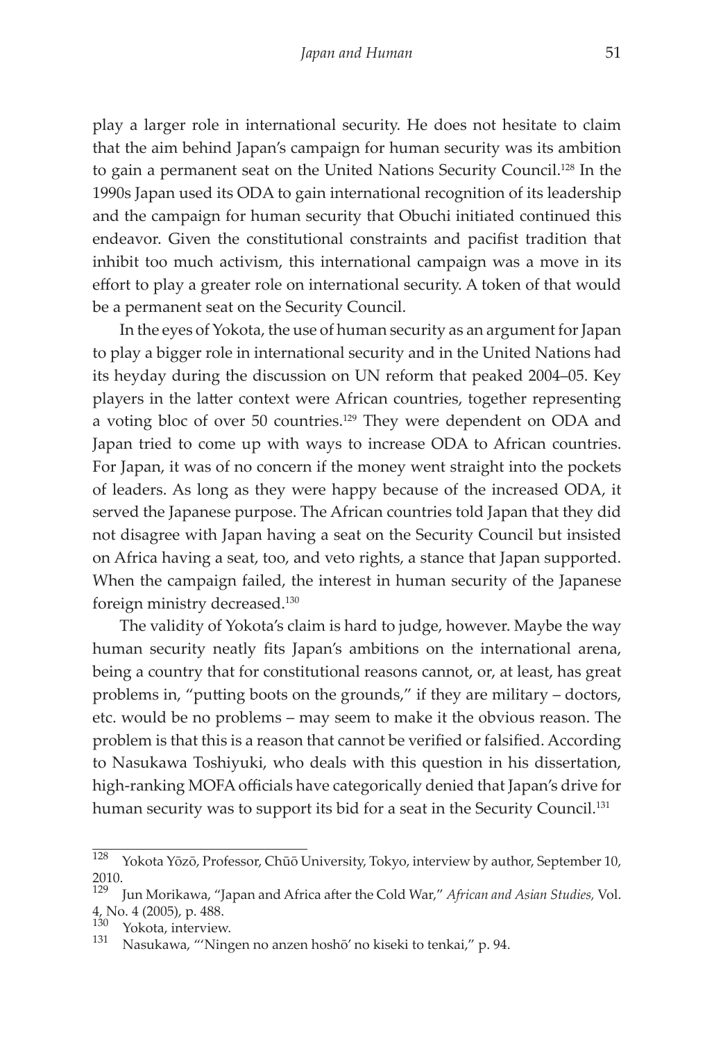play a larger role in international security. He does not hesitate to claim that the aim behind Japan's campaign for human security was its ambition to gain a permanent seat on the United Nations Security Council.[128] In the 1990s Japan used its ODA to gain international recognition of its leadership and the campaign for human security that Obuchi initiated continued this endeavor. Given the constitutional constraints and pacifist tradition that inhibit too much activism, this international campaign was a move in its effort to play a greater role on international security. A token of that would be a permanent seat on the Security Council.

In the eyes of Yokota, the use of human security as an argument for Japan to play a bigger role in international security and in the United Nations had its heyday during the discussion on UN reform that peaked 2004–05. Key players in the latter context were African countries, together representing a voting bloc of over 50 countries.[129] They were dependent on ODA and Japan tried to come up with ways to increase ODA to African countries. For Japan, it was of no concern if the money went straight into the pockets of leaders. As long as they were happy because of the increased ODA, it served the Japanese purpose. The African countries told Japan that they did not disagree with Japan having a seat on the Security Council but insisted on Africa having a seat, too, and veto rights, a stance that Japan supported. When the campaign failed, the interest in human security of the Japanese foreign ministry decreased.[130]

The validity of Yokota's claim is hard to judge, however. Maybe the way human security neatly fits Japan's ambitions on the international arena, being a country that for constitutional reasons cannot, or, at least, has great problems in, "putting boots on the grounds," if they are military – doctors, etc. would be no problems – may seem to make it the obvious reason. The problem is that this is a reason that cannot be verified or falsified. According to Nasukawa Toshiyuki, who deals with this question in his dissertation, high-ranking MOFA officials have categorically denied that Japan's drive for human security was to support its bid for a seat in the Security Council.[131]

---

[128] Yokota Yōzō, Professor, Chūō University, Tokyo, interview by author, September 10, 2010.

[129] Jun Morikawa, "Japan and Africa after the Cold War," *African and Asian Studies,* Vol. 4, No. 4 (2005), p. 488.

[130] Yokota, interview.

[131] Nasukawa, "'Ningen no anzen hoshō' no kiseki to tenkai," p. 94.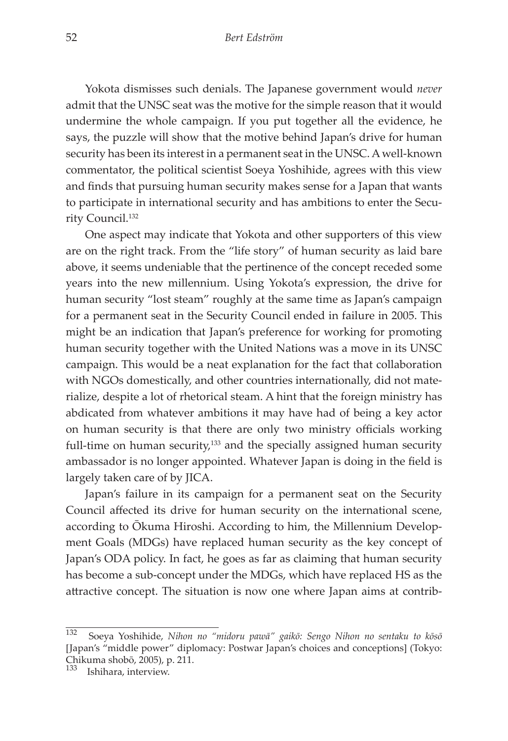Yokota dismisses such denials. The Japanese government would *never* admit that the UNSC seat was the motive for the simple reason that it would undermine the whole campaign. If you put together all the evidence, he says, the puzzle will show that the motive behind Japan's drive for human security has been its interest in a permanent seat in the UNSC. A well-known commentator, the political scientist Soeya Yoshihide, agrees with this view and finds that pursuing human security makes sense for a Japan that wants to participate in international security and has ambitions to enter the Security Council.[132]

One aspect may indicate that Yokota and other supporters of this view are on the right track. From the "life story" of human security as laid bare above, it seems undeniable that the pertinence of the concept receded some years into the new millennium. Using Yokota's expression, the drive for human security "lost steam" roughly at the same time as Japan's campaign for a permanent seat in the Security Council ended in failure in 2005. This might be an indication that Japan's preference for working for promoting human security together with the United Nations was a move in its UNSC campaign. This would be a neat explanation for the fact that collaboration with NGOs domestically, and other countries internationally, did not materialize, despite a lot of rhetorical steam. A hint that the foreign ministry has abdicated from whatever ambitions it may have had of being a key actor on human security is that there are only two ministry officials working full-time on human security,[133] and the specially assigned human security ambassador is no longer appointed. Whatever Japan is doing in the field is largely taken care of by JICA.

Japan's failure in its campaign for a permanent seat on the Security Council affected its drive for human security on the international scene, according to Ōkuma Hiroshi. According to him, the Millennium Development Goals (MDGs) have replaced human security as the key concept of Japan's ODA policy. In fact, he goes as far as claiming that human security has become a sub-concept under the MDGs, which have replaced HS as the attractive concept. The situation is now one where Japan aims at contrib-

---

[132] Soeya Yoshihide, *Nihon no "midoru pawā" gaikō: Sengo Nihon no sentaku to kōsō* [Japan's "middle power" diplomacy: Postwar Japan's choices and conceptions] (Tokyo: Chikuma shobō, 2005), p. 211.

[133] Ishihara, interview.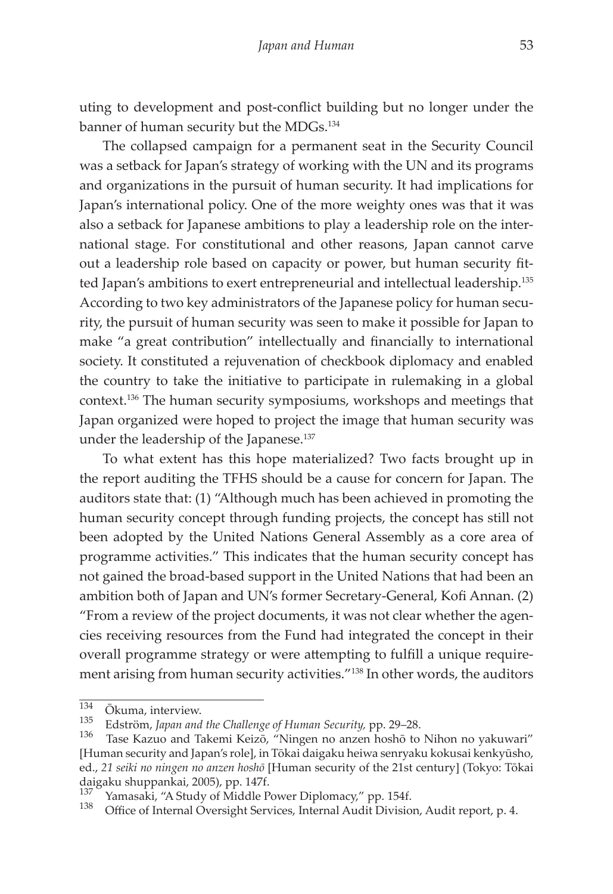uting to development and post-conflict building but no longer under the banner of human security but the MDGs.[134]

The collapsed campaign for a permanent seat in the Security Council was a setback for Japan's strategy of working with the UN and its programs and organizations in the pursuit of human security. It had implications for Japan's international policy. One of the more weighty ones was that it was also a setback for Japanese ambitions to play a leadership role on the international stage. For constitutional and other reasons, Japan cannot carve out a leadership role based on capacity or power, but human security fitted Japan's ambitions to exert entrepreneurial and intellectual leadership.[135] According to two key administrators of the Japanese policy for human security, the pursuit of human security was seen to make it possible for Japan to make "a great contribution" intellectually and financially to international society. It constituted a rejuvenation of checkbook diplomacy and enabled the country to take the initiative to participate in rulemaking in a global context.[136] The human security symposiums, workshops and meetings that Japan organized were hoped to project the image that human security was under the leadership of the Japanese.[137]

To what extent has this hope materialized? Two facts brought up in the report auditing the TFHS should be a cause for concern for Japan. The auditors state that: (1) "Although much has been achieved in promoting the human security concept through funding projects, the concept has still not been adopted by the United Nations General Assembly as a core area of programme activities." This indicates that the human security concept has not gained the broad-based support in the United Nations that had been an ambition both of Japan and UN's former Secretary-General, Kofi Annan. (2) "From a review of the project documents, it was not clear whether the agencies receiving resources from the Fund had integrated the concept in their overall programme strategy or were attempting to fulfill a unique requirement arising from human security activities."[138] In other words, the auditors

---

[134] Ōkuma, interview.

[135] Edström, *Japan and the Challenge of Human Security,* pp. 29–28.

[136] Tase Kazuo and Takemi Keizō, "Ningen no anzen hoshō to Nihon no yakuwari" [Human security and Japan's role], in Tōkai daigaku heiwa senryaku kokusai kenkyūsho, ed., *21 seiki no ningen no anzen hoshō* [Human security of the 21st century] (Tokyo: Tōkai daigaku shuppankai, 2005), pp. 147f.

[137] Yamasaki, "A Study of Middle Power Diplomacy," pp. 154f.

[138] Office of Internal Oversight Services, Internal Audit Division, Audit report, p. 4.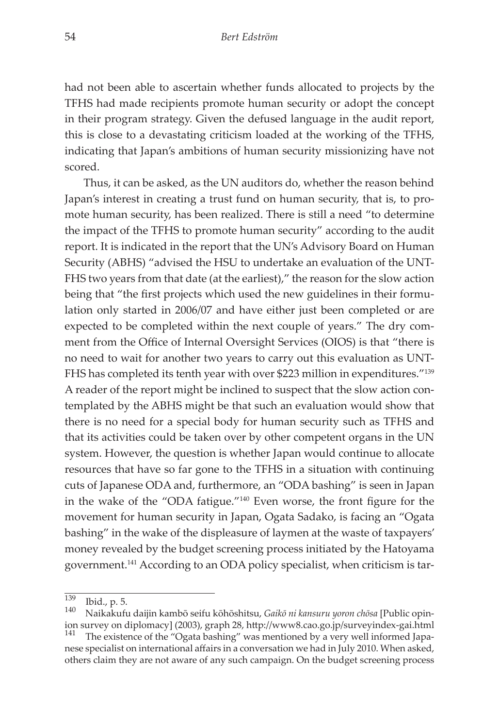had not been able to ascertain whether funds allocated to projects by the TFHS had made recipients promote human security or adopt the concept in their program strategy. Given the defused language in the audit report, this is close to a devastating criticism loaded at the working of the TFHS, indicating that Japan's ambitions of human security missionizing have not scored.

Thus, it can be asked, as the UN auditors do, whether the reason behind Japan's interest in creating a trust fund on human security, that is, to promote human security, has been realized. There is still a need "to determine the impact of the TFHS to promote human security" according to the audit report. It is indicated in the report that the UN's Advisory Board on Human Security (ABHS) "advised the HSU to undertake an evaluation of the UNTFHS two years from that date (at the earliest)," the reason for the slow action being that "the first projects which used the new guidelines in their formulation only started in 2006/07 and have either just been completed or are expected to be completed within the next couple of years." The dry comment from the Office of Internal Oversight Services (OIOS) is that "there is no need to wait for another two years to carry out this evaluation as UNTFHS has completed its tenth year with over $223 million in expenditures."[139] A reader of the report might be inclined to suspect that the slow action contemplated by the ABHS might be that such an evaluation would show that there is no need for a special body for human security such as TFHS and that its activities could be taken over by other competent organs in the UN system. However, the question is whether Japan would continue to allocate resources that have so far gone to the TFHS in a situation with continuing cuts of Japanese ODA and, furthermore, an "ODA bashing" is seen in Japan in the wake of the "ODA fatigue."[140] Even worse, the front figure for the movement for human security in Japan, Ogata Sadako, is facing an "Ogata bashing" in the wake of the displeasure of laymen at the waste of taxpayers' money revealed by the budget screening process initiated by the Hatoyama government.[141] According to an ODA policy specialist, when criticism is tar-

---

[139] Ibid., p. 5.

[140] Naikakufu daijin kambō seifu kōhōshitsu, *Gaikō ni kansuru yoron chōsa* [Public opinion survey on diplomacy] (2003), graph 28, http://www8.cao.go.jp/surveyindex-gai.html

[141] The existence of the "Ogata bashing" was mentioned by a very well informed Japanese specialist on international affairs in a conversation we had in July 2010. When asked, others claim they are not aware of any such campaign. On the budget screening process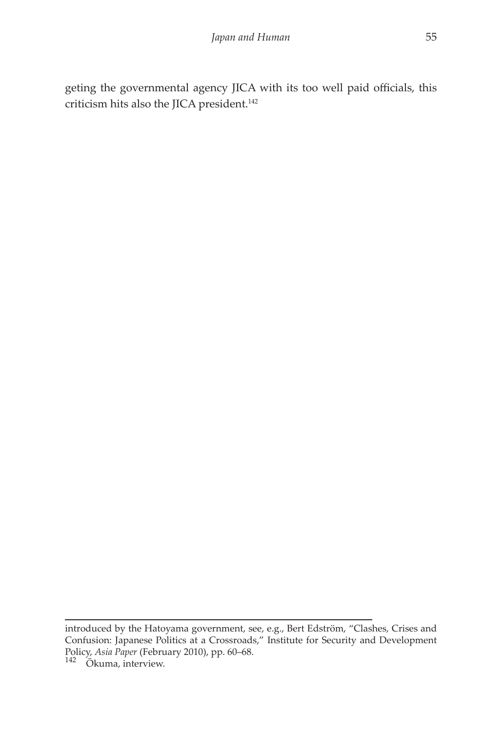geting the governmental agency JICA with its too well paid officials, this criticism hits also the JICA president.[142]

---

introduced by the Hatoyama government, see, e.g., Bert Edström, "Clashes, Crises and Confusion: Japanese Politics at a Crossroads," Institute for Security and Development Policy, *Asia Paper* (February 2010), pp. 60–68.

[142] Ōkuma, interview.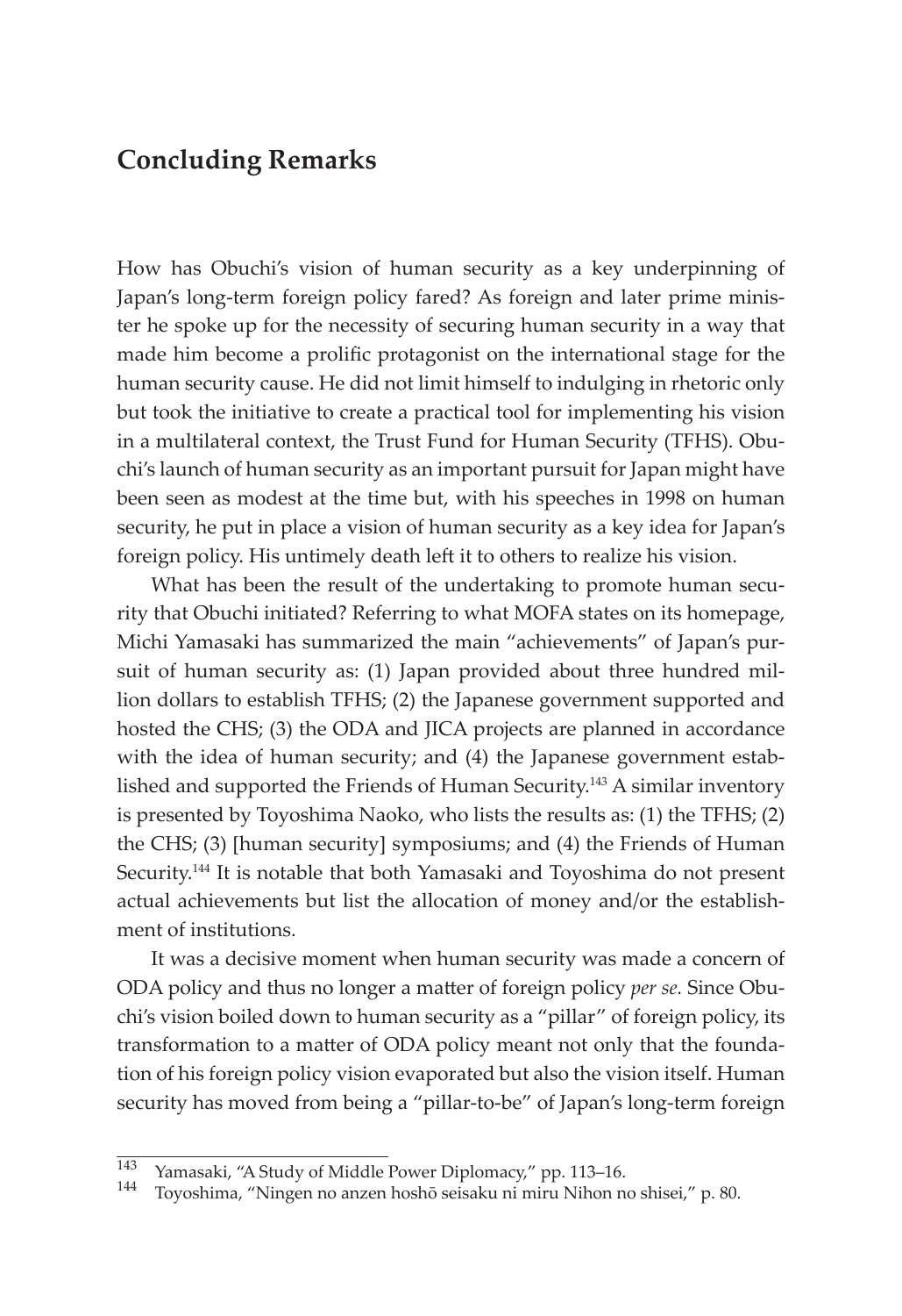## Concluding Remarks

How has Obuchi's vision of human security as a key underpinning of Japan's long-term foreign policy fared? As foreign and later prime minister he spoke up for the necessity of securing human security in a way that made him become a prolific protagonist on the international stage for the human security cause. He did not limit himself to indulging in rhetoric only but took the initiative to create a practical tool for implementing his vision in a multilateral context, the Trust Fund for Human Security (TFHS). Obuchi's launch of human security as an important pursuit for Japan might have been seen as modest at the time but, with his speeches in 1998 on human security, he put in place a vision of human security as a key idea for Japan's foreign policy. His untimely death left it to others to realize his vision.

What has been the result of the undertaking to promote human security that Obuchi initiated? Referring to what MOFA states on its homepage, Michi Yamasaki has summarized the main "achievements" of Japan's pursuit of human security as: (1) Japan provided about three hundred million dollars to establish TFHS; (2) the Japanese government supported and hosted the CHS; (3) the ODA and JICA projects are planned in accordance with the idea of human security; and (4) the Japanese government established and supported the Friends of Human Security.[143] A similar inventory is presented by Toyoshima Naoko, who lists the results as: (1) the TFHS; (2) the CHS; (3) [human security] symposiums; and (4) the Friends of Human Security.[144] It is notable that both Yamasaki and Toyoshima do not present actual achievements but list the allocation of money and/or the establishment of institutions.

It was a decisive moment when human security was made a concern of ODA policy and thus no longer a matter of foreign policy *per se.* Since Obuchi's vision boiled down to human security as a "pillar" of foreign policy, its transformation to a matter of ODA policy meant not only that the foundation of his foreign policy vision evaporated but also the vision itself. Human security has moved from being a "pillar-to-be" of Japan's long-term foreign

[143] Yamasaki, "A Study of Middle Power Diplomacy," pp. 113–16.

[144] Toyoshima, "Ningen no anzen hoshō seisaku ni miru Nihon no shisei," p. 80.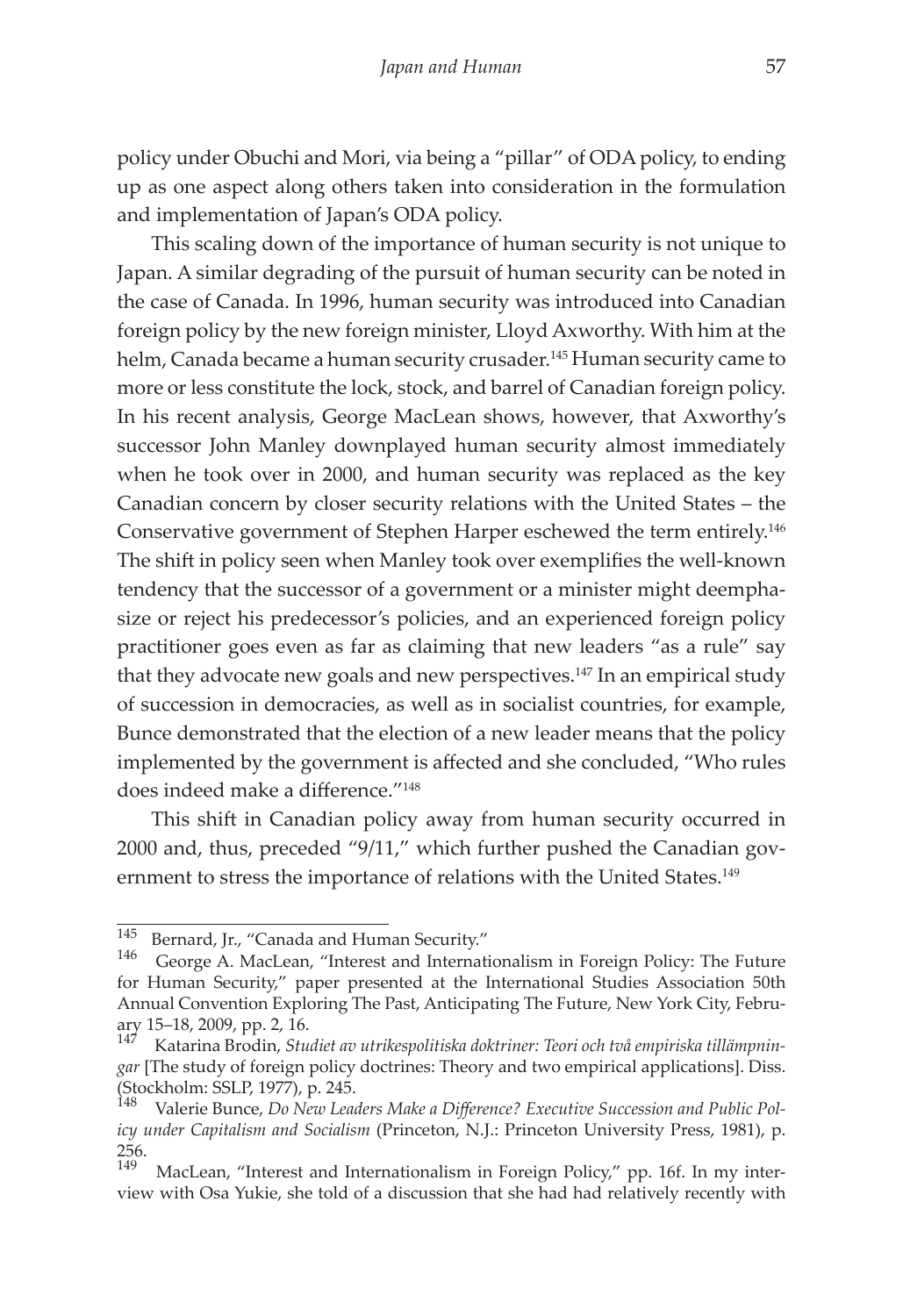policy under Obuchi and Mori, via being a "pillar" of ODA policy, to ending up as one aspect along others taken into consideration in the formulation and implementation of Japan's ODA policy.

This scaling down of the importance of human security is not unique to Japan. A similar degrading of the pursuit of human security can be noted in the case of Canada. In 1996, human security was introduced into Canadian foreign policy by the new foreign minister, Lloyd Axworthy. With him at the helm, Canada became a human security crusader.[145] Human security came to more or less constitute the lock, stock, and barrel of Canadian foreign policy. In his recent analysis, George MacLean shows, however, that Axworthy's successor John Manley downplayed human security almost immediately when he took over in 2000, and human security was replaced as the key Canadian concern by closer security relations with the United States – the Conservative government of Stephen Harper eschewed the term entirely.[146] The shift in policy seen when Manley took over exemplifies the well-known tendency that the successor of a government or a minister might deemphasize or reject his predecessor's policies, and an experienced foreign policy practitioner goes even as far as claiming that new leaders "as a rule" say that they advocate new goals and new perspectives.[147] In an empirical study of succession in democracies, as well as in socialist countries, for example, Bunce demonstrated that the election of a new leader means that the policy implemented by the government is affected and she concluded, "Who rules does indeed make a difference."[148]

This shift in Canadian policy away from human security occurred in 2000 and, thus, preceded "9/11," which further pushed the Canadian government to stress the importance of relations with the United States.[149]

---

[145] Bernard, Jr., "Canada and Human Security."

[146] George A. MacLean, "Interest and Internationalism in Foreign Policy: The Future for Human Security," paper presented at the International Studies Association 50th Annual Convention Exploring The Past, Anticipating The Future, New York City, February 15–18, 2009, pp. 2, 16.

[147] Katarina Brodin, *Studiet av utrikespolitiska doktriner: Teori och två empiriska tillämpningar* [The study of foreign policy doctrines: Theory and two empirical applications]. Diss. (Stockholm: SSLP, 1977), p. 245.

[148] Valerie Bunce, *Do New Leaders Make a Difference? Executive Succession and Public Policy under Capitalism and Socialism* (Princeton, N.J.: Princeton University Press, 1981), p. 256.

[149] MacLean, "Interest and Internationalism in Foreign Policy," pp. 16f. In my interview with Osa Yukie, she told of a discussion that she had had relatively recently with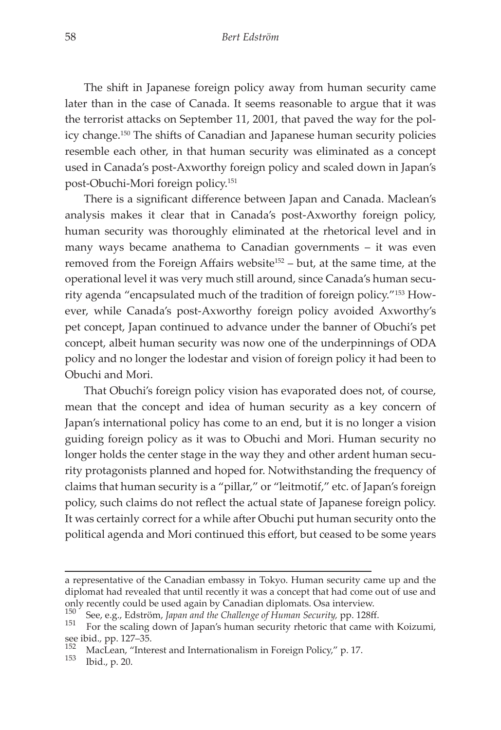The shift in Japanese foreign policy away from human security came later than in the case of Canada. It seems reasonable to argue that it was the terrorist attacks on September 11, 2001, that paved the way for the policy change.[150] The shifts of Canadian and Japanese human security policies resemble each other, in that human security was eliminated as a concept used in Canada's post-Axworthy foreign policy and scaled down in Japan's post-Obuchi-Mori foreign policy.[151]

There is a significant difference between Japan and Canada. Maclean's analysis makes it clear that in Canada's post-Axworthy foreign policy, human security was thoroughly eliminated at the rhetorical level and in many ways became anathema to Canadian governments – it was even removed from the Foreign Affairs website[152] – but, at the same time, at the operational level it was very much still around, since Canada's human security agenda "encapsulated much of the tradition of foreign policy."[153] However, while Canada's post-Axworthy foreign policy avoided Axworthy's pet concept, Japan continued to advance under the banner of Obuchi's pet concept, albeit human security was now one of the underpinnings of ODA policy and no longer the lodestar and vision of foreign policy it had been to Obuchi and Mori.

That Obuchi's foreign policy vision has evaporated does not, of course, mean that the concept and idea of human security as a key concern of Japan's international policy has come to an end, but it is no longer a vision guiding foreign policy as it was to Obuchi and Mori. Human security no longer holds the center stage in the way they and other ardent human security protagonists planned and hoped for. Notwithstanding the frequency of claims that human security is a "pillar," or "leitmotif," etc. of Japan's foreign policy, such claims do not reflect the actual state of Japanese foreign policy. It was certainly correct for a while after Obuchi put human security onto the political agenda and Mori continued this effort, but ceased to be some years

---

a representative of the Canadian embassy in Tokyo. Human security came up and the diplomat had revealed that until recently it was a concept that had come out of use and only recently could be used again by Canadian diplomats. Osa interview.

[150] See, e.g., Edström, *Japan and the Challenge of Human Security,* pp. 128ff.

[151] For the scaling down of Japan's human security rhetoric that came with Koizumi, see ibid., pp. 127–35.

[152] MacLean, "Interest and Internationalism in Foreign Policy," p. 17.

[153] Ibid., p. 20.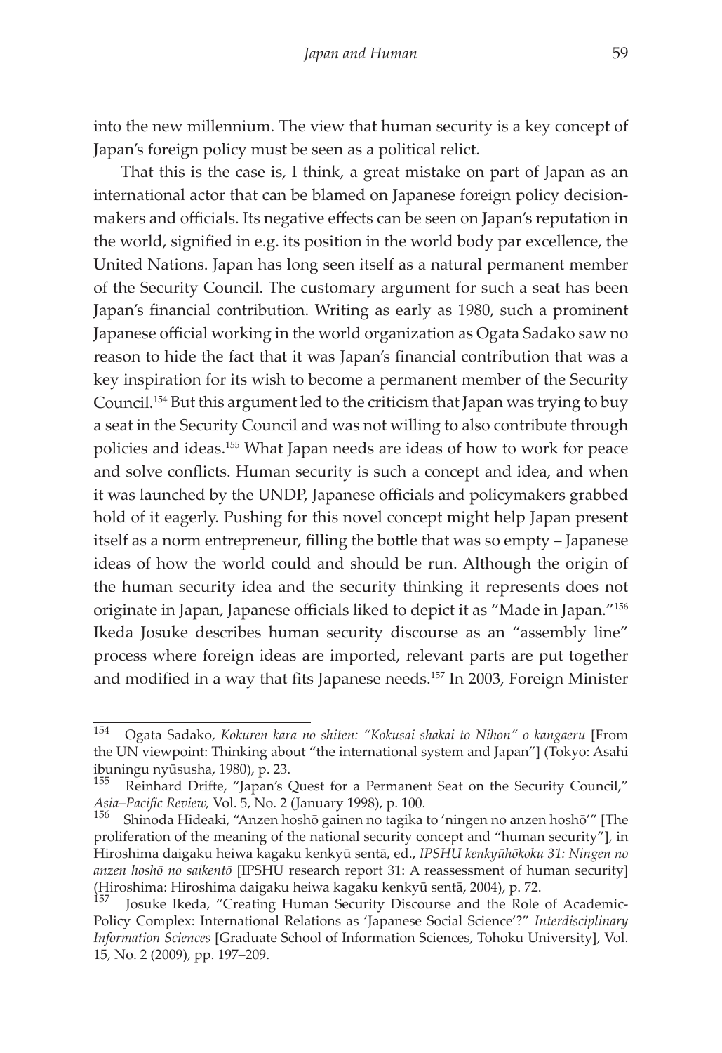into the new millennium. The view that human security is a key concept of Japan's foreign policy must be seen as a political relict.

That this is the case is, I think, a great mistake on part of Japan as an international actor that can be blamed on Japanese foreign policy decision-makers and officials. Its negative effects can be seen on Japan's reputation in the world, signified in e.g. its position in the world body par excellence, the United Nations. Japan has long seen itself as a natural permanent member of the Security Council. The customary argument for such a seat has been Japan's financial contribution. Writing as early as 1980, such a prominent Japanese official working in the world organization as Ogata Sadako saw no reason to hide the fact that it was Japan's financial contribution that was a key inspiration for its wish to become a permanent member of the Security Council.[154] But this argument led to the criticism that Japan was trying to buy a seat in the Security Council and was not willing to also contribute through policies and ideas.[155] What Japan needs are ideas of how to work for peace and solve conflicts. Human security is such a concept and idea, and when it was launched by the UNDP, Japanese officials and policymakers grabbed hold of it eagerly. Pushing for this novel concept might help Japan present itself as a norm entrepreneur, filling the bottle that was so empty – Japanese ideas of how the world could and should be run. Although the origin of the human security idea and the security thinking it represents does not originate in Japan, Japanese officials liked to depict it as "Made in Japan."[156] Ikeda Josuke describes human security discourse as an "assembly line" process where foreign ideas are imported, relevant parts are put together and modified in a way that fits Japanese needs.[157] In 2003, Foreign Minister

---

[154] Ogata Sadako, *Kokuren kara no shiten: "Kokusai shakai to Nihon" o kangaeru* [From the UN viewpoint: Thinking about "the international system and Japan"] (Tokyo: Asahi ibuningu nyūsusha, 1980), p. 23.

[155] Reinhard Drifte, "Japan's Quest for a Permanent Seat on the Security Council," *Asia–Pacific Review,* Vol. 5, No. 2 (January 1998), p. 100.

[156] Shinoda Hideaki, "Anzen hoshō gainen no tagika to 'ningen no anzen hoshō'" [The proliferation of the meaning of the national security concept and "human security"], in Hiroshima daigaku heiwa kagaku kenkyū sentā, ed., *IPSHU kenkyūhōkoku 31: Ningen no anzen hoshō no saikentō* [IPSHU research report 31: A reassessment of human security] (Hiroshima: Hiroshima daigaku heiwa kagaku kenkyū sentā, 2004), p. 72.

[157] Josuke Ikeda, "Creating Human Security Discourse and the Role of Academic-Policy Complex: International Relations as 'Japanese Social Science'?" *Interdisciplinary Information Sciences* [Graduate School of Information Sciences, Tohoku University], Vol. 15, No. 2 (2009), pp. 197–209.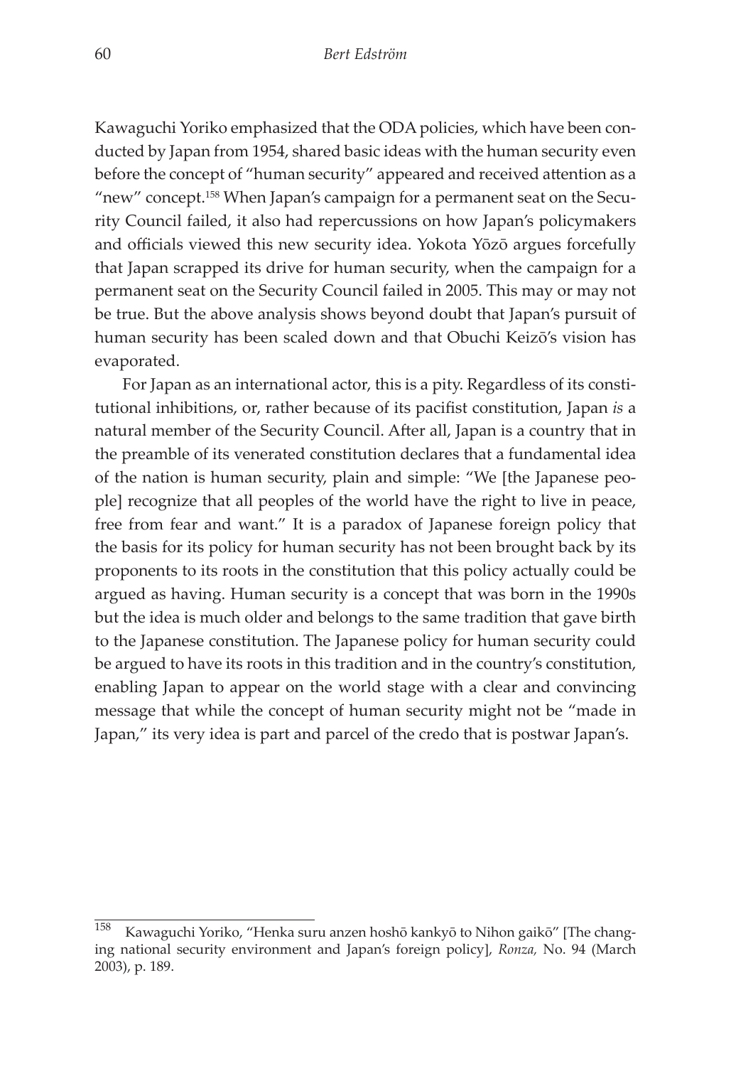Kawaguchi Yoriko emphasized that the ODA policies, which have been conducted by Japan from 1954, shared basic ideas with the human security even before the concept of "human security" appeared and received attention as a "new" concept.[158] When Japan's campaign for a permanent seat on the Security Council failed, it also had repercussions on how Japan's policymakers and officials viewed this new security idea. Yokota Yōzō argues forcefully that Japan scrapped its drive for human security, when the campaign for a permanent seat on the Security Council failed in 2005. This may or may not be true. But the above analysis shows beyond doubt that Japan's pursuit of human security has been scaled down and that Obuchi Keizō's vision has evaporated.

For Japan as an international actor, this is a pity. Regardless of its constitutional inhibitions, or, rather because of its pacifist constitution, Japan *is* a natural member of the Security Council. After all, Japan is a country that in the preamble of its venerated constitution declares that a fundamental idea of the nation is human security, plain and simple: "We [the Japanese people] recognize that all peoples of the world have the right to live in peace, free from fear and want." It is a paradox of Japanese foreign policy that the basis for its policy for human security has not been brought back by its proponents to its roots in the constitution that this policy actually could be argued as having. Human security is a concept that was born in the 1990s but the idea is much older and belongs to the same tradition that gave birth to the Japanese constitution. The Japanese policy for human security could be argued to have its roots in this tradition and in the country's constitution, enabling Japan to appear on the world stage with a clear and convincing message that while the concept of human security might not be "made in Japan," its very idea is part and parcel of the credo that is postwar Japan's.

---

[158] Kawaguchi Yoriko, "Henka suru anzen hoshō kankyō to Nihon gaikō" [The changing national security environment and Japan's foreign policy], *Ronza,* No. 94 (March 2003), p. 189.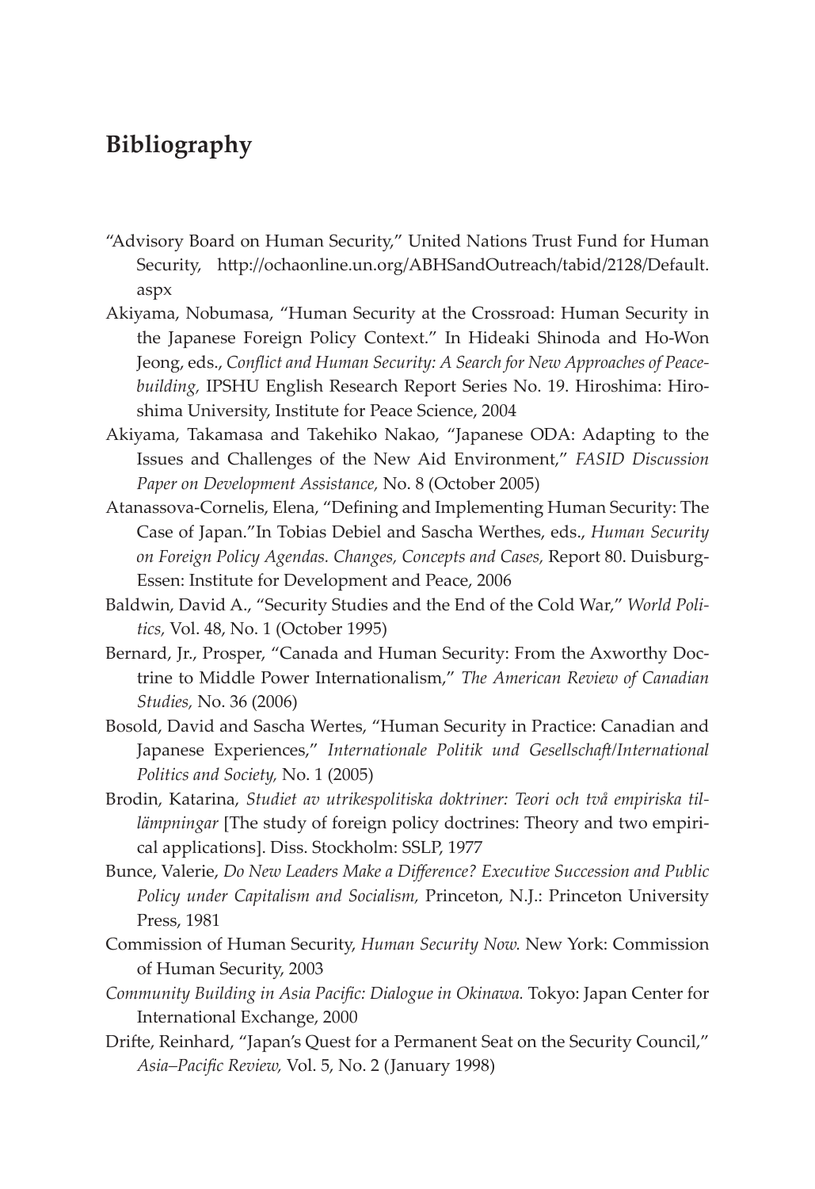## Bibliography

"Advisory Board on Human Security," United Nations Trust Fund for Human Security, http://ochaonline.un.org/ABHSandOutreach/tabid/2128/Default.aspx

Akiyama, Nobumasa, "Human Security at the Crossroad: Human Security in the Japanese Foreign Policy Context." In Hideaki Shinoda and Ho-Won Jeong, eds., *Conflict and Human Security: A Search for New Approaches of Peace-building,* IPSHU English Research Report Series No. 19. Hiroshima: Hiroshima University, Institute for Peace Science, 2004

Akiyama, Takamasa and Takehiko Nakao, "Japanese ODA: Adapting to the Issues and Challenges of the New Aid Environment," *FASID Discussion Paper on Development Assistance,* No. 8 (October 2005)

Atanassova-Cornelis, Elena, "Defining and Implementing Human Security: The Case of Japan."In Tobias Debiel and Sascha Werthes, eds., *Human Security on Foreign Policy Agendas. Changes, Concepts and Cases,* Report 80. Duisburg-Essen: Institute for Development and Peace, 2006

Baldwin, David A., "Security Studies and the End of the Cold War," *World Politics,* Vol. 48, No. 1 (October 1995)

Bernard, Jr., Prosper, "Canada and Human Security: From the Axworthy Doctrine to Middle Power Internationalism," *The American Review of Canadian Studies,* No. 36 (2006)

Bosold, David and Sascha Wertes, "Human Security in Practice: Canadian and Japanese Experiences," *Internationale Politik und Gesellschaft/International Politics and Society,* No. 1 (2005)

Brodin, Katarina, *Studiet av utrikespolitiska doktriner: Teori och två empiriska tillämpningar* [The study of foreign policy doctrines: Theory and two empirical applications]. Diss. Stockholm: SSLP, 1977

Bunce, Valerie, *Do New Leaders Make a Difference? Executive Succession and Public Policy under Capitalism and Socialism,* Princeton, N.J.: Princeton University Press, 1981

Commission of Human Security, *Human Security Now.* New York: Commission of Human Security, 2003

*Community Building in Asia Pacific: Dialogue in Okinawa.* Tokyo: Japan Center for International Exchange, 2000

Drifte, Reinhard, "Japan's Quest for a Permanent Seat on the Security Council," *Asia–Pacific Review,* Vol. 5, No. 2 (January 1998)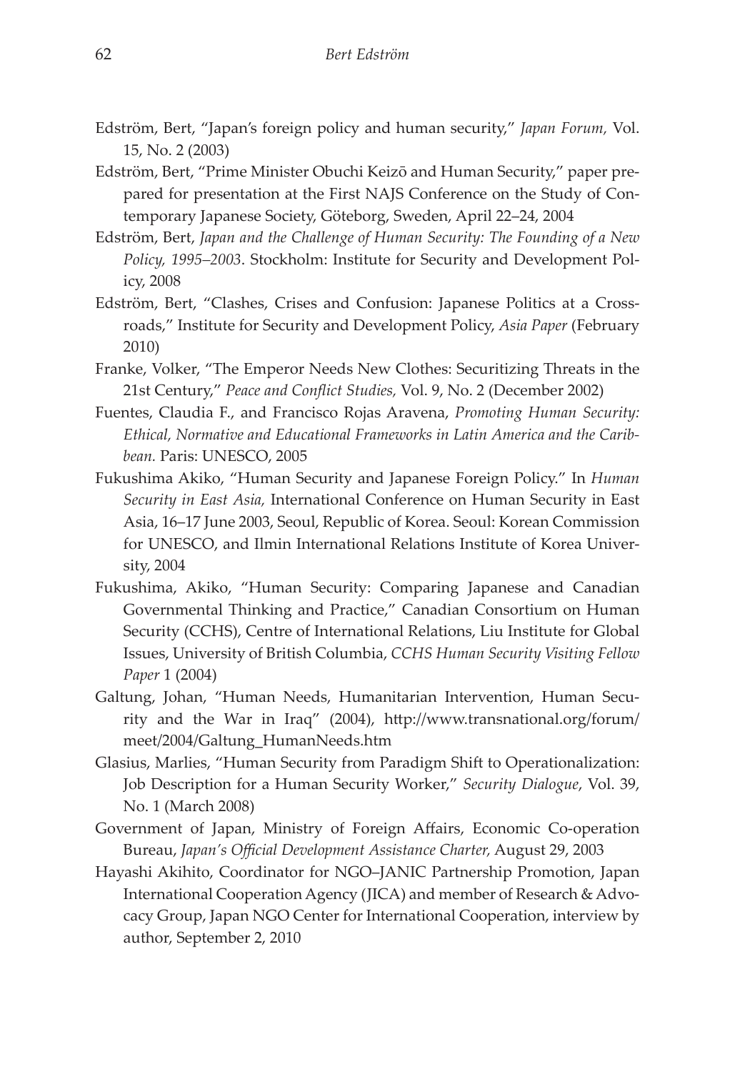Edström, Bert, "Japan's foreign policy and human security," *Japan Forum,* Vol. 15, No. 2 (2003)

Edström, Bert, "Prime Minister Obuchi Keizō and Human Security," paper prepared for presentation at the First NAJS Conference on the Study of Contemporary Japanese Society, Göteborg, Sweden, April 22–24, 2004

Edström, Bert, *Japan and the Challenge of Human Security: The Founding of a New Policy, 1995–2003*. Stockholm: Institute for Security and Development Policy, 2008

Edström, Bert, "Clashes, Crises and Confusion: Japanese Politics at a Crossroads," Institute for Security and Development Policy, *Asia Paper* (February 2010)

Franke, Volker, "The Emperor Needs New Clothes: Securitizing Threats in the 21st Century," *Peace and Conflict Studies,* Vol. 9, No. 2 (December 2002)

Fuentes, Claudia F., and Francisco Rojas Aravena, *Promoting Human Security: Ethical, Normative and Educational Frameworks in Latin America and the Caribbean.* Paris: UNESCO, 2005

Fukushima Akiko, "Human Security and Japanese Foreign Policy." In *Human Security in East Asia,* International Conference on Human Security in East Asia, 16–17 June 2003, Seoul, Republic of Korea. Seoul: Korean Commission for UNESCO, and Ilmin International Relations Institute of Korea University, 2004

Fukushima, Akiko, "Human Security: Comparing Japanese and Canadian Governmental Thinking and Practice," Canadian Consortium on Human Security (CCHS), Centre of International Relations, Liu Institute for Global Issues, University of British Columbia, *CCHS Human Security Visiting Fellow Paper* 1 (2004)

Galtung, Johan, "Human Needs, Humanitarian Intervention, Human Security and the War in Iraq" (2004), http://www.transnational.org/forum/meet/2004/Galtung_HumanNeeds.htm

Glasius, Marlies, "Human Security from Paradigm Shift to Operationalization: Job Description for a Human Security Worker," *Security Dialogue*, Vol. 39, No. 1 (March 2008)

Government of Japan, Ministry of Foreign Affairs, Economic Co-operation Bureau, *Japan's Official Development Assistance Charter,* August 29, 2003

Hayashi Akihito, Coordinator for NGO–JANIC Partnership Promotion, Japan International Cooperation Agency (JICA) and member of Research & Advocacy Group, Japan NGO Center for International Cooperation, interview by author, September 2, 2010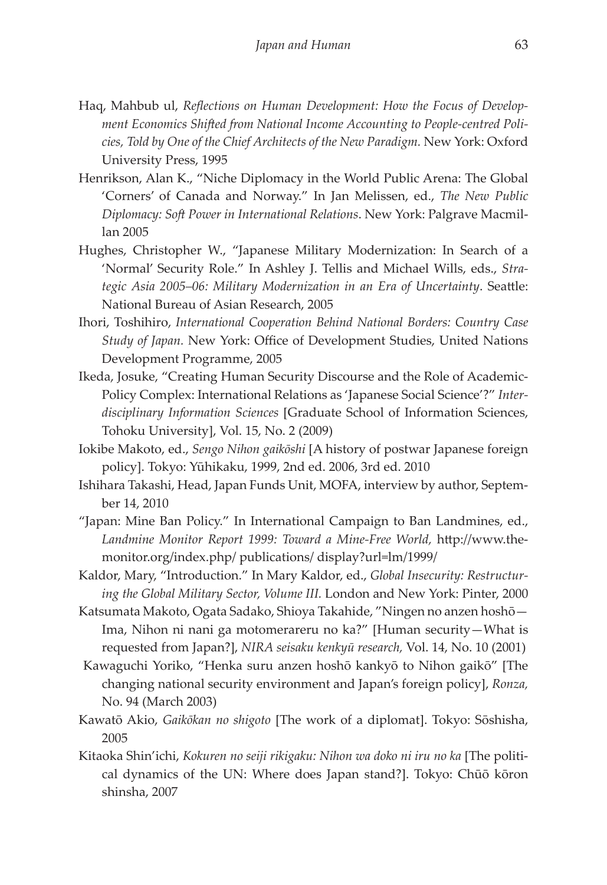Haq, Mahbub ul, *Reflections on Human Development: How the Focus of Development Economics Shifted from National Income Accounting to People-centred Policies, Told by One of the Chief Architects of the New Paradigm.* New York: Oxford University Press, 1995

Henrikson, Alan K., "Niche Diplomacy in the World Public Arena: The Global 'Corners' of Canada and Norway." In Jan Melissen, ed., *The New Public Diplomacy: Soft Power in International Relations*. New York: Palgrave Macmillan 2005

Hughes, Christopher W., "Japanese Military Modernization: In Search of a 'Normal' Security Role." In Ashley J. Tellis and Michael Wills, eds., *Strategic Asia 2005–06: Military Modernization in an Era of Uncertainty*. Seattle: National Bureau of Asian Research, 2005

Ihori, Toshihiro, *International Cooperation Behind National Borders: Country Case Study of Japan.* New York: Office of Development Studies, United Nations Development Programme, 2005

Ikeda, Josuke, "Creating Human Security Discourse and the Role of Academic-Policy Complex: International Relations as 'Japanese Social Science'?" *Interdisciplinary Information Sciences* [Graduate School of Information Sciences, Tohoku University], Vol. 15, No. 2 (2009)

Iokibe Makoto, ed., *Sengo Nihon gaikōshi* [A history of postwar Japanese foreign policy]. Tokyo: Yūhikaku, 1999, 2nd ed. 2006, 3rd ed. 2010

Ishihara Takashi, Head, Japan Funds Unit, MOFA, interview by author, September 14, 2010

"Japan: Mine Ban Policy." In International Campaign to Ban Landmines, ed., *Landmine Monitor Report 1999: Toward a Mine-Free World,* http://www.the-monitor.org/index.php/ publications/ display?url=lm/1999/

Kaldor, Mary, "Introduction." In Mary Kaldor, ed., *Global Insecurity: Restructuring the Global Military Sector, Volume III.* London and New York: Pinter, 2000

Katsumata Makoto, Ogata Sadako, Shioya Takahide, "Ningen no anzen hoshō—Ima, Nihon ni nani ga motomerareru no ka?" [Human security—What is requested from Japan?], *NIRA seisaku kenkyū research,* Vol. 14, No. 10 (2001)

Kawaguchi Yoriko, "Henka suru anzen hoshō kankyō to Nihon gaikō" [The changing national security environment and Japan's foreign policy], *Ronza,* No. 94 (March 2003)

Kawatō Akio, *Gaikōkan no shigoto* [The work of a diplomat]. Tokyo: Sōshisha, 2005

Kitaoka Shin'ichi, *Kokuren no seiji rikigaku: Nihon wa doko ni iru no ka* [The political dynamics of the UN: Where does Japan stand?]. Tokyo: Chūō kōron shinsha, 2007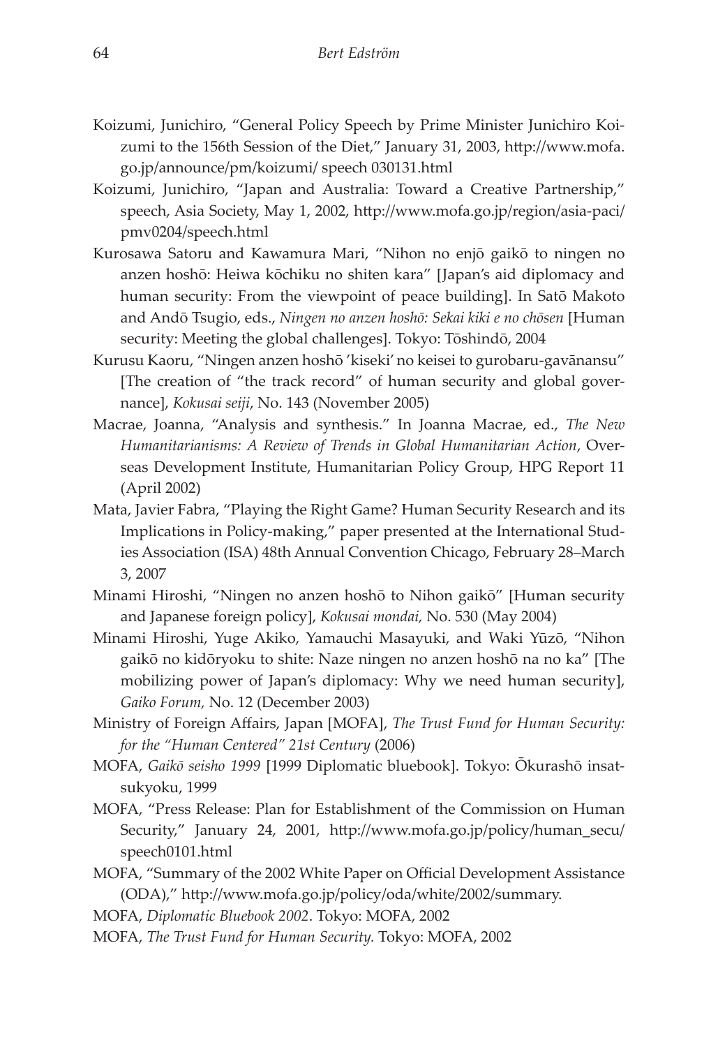Koizumi, Junichiro, "General Policy Speech by Prime Minister Junichiro Koizumi to the 156th Session of the Diet," January 31, 2003, http://www.mofa.go.jp/announce/pm/koizumi/ speech 030131.html

Koizumi, Junichiro, "Japan and Australia: Toward a Creative Partnership," speech, Asia Society, May 1, 2002, http://www.mofa.go.jp/region/asia-paci/pmv0204/speech.html

Kurosawa Satoru and Kawamura Mari, "Nihon no enjō gaikō to ningen no anzen hoshō: Heiwa kōchiku no shiten kara" [Japan's aid diplomacy and human security: From the viewpoint of peace building]. In Satō Makoto and Andō Tsugio, eds., *Ningen no anzen hoshō: Sekai kiki e no chōsen* [Human security: Meeting the global challenges]. Tokyo: Tōshindō, 2004

Kurusu Kaoru, "Ningen anzen hoshō 'kiseki' no keisei to gurobaru-gavānansu" [The creation of "the track record" of human security and global governance], *Kokusai seiji*, No. 143 (November 2005)

Macrae, Joanna, "Analysis and synthesis." In Joanna Macrae, ed., *The New Humanitarianisms: A Review of Trends in Global Humanitarian Action*, Overseas Development Institute, Humanitarian Policy Group, HPG Report 11 (April 2002)

Mata, Javier Fabra, "Playing the Right Game? Human Security Research and its Implications in Policy-making," paper presented at the International Studies Association (ISA) 48th Annual Convention Chicago, February 28–March 3, 2007

Minami Hiroshi, "Ningen no anzen hoshō to Nihon gaikō" [Human security and Japanese foreign policy], *Kokusai mondai,* No. 530 (May 2004)

Minami Hiroshi, Yuge Akiko, Yamauchi Masayuki, and Waki Yūzō, "Nihon gaikō no kidōryoku to shite: Naze ningen no anzen hoshō na no ka" [The mobilizing power of Japan's diplomacy: Why we need human security], *Gaiko Forum,* No. 12 (December 2003)

Ministry of Foreign Affairs, Japan [MOFA], *The Trust Fund for Human Security: for the "Human Centered" 21st Century* (2006)

MOFA, *Gaikō seisho 1999* [1999 Diplomatic bluebook]. Tokyo: Ōkurashō insatsukyoku, 1999

MOFA, "Press Release: Plan for Establishment of the Commission on Human Security," January 24, 2001, http://www.mofa.go.jp/policy/human_secu/speech0101.html

MOFA, "Summary of the 2002 White Paper on Official Development Assistance (ODA)," http://www.mofa.go.jp/policy/oda/white/2002/summary.

MOFA, *Diplomatic Bluebook 2002*. Tokyo: MOFA, 2002

MOFA, *The Trust Fund for Human Security.* Tokyo: MOFA, 2002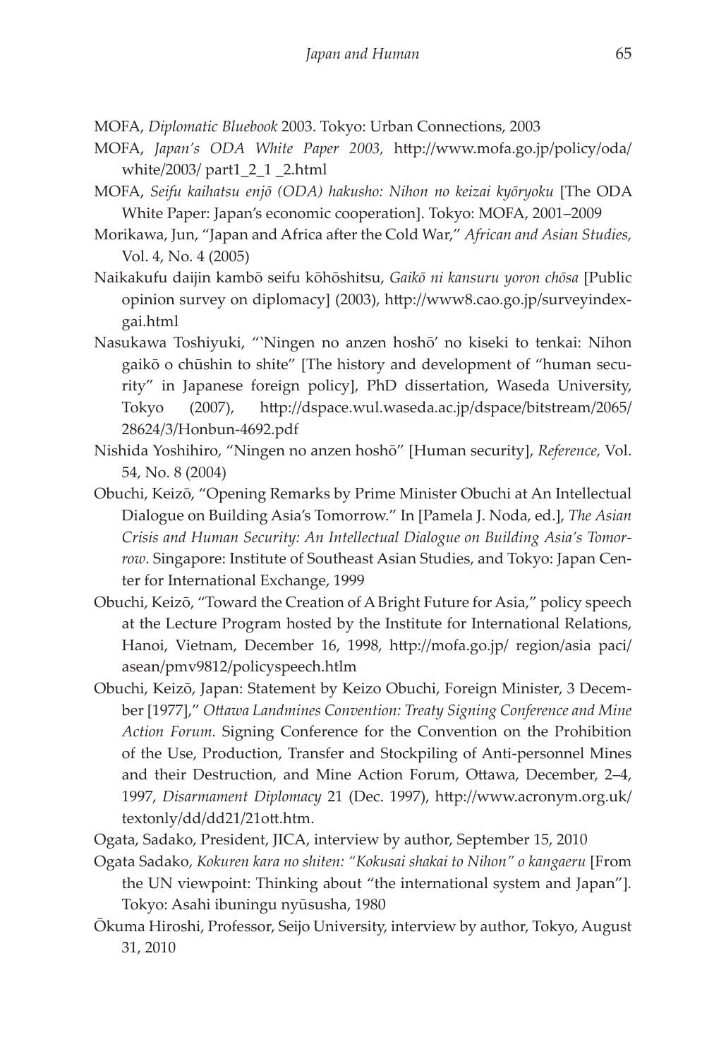MOFA, *Diplomatic Bluebook* 2003. Tokyo: Urban Connections, 2003

MOFA, *Japan's ODA White Paper 2003,* http://www.mofa.go.jp/policy/oda/white/2003/ part1_2_1 _2.html

MOFA, *Seifu kaihatsu enjō (ODA) hakusho: Nihon no keizai kyōryoku* [The ODA White Paper: Japan's economic cooperation]. Tokyo: MOFA, 2001–2009

Morikawa, Jun, "Japan and Africa after the Cold War," *African and Asian Studies,* Vol. 4, No. 4 (2005)

Naikakufu daijin kambō seifu kōhōshitsu, *Gaikō ni kansuru yoron chōsa* [Public opinion survey on diplomacy] (2003), http://www8.cao.go.jp/surveyindex-gai.html

Nasukawa Toshiyuki, "'Ningen no anzen hoshō' no kiseki to tenkai: Nihon gaikō o chūshin to shite" [The history and development of "human security" in Japanese foreign policy], PhD dissertation, Waseda University, Tokyo (2007), http://dspace.wul.waseda.ac.jp/dspace/bitstream/2065/28624/3/Honbun-4692.pdf

Nishida Yoshihiro, "Ningen no anzen hoshō" [Human security], *Reference,* Vol. 54, No. 8 (2004)

Obuchi, Keizō, "Opening Remarks by Prime Minister Obuchi at An Intellectual Dialogue on Building Asia's Tomorrow." In [Pamela J. Noda, ed.], *The Asian Crisis and Human Security: An Intellectual Dialogue on Building Asia's Tomorrow*. Singapore: Institute of Southeast Asian Studies, and Tokyo: Japan Center for International Exchange, 1999

Obuchi, Keizō, "Toward the Creation of A Bright Future for Asia," policy speech at the Lecture Program hosted by the Institute for International Relations, Hanoi, Vietnam, December 16, 1998, http://mofa.go.jp/ region/asia paci/asean/pmv9812/policyspeech.htlm

Obuchi, Keizō, Japan: Statement by Keizo Obuchi, Foreign Minister, 3 December [1977]," *Ottawa Landmines Convention: Treaty Signing Conference and Mine Action Forum.* Signing Conference for the Convention on the Prohibition of the Use, Production, Transfer and Stockpiling of Anti-personnel Mines and their Destruction, and Mine Action Forum, Ottawa, December, 2–4, 1997, *Disarmament Diplomacy* 21 (Dec. 1997), http://www.acronym.org.uk/textonly/dd/dd21/21ott.htm.

Ogata, Sadako, President, JICA, interview by author, September 15, 2010

Ogata Sadako, *Kokuren kara no shiten: "Kokusai shakai to Nihon" o kangaeru* [From the UN viewpoint: Thinking about "the international system and Japan"]. Tokyo: Asahi ibuningu nyūsusha, 1980

Ōkuma Hiroshi, Professor, Seijo University, interview by author, Tokyo, August 31, 2010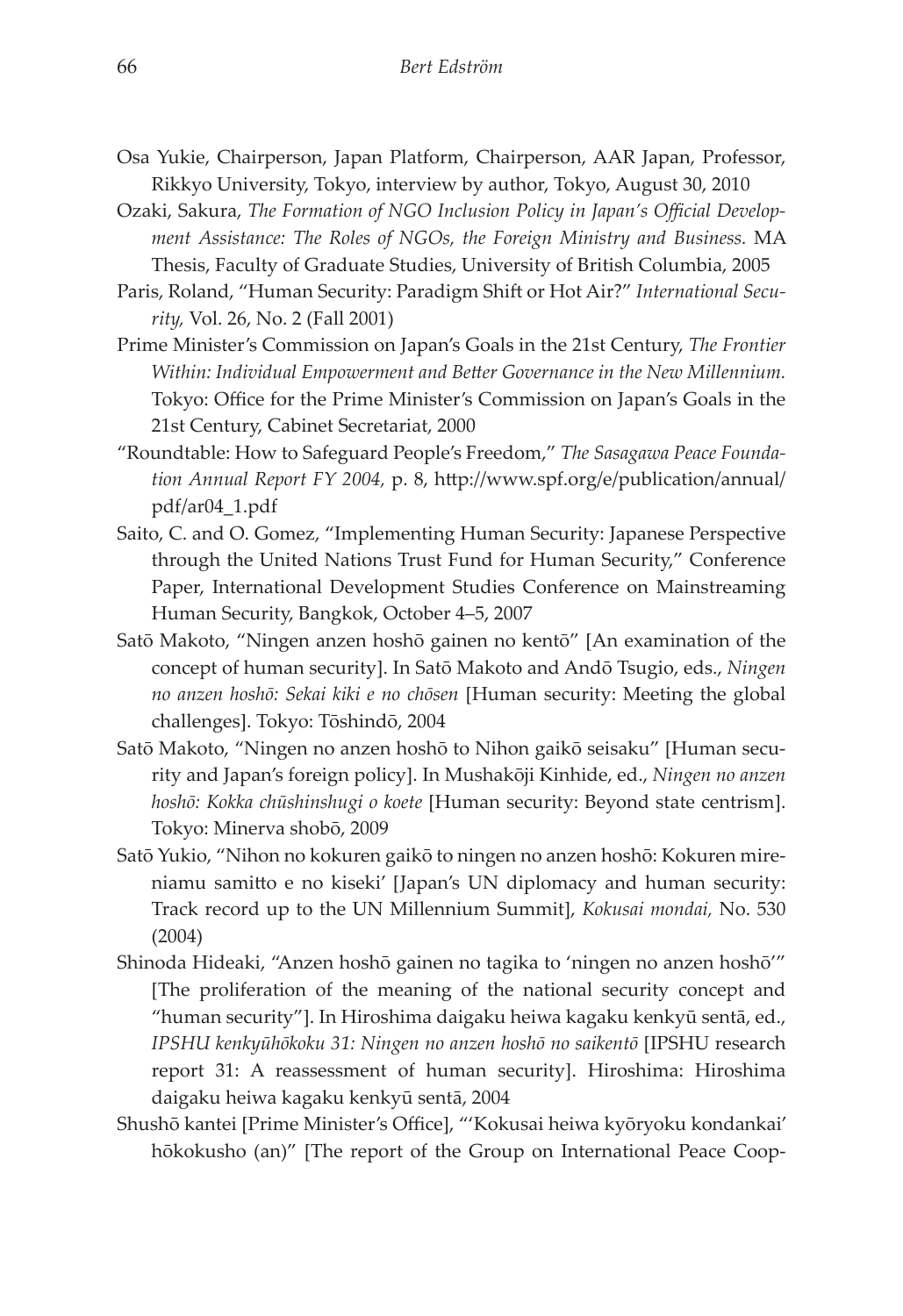Osa Yukie, Chairperson, Japan Platform, Chairperson, AAR Japan, Professor, Rikkyo University, Tokyo, interview by author, Tokyo, August 30, 2010

Ozaki, Sakura, *The Formation of NGO Inclusion Policy in Japan's Official Development Assistance: The Roles of NGOs, the Foreign Ministry and Business.* MA Thesis, Faculty of Graduate Studies, University of British Columbia, 2005

Paris, Roland, "Human Security: Paradigm Shift or Hot Air?" *International Security,* Vol. 26, No. 2 (Fall 2001)

Prime Minister's Commission on Japan's Goals in the 21st Century, *The Frontier Within: Individual Empowerment and Better Governance in the New Millennium.* Tokyo: Office for the Prime Minister's Commission on Japan's Goals in the 21st Century, Cabinet Secretariat, 2000

"Roundtable: How to Safeguard People's Freedom," *The Sasagawa Peace Foundation Annual Report FY 2004,* p. 8, http://www.spf.org/e/publication/annual/pdf/ar04_1.pdf

Saito, C. and O. Gomez, "Implementing Human Security: Japanese Perspective through the United Nations Trust Fund for Human Security," Conference Paper, International Development Studies Conference on Mainstreaming Human Security, Bangkok, October 4–5, 2007

Satō Makoto, "Ningen anzen hoshō gainen no kentō" [An examination of the concept of human security]. In Satō Makoto and Andō Tsugio, eds., *Ningen no anzen hoshō: Sekai kiki e no chōsen* [Human security: Meeting the global challenges]. Tokyo: Tōshindō, 2004

Satō Makoto, "Ningen no anzen hoshō to Nihon gaikō seisaku" [Human security and Japan's foreign policy]. In Mushakōji Kinhide, ed., *Ningen no anzen hoshō: Kokka chūshinshugi o koete* [Human security: Beyond state centrism]. Tokyo: Minerva shobō, 2009

Satō Yukio, "Nihon no kokuren gaikō to ningen no anzen hoshō: Kokuren mireniamu samitto e no kiseki' [Japan's UN diplomacy and human security: Track record up to the UN Millennium Summit], *Kokusai mondai,* No. 530 (2004)

Shinoda Hideaki, "Anzen hoshō gainen no tagika to 'ningen no anzen hoshō'" [The proliferation of the meaning of the national security concept and "human security"]. In Hiroshima daigaku heiwa kagaku kenkyū sentā, ed., *IPSHU kenkyūhōkoku 31: Ningen no anzen hoshō no saikentō* [IPSHU research report 31: A reassessment of human security]. Hiroshima: Hiroshima daigaku heiwa kagaku kenkyū sentā, 2004

Shushō kantei [Prime Minister's Office], "'Kokusai heiwa kyōryoku kondankai' hōkokusho (an)" [The report of the Group on International Peace Coop-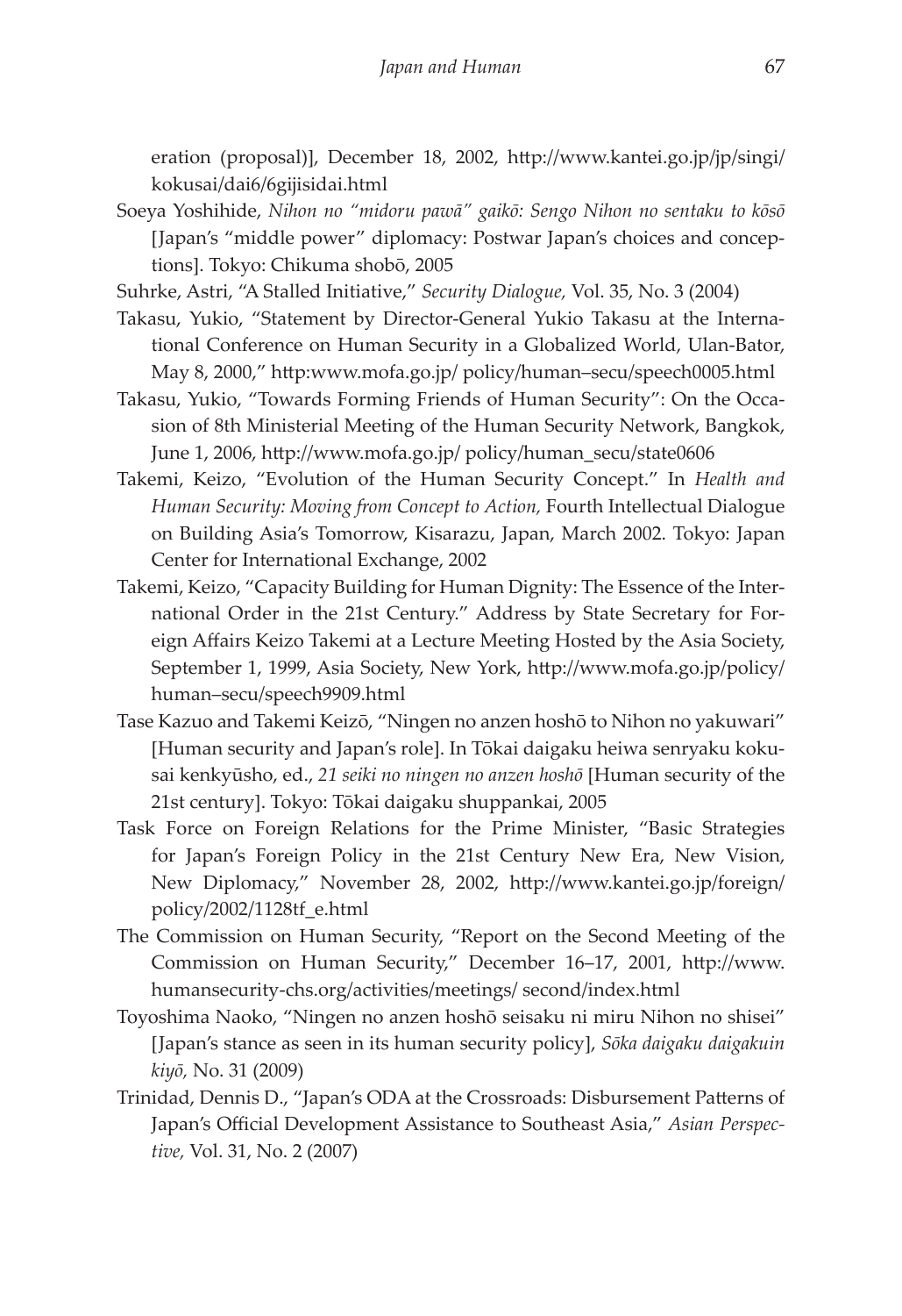eration (proposal)], December 18, 2002, http://www.kantei.go.jp/jp/singi/kokusai/dai6/6gijisidai.html

Soeya Yoshihide, *Nihon no "midoru pawā" gaikō: Sengo Nihon no sentaku to kōsō* [Japan's "middle power" diplomacy: Postwar Japan's choices and conceptions]. Tokyo: Chikuma shobō, 2005

Suhrke, Astri, "A Stalled Initiative," *Security Dialogue,* Vol. 35, No. 3 (2004)

Takasu, Yukio, "Statement by Director-General Yukio Takasu at the International Conference on Human Security in a Globalized World, Ulan-Bator, May 8, 2000," http:www.mofa.go.jp/ policy/human–secu/speech0005.html

Takasu, Yukio, "Towards Forming Friends of Human Security": On the Occasion of 8th Ministerial Meeting of the Human Security Network, Bangkok, June 1, 2006, http://www.mofa.go.jp/ policy/human_secu/state0606

Takemi, Keizo, "Evolution of the Human Security Concept." In *Health and Human Security: Moving from Concept to Action,* Fourth Intellectual Dialogue on Building Asia's Tomorrow, Kisarazu, Japan, March 2002. Tokyo: Japan Center for International Exchange, 2002

Takemi, Keizo, "Capacity Building for Human Dignity: The Essence of the International Order in the 21st Century." Address by State Secretary for Foreign Affairs Keizo Takemi at a Lecture Meeting Hosted by the Asia Society, September 1, 1999, Asia Society, New York, http://www.mofa.go.jp/policy/human–secu/speech9909.html

Tase Kazuo and Takemi Keizō, "Ningen no anzen hoshō to Nihon no yakuwari" [Human security and Japan's role]. In Tōkai daigaku heiwa senryaku kokusai kenkyūsho, ed., *21 seiki no ningen no anzen hoshō* [Human security of the 21st century]. Tokyo: Tōkai daigaku shuppankai, 2005

Task Force on Foreign Relations for the Prime Minister, "Basic Strategies for Japan's Foreign Policy in the 21st Century New Era, New Vision, New Diplomacy," November 28, 2002, http://www.kantei.go.jp/foreign/policy/2002/1128tf_e.html

The Commission on Human Security, "Report on the Second Meeting of the Commission on Human Security," December 16–17, 2001, http://www.humansecurity-chs.org/activities/meetings/ second/index.html

Toyoshima Naoko, "Ningen no anzen hoshō seisaku ni miru Nihon no shisei" [Japan's stance as seen in its human security policy], *Sōka daigaku daigakuin kiyō,* No. 31 (2009)

Trinidad, Dennis D., "Japan's ODA at the Crossroads: Disbursement Patterns of Japan's Official Development Assistance to Southeast Asia," *Asian Perspective,* Vol. 31, No. 2 (2007)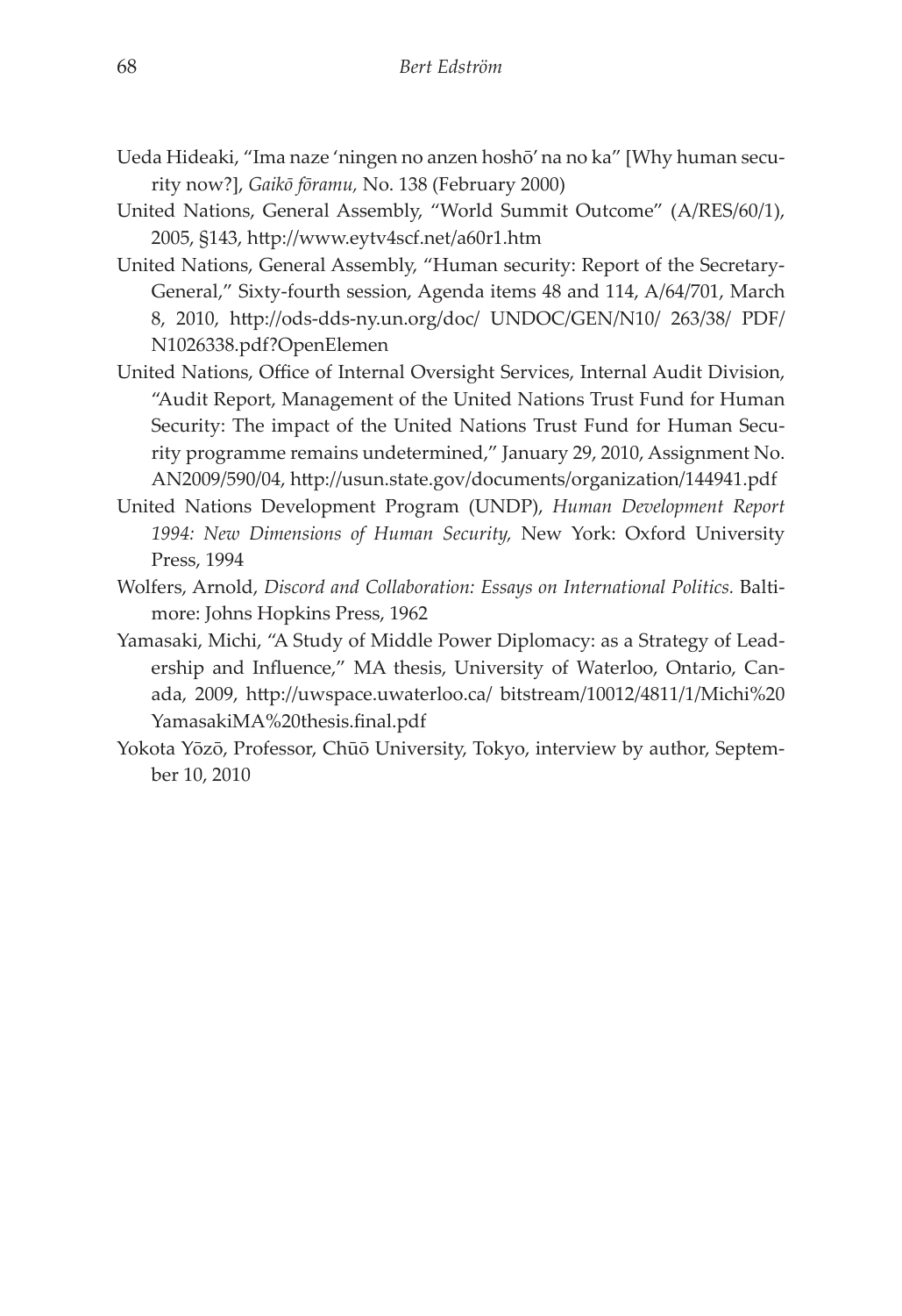Ueda Hideaki, "Ima naze 'ningen no anzen hoshō' na no ka" [Why human security now?], *Gaikō fōramu,* No. 138 (February 2000)

United Nations, General Assembly, "World Summit Outcome" (A/RES/60/1), 2005, §143, http://www.eytv4scf.net/a60r1.htm

United Nations, General Assembly, "Human security: Report of the Secretary-General," Sixty-fourth session, Agenda items 48 and 114, A/64/701, March 8, 2010, http://ods-dds-ny.un.org/doc/ UNDOC/GEN/N10/ 263/38/ PDF/ N1026338.pdf?OpenElemen

United Nations, Office of Internal Oversight Services, Internal Audit Division, "Audit Report, Management of the United Nations Trust Fund for Human Security: The impact of the United Nations Trust Fund for Human Security programme remains undetermined," January 29, 2010, Assignment No. AN2009/590/04, http://usun.state.gov/documents/organization/144941.pdf

United Nations Development Program (UNDP), *Human Development Report 1994: New Dimensions of Human Security,* New York: Oxford University Press, 1994

Wolfers, Arnold, *Discord and Collaboration: Essays on International Politics.* Baltimore: Johns Hopkins Press, 1962

Yamasaki, Michi, "A Study of Middle Power Diplomacy: as a Strategy of Leadership and Influence," MA thesis, University of Waterloo, Ontario, Canada, 2009, http://uwspace.uwaterloo.ca/ bitstream/10012/4811/1/Michi%20 YamasakiMA%20thesis.final.pdf

Yokota Yōzō, Professor, Chūō University, Tokyo, interview by author, September 10, 2010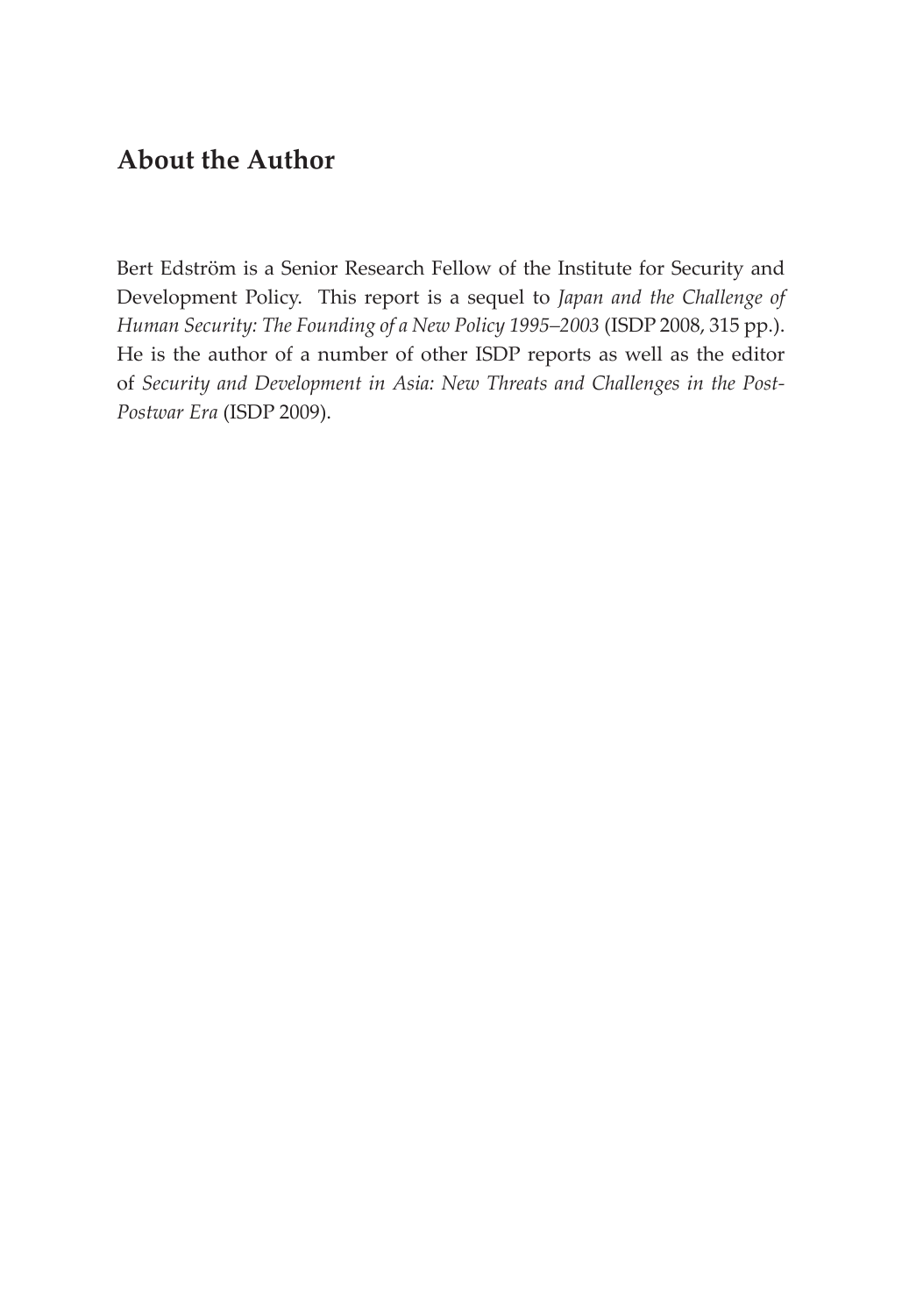## About the Author

Bert Edström is a Senior Research Fellow of the Institute for Security and Development Policy. This report is a sequel to *Japan and the Challenge of Human Security: The Founding of a New Policy 1995–2003* (ISDP 2008, 315 pp.). He is the author of a number of other ISDP reports as well as the editor of *Security and Development in Asia: New Threats and Challenges in the Post-Postwar Era* (ISDP 2009).